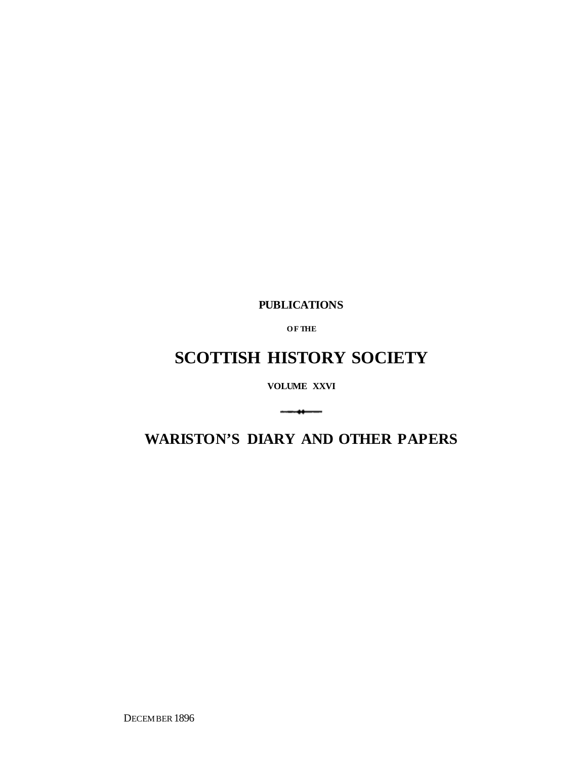**PUBLICATIONS**

**OF THE**

# SCOTTISH HISTORY SOCIETY

**VOLUME XXVI**

## WARISTON'S DIARY AND OTHER PAPERS

DECEMBER 1896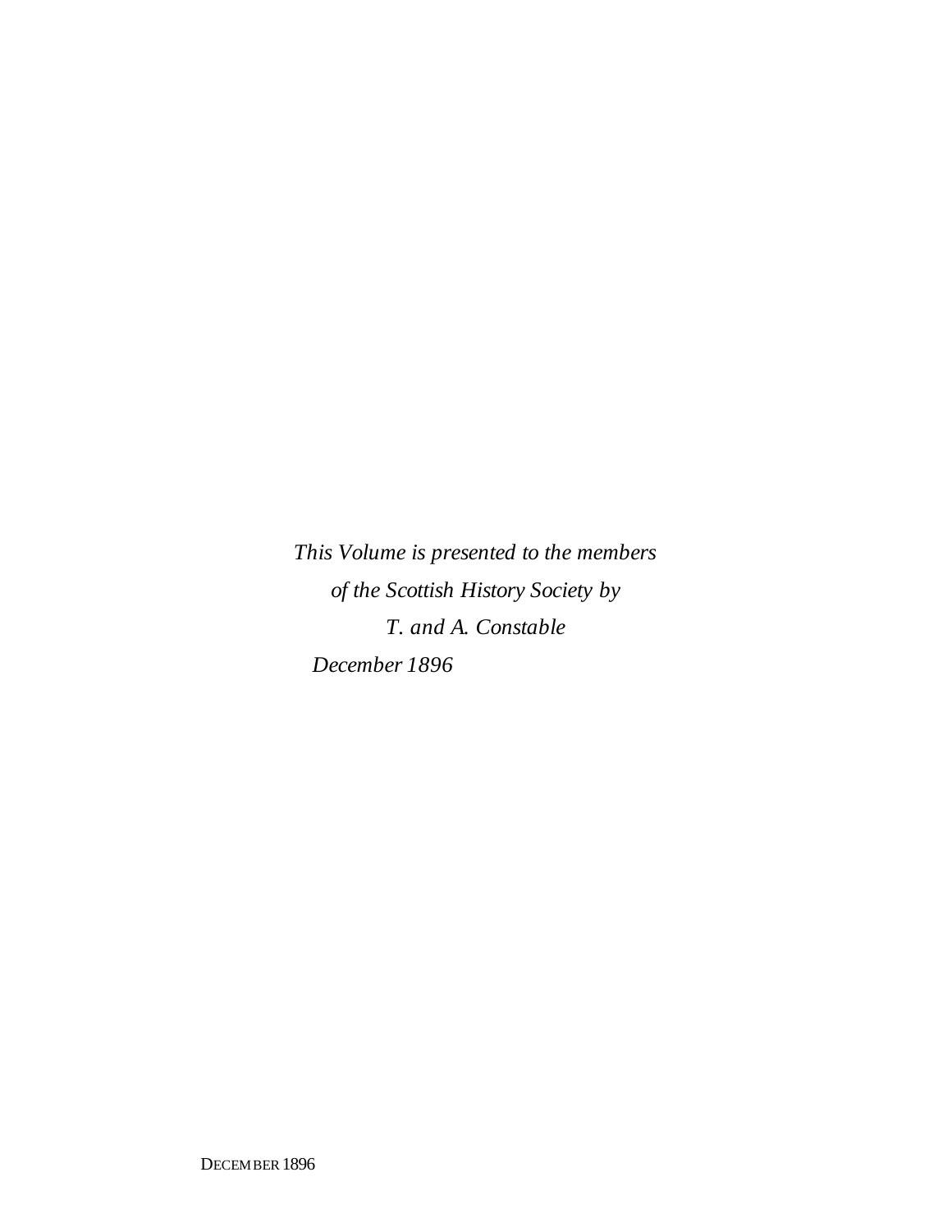*This Volume is presented to the members*
*of the Scottish History Society by*
*T. and A. Constable*
*December 1896*

DECEMBER 1896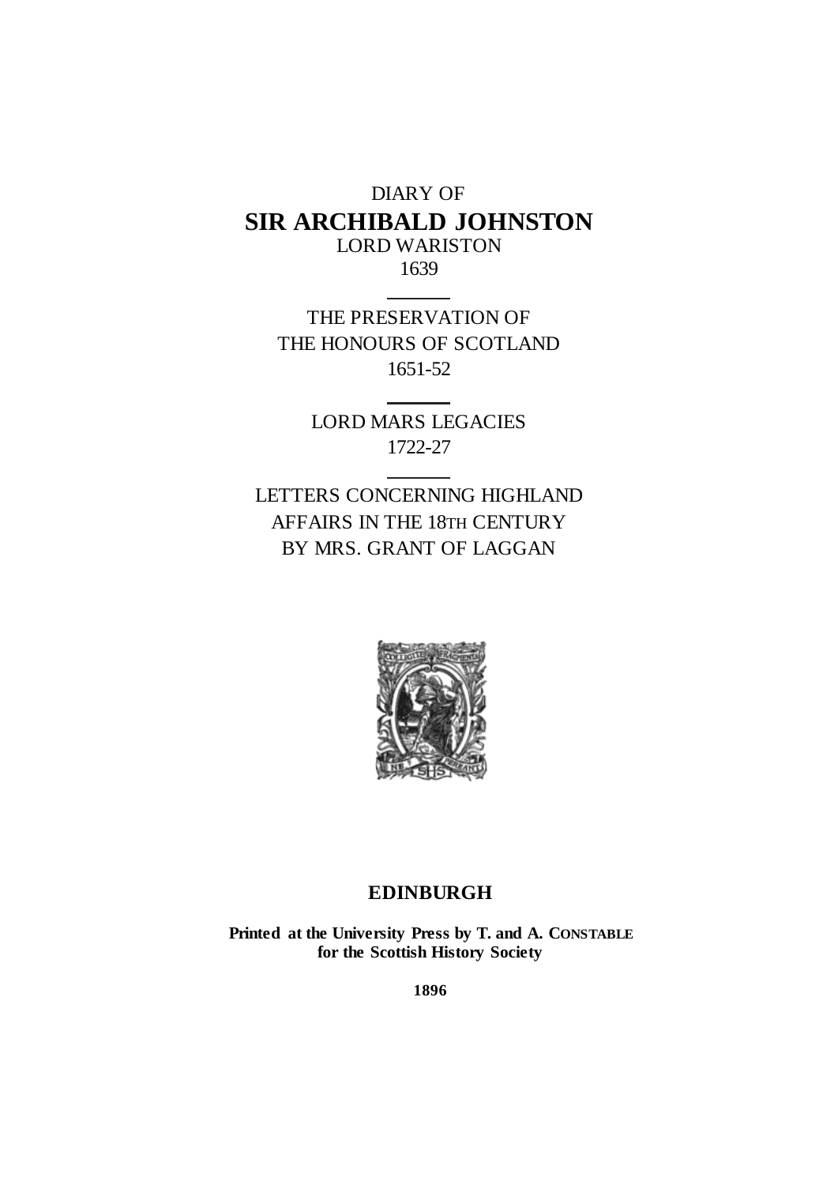DIARY OF

# SIR ARCHIBALD JOHNSTON

LORD WARISTON

1639

---

THE PRESERVATION OF
THE HONOURS OF SCOTLAND

1651-52

---

LORD MARS LEGACIES

1722-27

---

LETTERS CONCERNING HIGHLAND
AFFAIRS IN THE 18TH CENTURY
BY MRS. GRANT OF LAGGAN

**EDINBURGH**

**Printed at the University Press by T. and A. CONSTABLE**
**for the Scottish History Society**

**1896**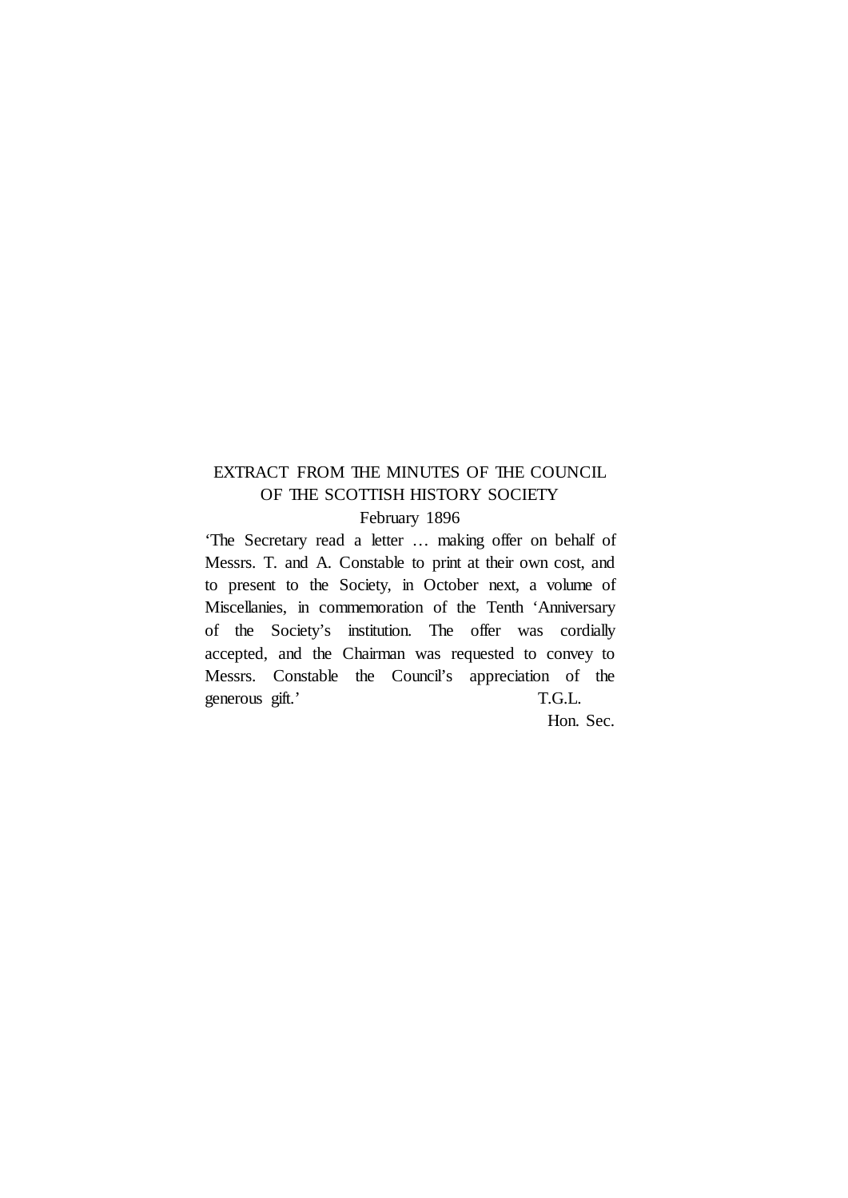EXTRACT FROM THE MINUTES OF THE COUNCIL OF THE SCOTTISH HISTORY SOCIETY

February 1896

'The Secretary read a letter … making offer on behalf of Messrs. T. and A. Constable to print at their own cost, and to present to the Society, in October next, a volume of Miscellanies, in commemoration of the Tenth 'Anniversary of the Society's institution. The offer was cordially accepted, and the Chairman was requested to convey to Messrs. Constable the Council's appreciation of the generous gift.'

T.G.L.
Hon. Sec.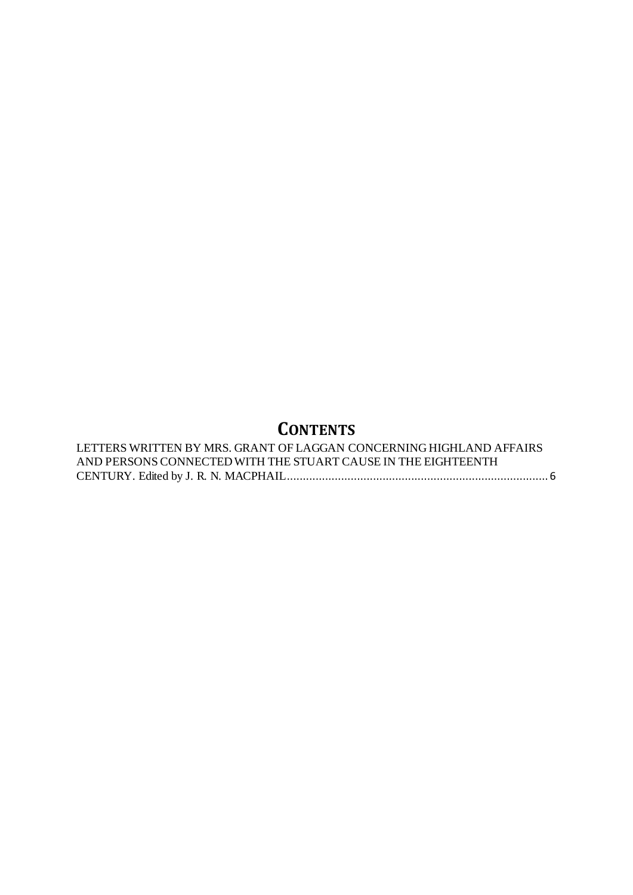# **Contents**

LETTERS WRITTEN BY MRS. GRANT OF LAGGAN CONCERNING HIGHLAND AFFAIRS AND PERSONS CONNECTED WITH THE STUART CAUSE IN THE EIGHTEENTH CENTURY. Edited by J. R. N. MACPHAIL.................................................................................. 6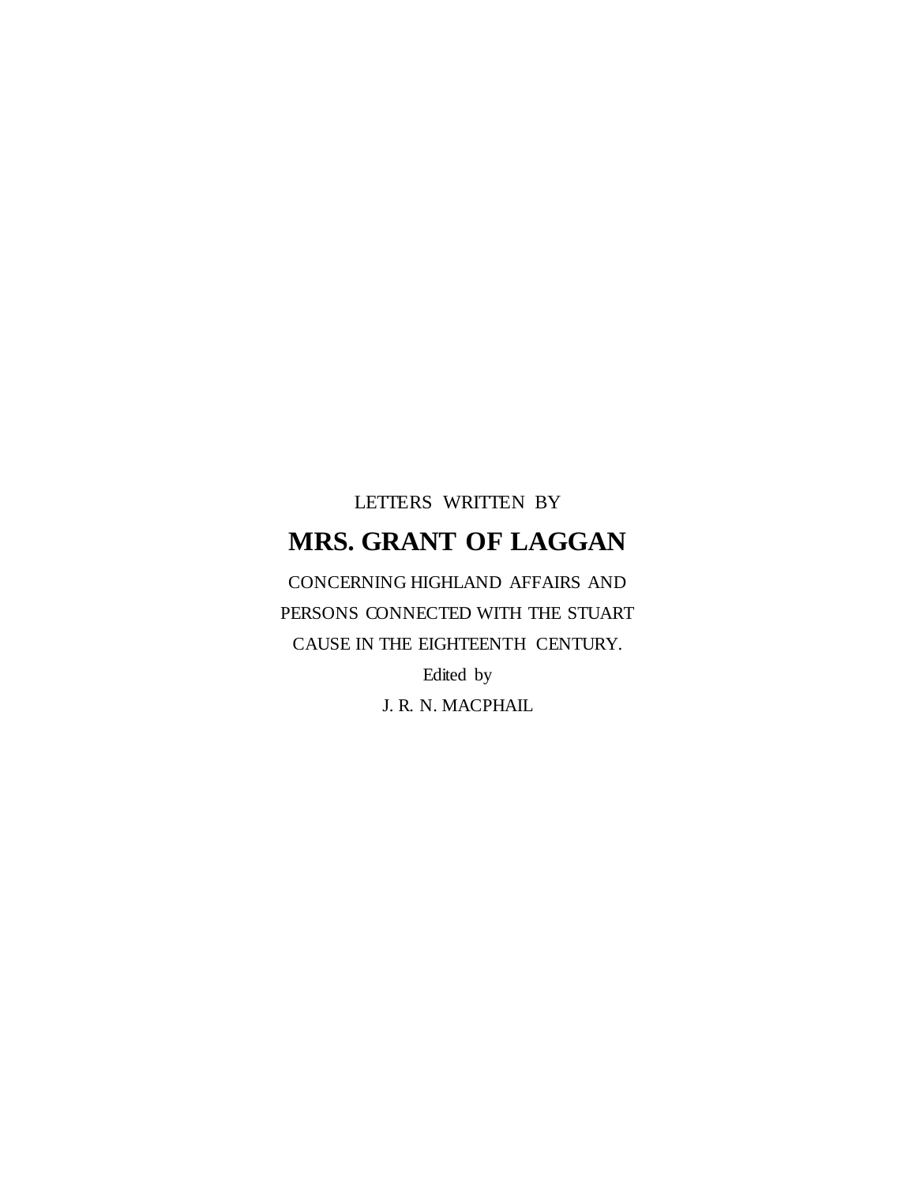LETTERS WRITTEN BY

# MRS. GRANT OF LAGGAN

CONCERNING HIGHLAND AFFAIRS AND PERSONS CONNECTED WITH THE STUART CAUSE IN THE EIGHTEENTH CENTURY.

Edited by

J. R. N. MACPHAIL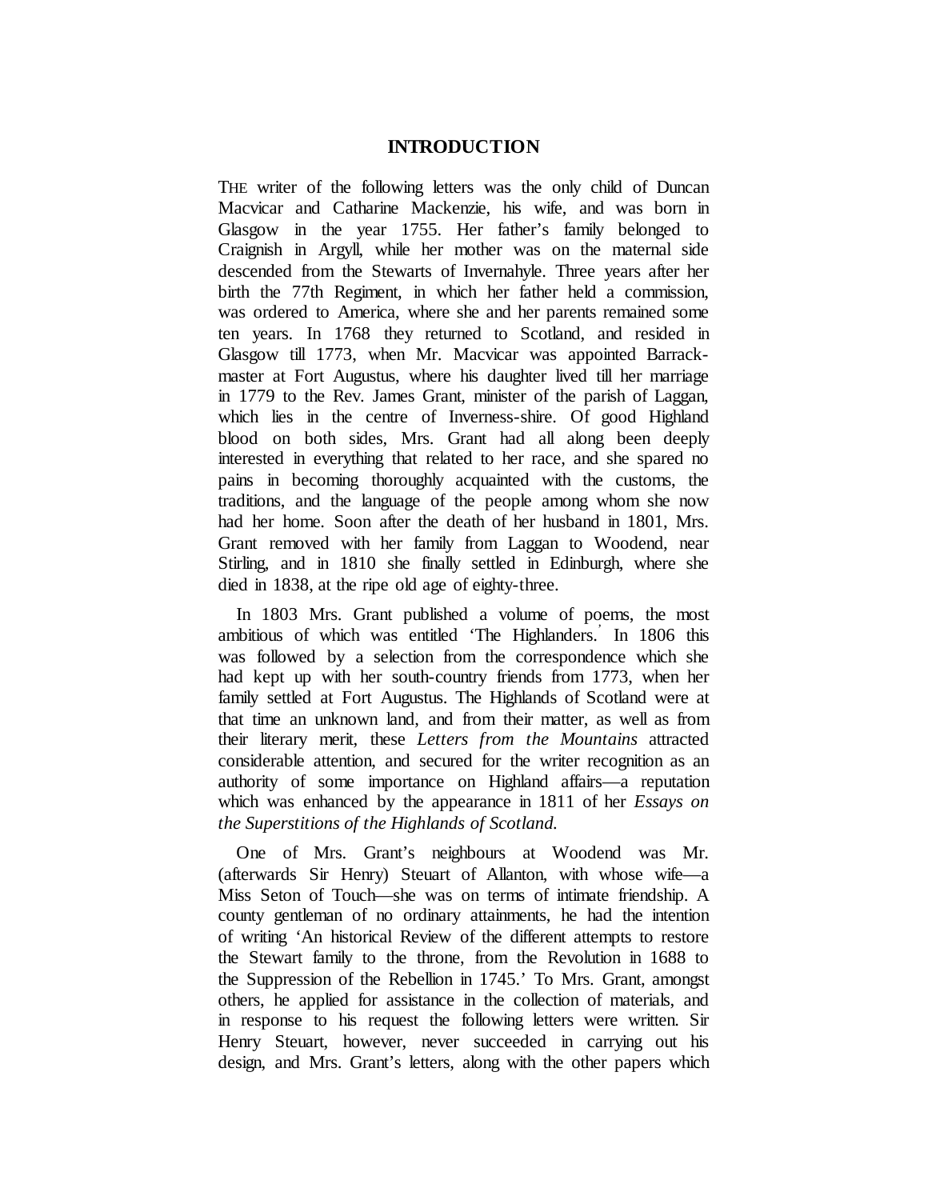# INTRODUCTION

THE writer of the following letters was the only child of Duncan Macvicar and Catharine Mackenzie, his wife, and was born in Glasgow in the year 1755. Her father's family belonged to Craignish in Argyll, while her mother was on the maternal side descended from the Stewarts of Invernahyle. Three years after her birth the 77th Regiment, in which her father held a commission, was ordered to America, where she and her parents remained some ten years. In 1768 they returned to Scotland, and resided in Glasgow till 1773, when Mr. Macvicar was appointed Barrack-master at Fort Augustus, where his daughter lived till her marriage in 1779 to the Rev. James Grant, minister of the parish of Laggan, which lies in the centre of Inverness-shire. Of good Highland blood on both sides, Mrs. Grant had all along been deeply interested in everything that related to her race, and she spared no pains in becoming thoroughly acquainted with the customs, the traditions, and the language of the people among whom she now had her home. Soon after the death of her husband in 1801, Mrs. Grant removed with her family from Laggan to Woodend, near Stirling, and in 1810 she finally settled in Edinburgh, where she died in 1838, at the ripe old age of eighty-three.

In 1803 Mrs. Grant published a volume of poems, the most ambitious of which was entitled 'The Highlanders.' In 1806 this was followed by a selection from the correspondence which she had kept up with her south-country friends from 1773, when her family settled at Fort Augustus. The Highlands of Scotland were at that time an unknown land, and from their matter, as well as from their literary merit, these *Letters from the Mountains* attracted considerable attention, and secured for the writer recognition as an authority of some importance on Highland affairs—a reputation which was enhanced by the appearance in 1811 of her *Essays on the Superstitions of the Highlands of Scotland.*

One of Mrs. Grant's neighbours at Woodend was Mr. (afterwards Sir Henry) Steuart of Allanton, with whose wife—a Miss Seton of Touch—she was on terms of intimate friendship. A county gentleman of no ordinary attainments, he had the intention of writing 'An historical Review of the different attempts to restore the Stewart family to the throne, from the Revolution in 1688 to the Suppression of the Rebellion in 1745.' To Mrs. Grant, amongst others, he applied for assistance in the collection of materials, and in response to his request the following letters were written. Sir Henry Steuart, however, never succeeded in carrying out his design, and Mrs. Grant's letters, along with the other papers which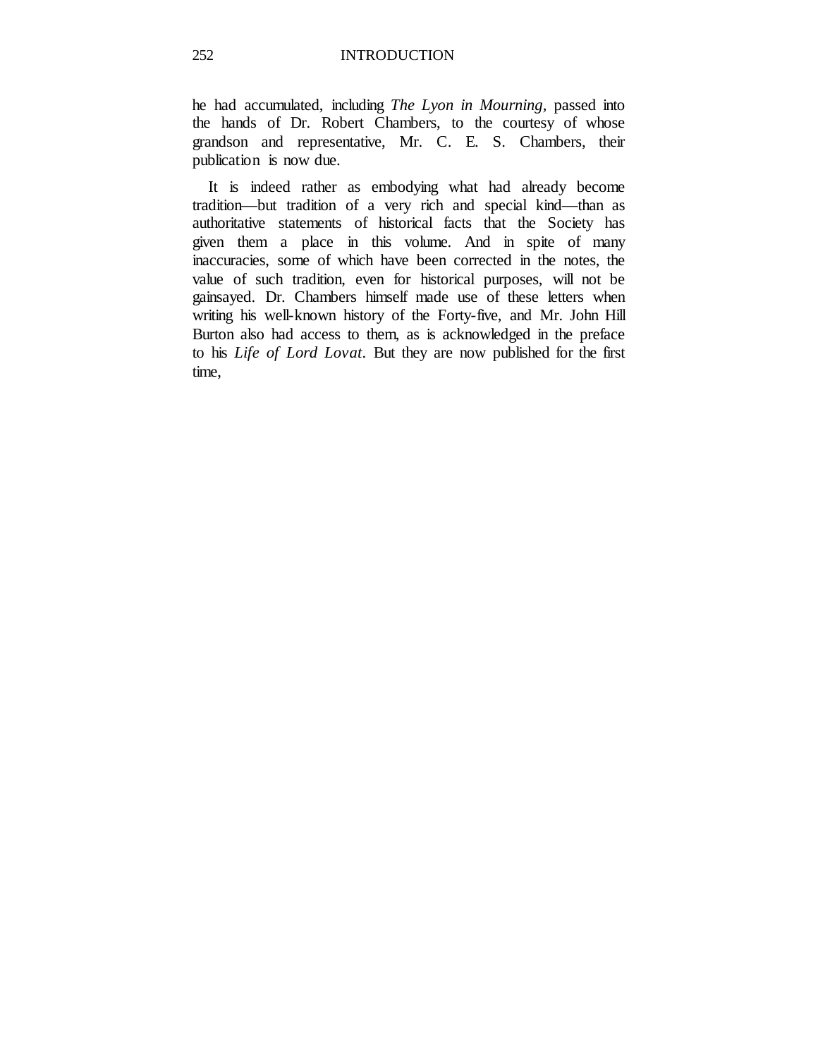he had accumulated, including *The Lyon in Mourning*, passed into the hands of Dr. Robert Chambers, to the courtesy of whose grandson and representative, Mr. C. E. S. Chambers, their publication is now due.

It is indeed rather as embodying what had already become tradition—but tradition of a very rich and special kind—than as authoritative statements of historical facts that the Society has given them a place in this volume. And in spite of many inaccuracies, some of which have been corrected in the notes, the value of such tradition, even for historical purposes, will not be gainsayed. Dr. Chambers himself made use of these letters when writing his well-known history of the Forty-five, and Mr. John Hill Burton also had access to them, as is acknowledged in the preface to his *Life of Lord Lovat*. But they are now published for the first time,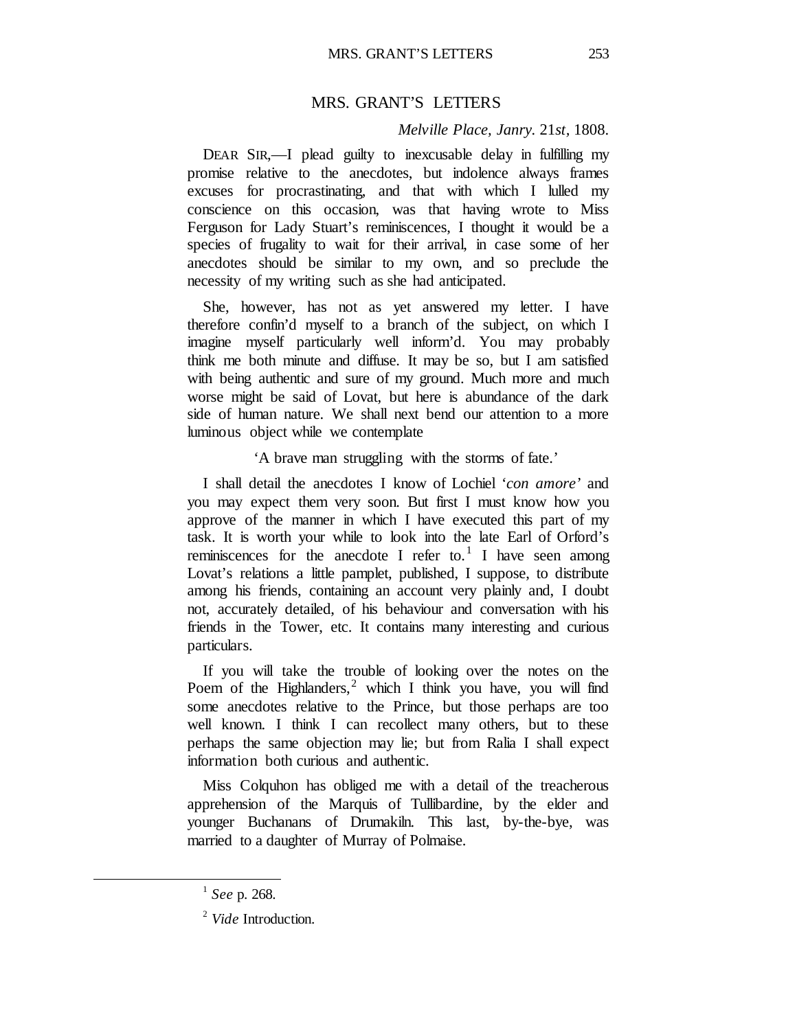## MRS. GRANT'S LETTERS

*Melville Place, Janry.* 21*st*, 1808.

DEAR SIR,—I plead guilty to inexcusable delay in fulfilling my promise relative to the anecdotes, but indolence always frames excuses for procrastinating, and that with which I lulled my conscience on this occasion, was that having wrote to Miss Ferguson for Lady Stuart's reminiscences, I thought it would be a species of frugality to wait for their arrival, in case some of her anecdotes should be similar to my own, and so preclude the necessity of my writing such as she had anticipated.

She, however, has not as yet answered my letter. I have therefore confin'd myself to a branch of the subject, on which I imagine myself particularly well inform'd. You may probably think me both minute and diffuse. It may be so, but I am satisfied with being authentic and sure of my ground. Much more and much worse might be said of Lovat, but here is abundance of the dark side of human nature. We shall next bend our attention to a more luminous object while we contemplate

'A brave man struggling with the storms of fate.'

I shall detail the anecdotes I know of Lochiel '*con amore*' and you may expect them very soon. But first I must know how you approve of the manner in which I have executed this part of my task. It is worth your while to look into the late Earl of Orford's reminiscences for the anecdote I refer to.[1] I have seen among Lovat's relations a little pamplet, published, I suppose, to distribute among his friends, containing an account very plainly and, I doubt not, accurately detailed, of his behaviour and conversation with his friends in the Tower, etc. It contains many interesting and curious particulars.

If you will take the trouble of looking over the notes on the Poem of the Highlanders,[2] which I think you have, you will find some anecdotes relative to the Prince, but those perhaps are too well known. I think I can recollect many others, but to these perhaps the same objection may lie; but from Ralia I shall expect information both curious and authentic.

Miss Colquhon has obliged me with a detail of the treacherous apprehension of the Marquis of Tullibardine, by the elder and younger Buchanans of Drumakiln. This last, by-the-bye, was married to a daughter of Murray of Polmaise.

---

[1] *See* p. 268.

[2] *Vide* Introduction.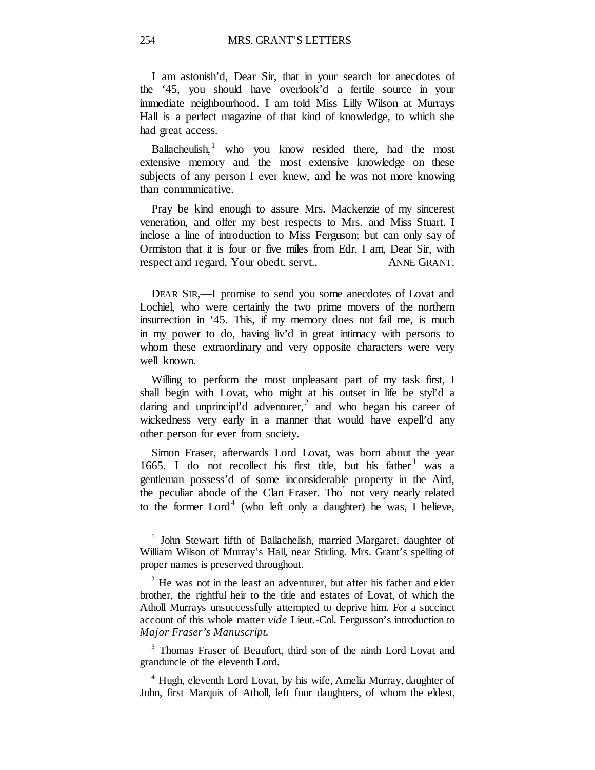I am astonish'd, Dear Sir, that in your search for anecdotes of the '45, you should have overlook'd a fertile source in your immediate neighbourhood. I am told Miss Lilly Wilson at Murrays Hall is a perfect magazine of that kind of knowledge, to which she had great access.

Ballacheulish,[1] who you know resided there, had the most extensive memory and the most extensive knowledge on these subjects of any person I ever knew, and he was not more knowing than communicative.

Pray be kind enough to assure Mrs. Mackenzie of my sincerest veneration, and offer my best respects to Mrs. and Miss Stuart. I inclose a line of introduction to Miss Ferguson; but can only say of Ormiston that it is four or five miles from Edr. I am, Dear Sir, with respect and regard, Your obedt. servt., ANNE GRANT.

DEAR SIR,—I promise to send you some anecdotes of Lovat and Lochiel, who were certainly the two prime movers of the northern insurrection in '45. This, if my memory does not fail me, is much in my power to do, having liv'd in great intimacy with persons to whom these extraordinary and very opposite characters were very well known.

Willing to perform the most unpleasant part of my task first, I shall begin with Lovat, who might at his outset in life be styl'd a daring and unprincipl'd adventurer,[2] and who began his career of wickedness very early in a manner that would have expell'd any other person for ever from society.

Simon Fraser, afterwards Lord Lovat, was born about the year 1665. I do not recollect his first title, but his father[3] was a gentleman possess'd of some inconsiderable property in the Aird, the peculiar abode of the Clan Fraser. Tho' not very nearly related to the former Lord[4] (who left only a daughter) he was, I believe,

---

[1] John Stewart fifth of Ballachelish, married Margaret, daughter of William Wilson of Murray's Hall, near Stirling. Mrs. Grant's spelling of proper names is preserved throughout.

[2] He was not in the least an adventurer, but after his father and elder brother, the rightful heir to the title and estates of Lovat, of which the Atholl Murrays unsuccessfully attempted to deprive him. For a succinct account of this whole matter *vide* Lieut.-Col. Fergusson's introduction to *Major Fraser's Manuscript.*

[3] Thomas Fraser of Beaufort, third son of the ninth Lord Lovat and granduncle of the eleventh Lord.

[4] Hugh, eleventh Lord Lovat, by his wife, Amelia Murray, daughter of John, first Marquis of Atholl, left four daughters, of whom the eldest,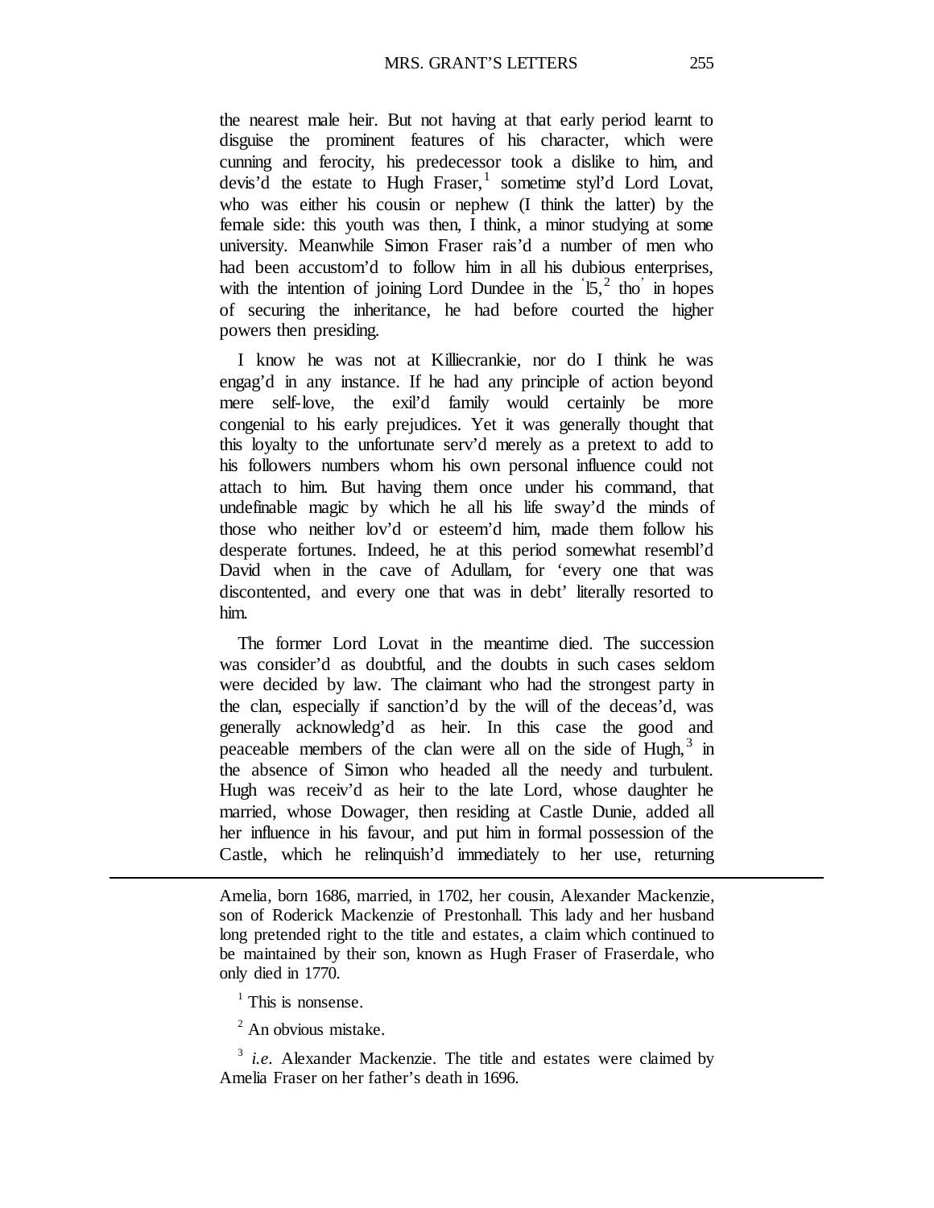the nearest male heir. But not having at that early period learnt to disguise the prominent features of his character, which were cunning and ferocity, his predecessor took a dislike to him, and devis'd the estate to Hugh Fraser,[1] sometime styl'd Lord Lovat, who was either his cousin or nephew (I think the latter) by the female side: this youth was then, I think, a minor studying at some university. Meanwhile Simon Fraser rais'd a number of men who had been accustom'd to follow him in all his dubious enterprises, with the intention of joining Lord Dundee in the '15,[2] tho' in hopes of securing the inheritance, he had before courted the higher powers then presiding.

I know he was not at Killiecrankie, nor do I think he was engag'd in any instance. If he had any principle of action beyond mere self-love, the exil'd family would certainly be more congenial to his early prejudices. Yet it was generally thought that this loyalty to the unfortunate serv'd merely as a pretext to add to his followers numbers whom his own personal influence could not attach to him. But having them once under his command, that undefinable magic by which he all his life sway'd the minds of those who neither lov'd or esteem'd him, made them follow his desperate fortunes. Indeed, he at this period somewhat resembl'd David when in the cave of Adullam, for 'every one that was discontented, and every one that was in debt' literally resorted to him.

The former Lord Lovat in the meantime died. The succession was consider'd as doubtful, and the doubts in such cases seldom were decided by law. The claimant who had the strongest party in the clan, especially if sanction'd by the will of the deceas'd, was generally acknowledg'd as heir. In this case the good and peaceable members of the clan were all on the side of Hugh,[3] in the absence of Simon who headed all the needy and turbulent. Hugh was receiv'd as heir to the late Lord, whose daughter he married, whose Dowager, then residing at Castle Dunie, added all her influence in his favour, and put him in formal possession of the Castle, which he relinquish'd immediately to her use, returning

---

Amelia, born 1686, married, in 1702, her cousin, Alexander Mackenzie, son of Roderick Mackenzie of Prestonhall. This lady and her husband long pretended right to the title and estates, a claim which continued to be maintained by their son, known as Hugh Fraser of Fraserdale, who only died in 1770.

[1] This is nonsense.

[2] An obvious mistake.

[3] *i.e.* Alexander Mackenzie. The title and estates were claimed by Amelia Fraser on her father's death in 1696.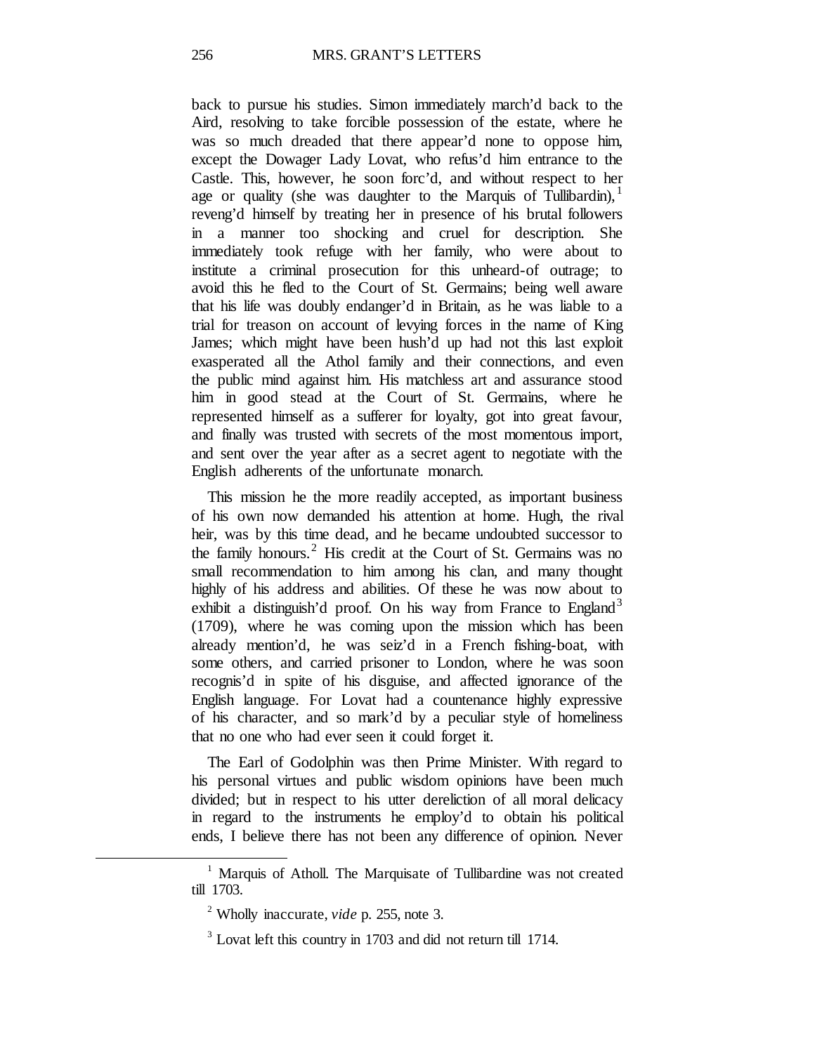back to pursue his studies. Simon immediately march'd back to the Aird, resolving to take forcible possession of the estate, where he was so much dreaded that there appear'd none to oppose him, except the Dowager Lady Lovat, who refus'd him entrance to the Castle. This, however, he soon forc'd, and without respect to her age or quality (she was daughter to the Marquis of Tullibardin),[1] reveng'd himself by treating her in presence of his brutal followers in a manner too shocking and cruel for description. She immediately took refuge with her family, who were about to institute a criminal prosecution for this unheard-of outrage; to avoid this he fled to the Court of St. Germains; being well aware that his life was doubly endanger'd in Britain, as he was liable to a trial for treason on account of levying forces in the name of King James; which might have been hush'd up had not this last exploit exasperated all the Athol family and their connections, and even the public mind against him. His matchless art and assurance stood him in good stead at the Court of St. Germains, where he represented himself as a sufferer for loyalty, got into great favour, and finally was trusted with secrets of the most momentous import, and sent over the year after as a secret agent to negotiate with the English adherents of the unfortunate monarch.

This mission he the more readily accepted, as important business of his own now demanded his attention at home. Hugh, the rival heir, was by this time dead, and he became undoubted successor to the family honours.[2] His credit at the Court of St. Germains was no small recommendation to him among his clan, and many thought highly of his address and abilities. Of these he was now about to exhibit a distinguish'd proof. On his way from France to England[3] (1709), where he was coming upon the mission which has been already mention'd, he was seiz'd in a French fishing-boat, with some others, and carried prisoner to London, where he was soon recognis'd in spite of his disguise, and affected ignorance of the English language. For Lovat had a countenance highly expressive of his character, and so mark'd by a peculiar style of homeliness that no one who had ever seen it could forget it.

The Earl of Godolphin was then Prime Minister. With regard to his personal virtues and public wisdom opinions have been much divided; but in respect to his utter dereliction of all moral delicacy in regard to the instruments he employ'd to obtain his political ends, I believe there has not been any difference of opinion. Never

---

[1] Marquis of Atholl. The Marquisate of Tullibardine was not created till 1703.

[2] Wholly inaccurate, *vide* p. 255, note 3.

[3] Lovat left this country in 1703 and did not return till 1714.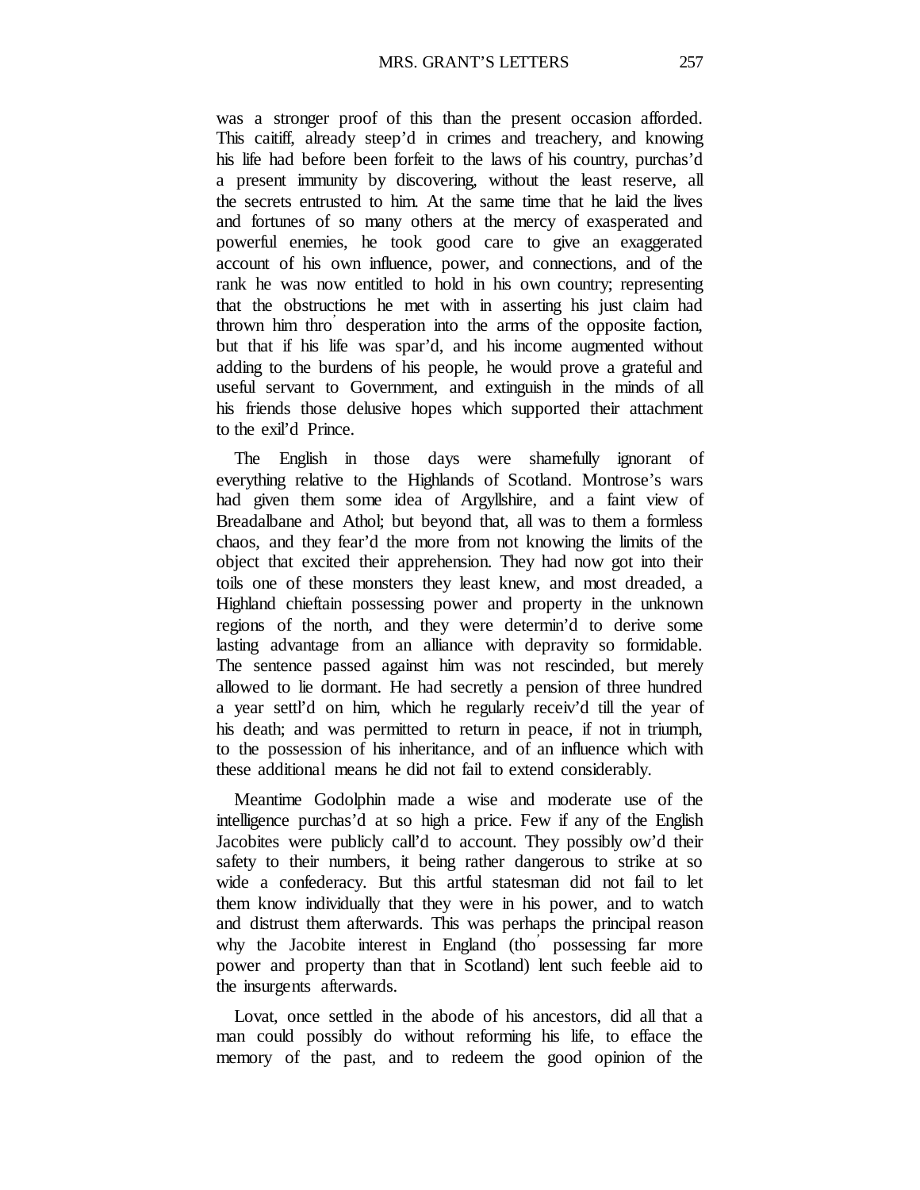was a stronger proof of this than the present occasion afforded. This caitiff, already steep'd in crimes and treachery, and knowing his life had before been forfeit to the laws of his country, purchas'd a present immunity by discovering, without the least reserve, all the secrets entrusted to him. At the same time that he laid the lives and fortunes of so many others at the mercy of exasperated and powerful enemies, he took good care to give an exaggerated account of his own influence, power, and connections, and of the rank he was now entitled to hold in his own country; representing that the obstructions he met with in asserting his just claim had thrown him thro' desperation into the arms of the opposite faction, but that if his life was spar'd, and his income augmented without adding to the burdens of his people, he would prove a grateful and useful servant to Government, and extinguish in the minds of all his friends those delusive hopes which supported their attachment to the exil'd Prince.

The English in those days were shamefully ignorant of everything relative to the Highlands of Scotland. Montrose's wars had given them some idea of Argyllshire, and a faint view of Breadalbane and Athol; but beyond that, all was to them a formless chaos, and they fear'd the more from not knowing the limits of the object that excited their apprehension. They had now got into their toils one of these monsters they least knew, and most dreaded, a Highland chieftain possessing power and property in the unknown regions of the north, and they were determin'd to derive some lasting advantage from an alliance with depravity so formidable. The sentence passed against him was not rescinded, but merely allowed to lie dormant. He had secretly a pension of three hundred a year settl'd on him, which he regularly receiv'd till the year of his death; and was permitted to return in peace, if not in triumph, to the possession of his inheritance, and of an influence which with these additional means he did not fail to extend considerably.

Meantime Godolphin made a wise and moderate use of the intelligence purchas'd at so high a price. Few if any of the English Jacobites were publicly call'd to account. They possibly ow'd their safety to their numbers, it being rather dangerous to strike at so wide a confederacy. But this artful statesman did not fail to let them know individually that they were in his power, and to watch and distrust them afterwards. This was perhaps the principal reason why the Jacobite interest in England (tho' possessing far more power and property than that in Scotland) lent such feeble aid to the insurgents afterwards.

Lovat, once settled in the abode of his ancestors, did all that a man could possibly do without reforming his life, to efface the memory of the past, and to redeem the good opinion of the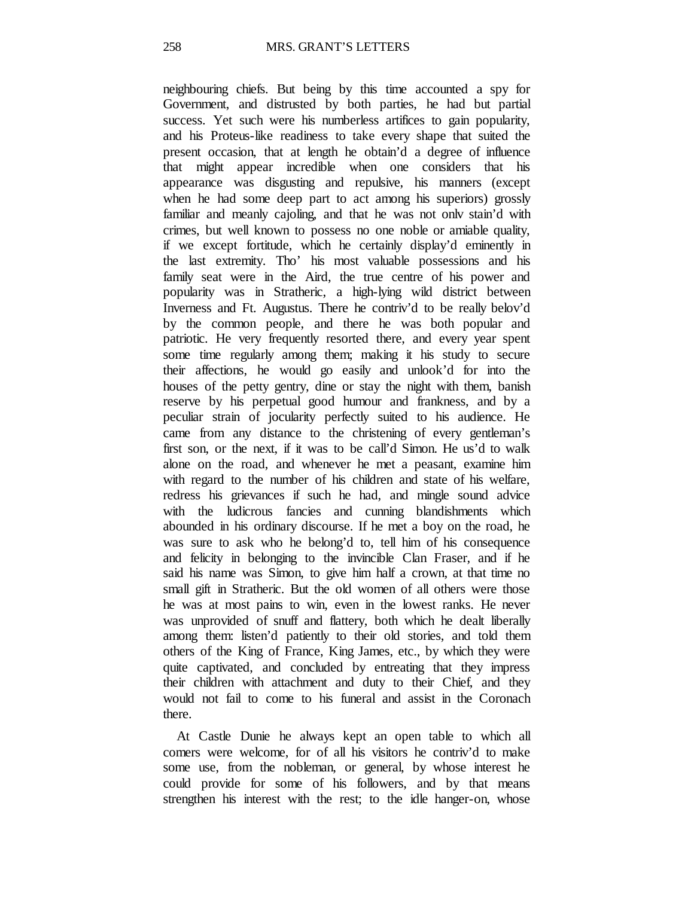neighbouring chiefs. But being by this time accounted a spy for Government, and distrusted by both parties, he had but partial success. Yet such were his numberless artifices to gain popularity, and his Proteus-like readiness to take every shape that suited the present occasion, that at length he obtain'd a degree of influence that might appear incredible when one considers that his appearance was disgusting and repulsive, his manners (except when he had some deep part to act among his superiors) grossly familiar and meanly cajoling, and that he was not only stain'd with crimes, but well known to possess no one noble or amiable quality, if we except fortitude, which he certainly display'd eminently in the last extremity. Tho' his most valuable possessions and his family seat were in the Aird, the true centre of his power and popularity was in Stratheric, a high-lying wild district between Inverness and Ft. Augustus. There he contriv'd to be really belov'd by the common people, and there he was both popular and patriotic. He very frequently resorted there, and every year spent some time regularly among them; making it his study to secure their affections, he would go easily and unlook'd for into the houses of the petty gentry, dine or stay the night with them, banish reserve by his perpetual good humour and frankness, and by a peculiar strain of jocularity perfectly suited to his audience. He came from any distance to the christening of every gentleman's first son, or the next, if it was to be call'd Simon. He us'd to walk alone on the road, and whenever he met a peasant, examine him with regard to the number of his children and state of his welfare, redress his grievances if such he had, and mingle sound advice with the ludicrous fancies and cunning blandishments which abounded in his ordinary discourse. If he met a boy on the road, he was sure to ask who he belong'd to, tell him of his consequence and felicity in belonging to the invincible Clan Fraser, and if he said his name was Simon, to give him half a crown, at that time no small gift in Stratheric. But the old women of all others were those he was at most pains to win, even in the lowest ranks. He never was unprovided of snuff and flattery, both which he dealt liberally among them: listen'd patiently to their old stories, and told them others of the King of France, King James, etc., by which they were quite captivated, and concluded by entreating that they impress their children with attachment and duty to their Chief, and they would not fail to come to his funeral and assist in the Coronach there.

At Castle Dunie he always kept an open table to which all comers were welcome, for of all his visitors he contriv'd to make some use, from the nobleman, or general, by whose interest he could provide for some of his followers, and by that means strengthen his interest with the rest; to the idle hanger-on, whose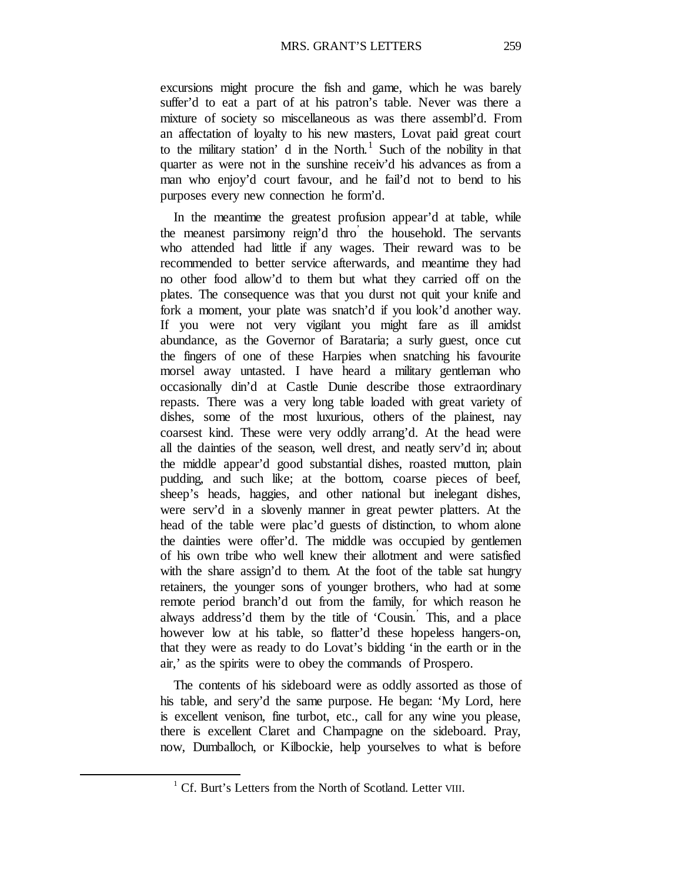excursions might procure the fish and game, which he was barely suffer'd to eat a part of at his patron's table. Never was there a mixture of society so miscellaneous as was there assembl'd. From an affectation of loyalty to his new masters, Lovat paid great court to the military station' d in the North.[1] Such of the nobility in that quarter as were not in the sunshine receiv'd his advances as from a man who enjoy'd court favour, and he fail'd not to bend to his purposes every new connection he form'd.

In the meantime the greatest profusion appear'd at table, while the meanest parsimony reign'd thro' the household. The servants who attended had little if any wages. Their reward was to be recommended to better service afterwards, and meantime they had no other food allow'd to them but what they carried off on the plates. The consequence was that you durst not quit your knife and fork a moment, your plate was snatch'd if you look'd another way. If you were not very vigilant you might fare as ill amidst abundance, as the Governor of Barataria; a surly guest, once cut the fingers of one of these Harpies when snatching his favourite morsel away untasted. I have heard a military gentleman who occasionally din'd at Castle Dunie describe those extraordinary repasts. There was a very long table loaded with great variety of dishes, some of the most luxurious, others of the plainest, nay coarsest kind. These were very oddly arrang'd. At the head were all the dainties of the season, well drest, and neatly serv'd in; about the middle appear'd good substantial dishes, roasted mutton, plain pudding, and such like; at the bottom, coarse pieces of beef, sheep's heads, haggies, and other national but inelegant dishes, were serv'd in a slovenly manner in great pewter platters. At the head of the table were plac'd guests of distinction, to whom alone the dainties were offer'd. The middle was occupied by gentlemen of his own tribe who well knew their allotment and were satisfied with the share assign'd to them. At the foot of the table sat hungry retainers, the younger sons of younger brothers, who had at some remote period branch'd out from the family, for which reason he always address'd them by the title of 'Cousin.' This, and a place however low at his table, so flatter'd these hopeless hangers-on, that they were as ready to do Lovat's bidding 'in the earth or in the air,' as the spirits were to obey the commands of Prospero.

The contents of his sideboard were as oddly assorted as those of his table, and sery'd the same purpose. He began: 'My Lord, here is excellent venison, fine turbot, etc., call for any wine you please, there is excellent Claret and Champagne on the sideboard. Pray, now, Dumballoch, or Kilbockie, help yourselves to what is before

[1] Cf. Burt's Letters from the North of Scotland. Letter VIII.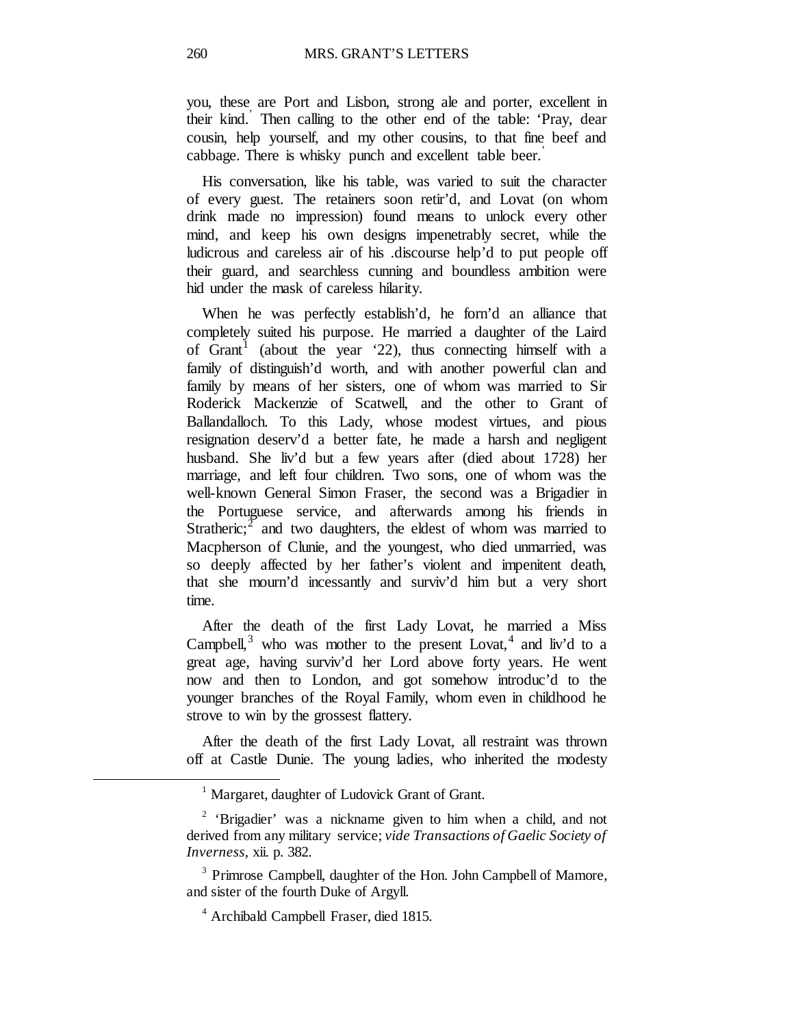you, these are Port and Lisbon, strong ale and porter, excellent in their kind.' Then calling to the other end of the table: 'Pray, dear cousin, help yourself, and my other cousins, to that fine beef and cabbage. There is whisky punch and excellent table beer.'

His conversation, like his table, was varied to suit the character of every guest. The retainers soon retir'd, and Lovat (on whom drink made no impression) found means to unlock every other mind, and keep his own designs impenetrably secret, while the ludicrous and careless air of his .discourse help'd to put people off their guard, and searchless cunning and boundless ambition were hid under the mask of careless hilarity.

When he was perfectly establish'd, he forn'd an alliance that completely suited his purpose. He married a daughter of the Laird of Grant[1] (about the year '22), thus connecting himself with a family of distinguish'd worth, and with another powerful clan and family by means of her sisters, one of whom was married to Sir Roderick Mackenzie of Scatwell, and the other to Grant of Ballandalloch. To this Lady, whose modest virtues, and pious resignation deserv'd a better fate, he made a harsh and negligent husband. She liv'd but a few years after (died about 1728) her marriage, and left four children. Two sons, one of whom was the well-known General Simon Fraser, the second was a Brigadier in the Portuguese service, and afterwards among his friends in Stratheric;[2] and two daughters, the eldest of whom was married to Macpherson of Clunie, and the youngest, who died unmarried, was so deeply affected by her father's violent and impenitent death, that she mourn'd incessantly and surviv'd him but a very short time.

After the death of the first Lady Lovat, he married a Miss Campbell,[3] who was mother to the present Lovat,[4] and liv'd to a great age, having surviv'd her Lord above forty years. He went now and then to London, and got somehow introduc'd to the younger branches of the Royal Family, whom even in childhood he strove to win by the grossest flattery.

After the death of the first Lady Lovat, all restraint was thrown off at Castle Dunie. The young ladies, who inherited the modesty

---

[1] Margaret, daughter of Ludovick Grant of Grant.

[2] 'Brigadier' was a nickname given to him when a child, and not derived from any military service; *vide Transactions of Gaelic Society of Inverness,* xii. p. 382.

[3] Primrose Campbell, daughter of the Hon. John Campbell of Mamore, and sister of the fourth Duke of Argyll.

[4] Archibald Campbell Fraser, died 1815.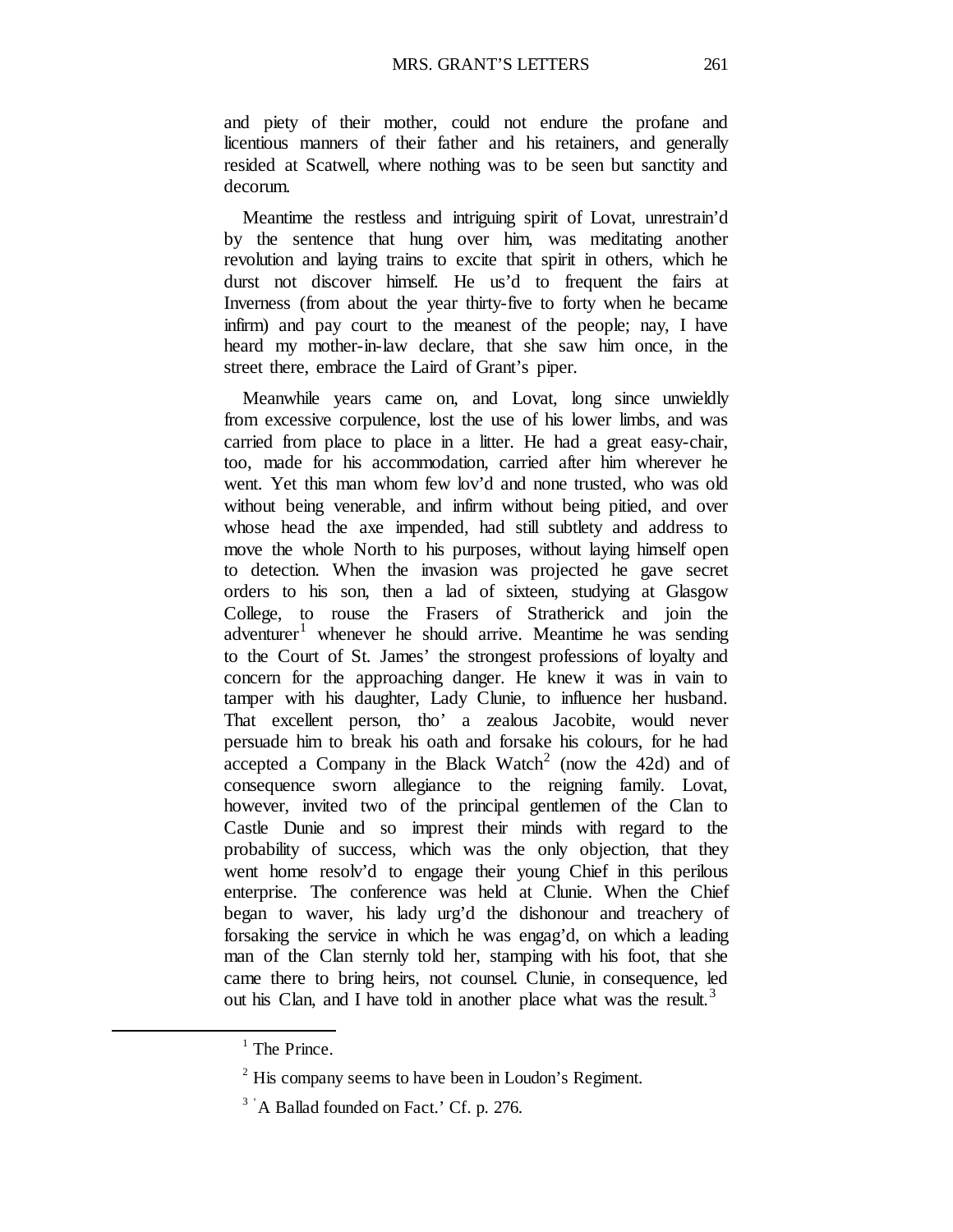and piety of their mother, could not endure the profane and licentious manners of their father and his retainers, and generally resided at Scatwell, where nothing was to be seen but sanctity and decorum.

Meantime the restless and intriguing spirit of Lovat, unrestrain'd by the sentence that hung over him, was meditating another revolution and laying trains to excite that spirit in others, which he durst not discover himself. He us'd to frequent the fairs at Inverness (from about the year thirty-five to forty when he became infirm) and pay court to the meanest of the people; nay, I have heard my mother-in-law declare, that she saw him once, in the street there, embrace the Laird of Grant's piper.

Meanwhile years came on, and Lovat, long since unwieldly from excessive corpulence, lost the use of his lower limbs, and was carried from place to place in a litter. He had a great easy-chair, too, made for his accommodation, carried after him wherever he went. Yet this man whom few lov'd and none trusted, who was old without being venerable, and infirm without being pitied, and over whose head the axe impended, had still subtlety and address to move the whole North to his purposes, without laying himself open to detection. When the invasion was projected he gave secret orders to his son, then a lad of sixteen, studying at Glasgow College, to rouse the Frasers of Stratherick and join the adventurer[1] whenever he should arrive. Meantime he was sending to the Court of St. James' the strongest professions of loyalty and concern for the approaching danger. He knew it was in vain to tamper with his daughter, Lady Clunie, to influence her husband. That excellent person, tho' a zealous Jacobite, would never persuade him to break his oath and forsake his colours, for he had accepted a Company in the Black Watch[2] (now the 42d) and of consequence sworn allegiance to the reigning family. Lovat, however, invited two of the principal gentlemen of the Clan to Castle Dunie and so impress their minds with regard to the probability of success, which was the only objection, that they went home resolv'd to engage their young Chief in this perilous enterprise. The conference was held at Clunie. When the Chief began to waver, his lady urg'd the dishonour and treachery of forsaking the service in which he was engag'd, on which a leading man of the Clan sternly told her, stamping with his foot, that she came there to bring heirs, not counsel. Clunie, in consequence, led out his Clan, and I have told in another place what was the result.[3]

---

[1] The Prince.

[2] His company seems to have been in Loudon's Regiment.

[3] 'A Ballad founded on Fact.' Cf. p. 276.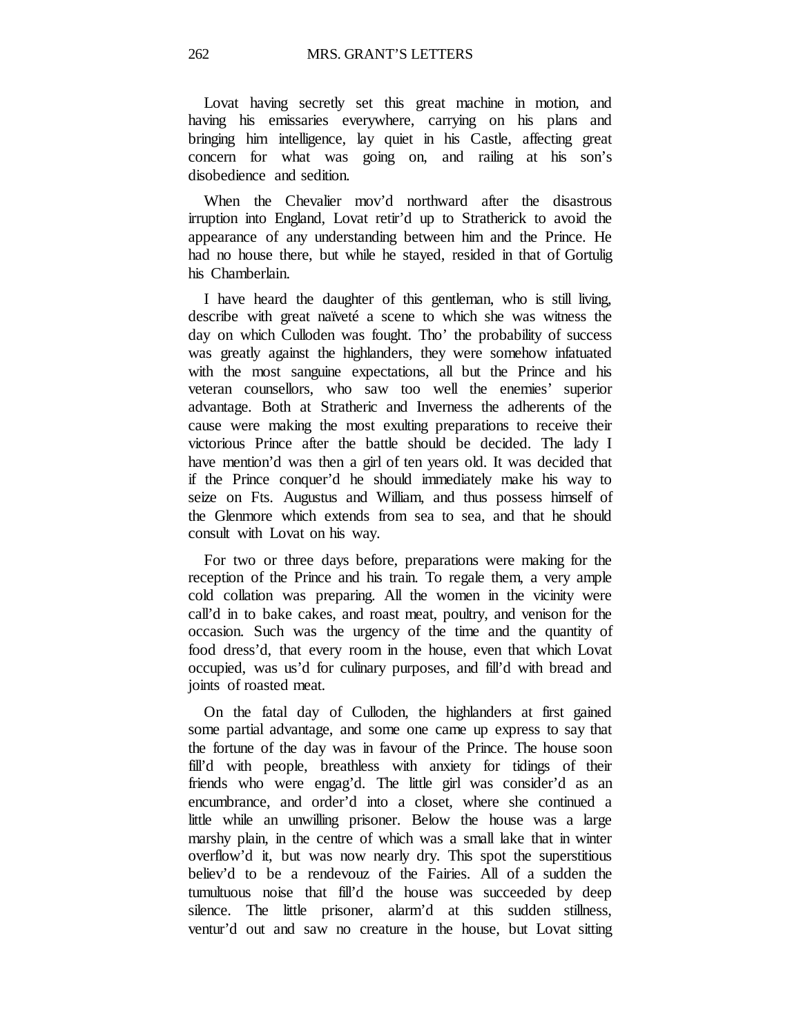Lovat having secretly set this great machine in motion, and having his emissaries everywhere, carrying on his plans and bringing him intelligence, lay quiet in his Castle, affecting great concern for what was going on, and railing at his son's disobedience and sedition.

When the Chevalier mov'd northward after the disastrous irruption into England, Lovat retir'd up to Stratherick to avoid the appearance of any understanding between him and the Prince. He had no house there, but while he stayed, resided in that of Gortulig his Chamberlain.

I have heard the daughter of this gentleman, who is still living, describe with great naïveté a scene to which she was witness the day on which Culloden was fought. Tho' the probability of success was greatly against the highlanders, they were somehow infatuated with the most sanguine expectations, all but the Prince and his veteran counsellors, who saw too well the enemies' superior advantage. Both at Stratheric and Inverness the adherents of the cause were making the most exulting preparations to receive their victorious Prince after the battle should be decided. The lady I have mention'd was then a girl of ten years old. It was decided that if the Prince conquer'd he should immediately make his way to seize on Fts. Augustus and William, and thus possess himself of the Glenmore which extends from sea to sea, and that he should consult with Lovat on his way.

For two or three days before, preparations were making for the reception of the Prince and his train. To regale them, a very ample cold collation was preparing. All the women in the vicinity were call'd in to bake cakes, and roast meat, poultry, and venison for the occasion. Such was the urgency of the time and the quantity of food dress'd, that every room in the house, even that which Lovat occupied, was us'd for culinary purposes, and fill'd with bread and joints of roasted meat.

On the fatal day of Culloden, the highlanders at first gained some partial advantage, and some one came up express to say that the fortune of the day was in favour of the Prince. The house soon fill'd with people, breathless with anxiety for tidings of their friends who were engag'd. The little girl was consider'd as an encumbrance, and order'd into a closet, where she continued a little while an unwilling prisoner. Below the house was a large marshy plain, in the centre of which was a small lake that in winter overflow'd it, but was now nearly dry. This spot the superstitious believ'd to be a rendevouz of the Fairies. All of a sudden the tumultuous noise that fill'd the house was succeeded by deep silence. The little prisoner, alarm'd at this sudden stillness, ventur'd out and saw no creature in the house, but Lovat sitting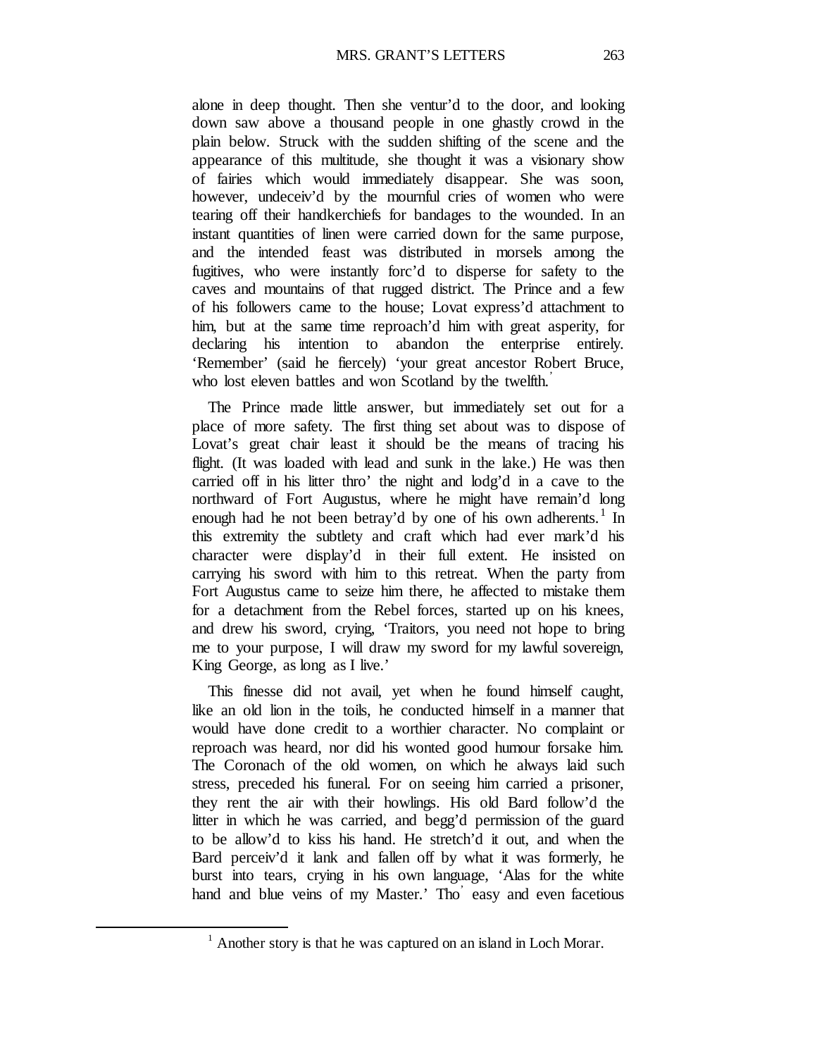alone in deep thought. Then she ventur'd to the door, and looking down saw above a thousand people in one ghastly crowd in the plain below. Struck with the sudden shifting of the scene and the appearance of this multitude, she thought it was a visionary show of fairies which would immediately disappear. She was soon, however, undeceiv'd by the mournful cries of women who were tearing off their handkerchiefs for bandages to the wounded. In an instant quantities of linen were carried down for the same purpose, and the intended feast was distributed in morsels among the fugitives, who were instantly forc'd to disperse for safety to the caves and mountains of that rugged district. The Prince and a few of his followers came to the house; Lovat express'd attachment to him, but at the same time reproach'd him with great asperity, for declaring his intention to abandon the enterprise entirely. 'Remember' (said he fiercely) 'your great ancestor Robert Bruce, who lost eleven battles and won Scotland by the twelfth.'

The Prince made little answer, but immediately set out for a place of more safety. The first thing set about was to dispose of Lovat's great chair least it should be the means of tracing his flight. (It was loaded with lead and sunk in the lake.) He was then carried off in his litter thro' the night and lodg'd in a cave to the northward of Fort Augustus, where he might have remain'd long enough had he not been betray'd by one of his own adherents.[1] In this extremity the subtlety and craft which had ever mark'd his character were display'd in their full extent. He insisted on carrying his sword with him to this retreat. When the party from Fort Augustus came to seize him there, he affected to mistake them for a detachment from the Rebel forces, started up on his knees, and drew his sword, crying, 'Traitors, you need not hope to bring me to your purpose, I will draw my sword for my lawful sovereign, King George, as long as I live.'

This finesse did not avail, yet when he found himself caught, like an old lion in the toils, he conducted himself in a manner that would have done credit to a worthier character. No complaint or reproach was heard, nor did his wonted good humour forsake him. The Coronach of the old women, on which he always laid such stress, preceded his funeral. For on seeing him carried a prisoner, they rent the air with their howlings. His old Bard follow'd the litter in which he was carried, and begg'd permission of the guard to be allow'd to kiss his hand. He stretch'd it out, and when the Bard perceiv'd it lank and fallen off by what it was formerly, he burst into tears, crying in his own language, 'Alas for the white hand and blue veins of my Master.' Tho' easy and even facetious

[1] Another story is that he was captured on an island in Loch Morar.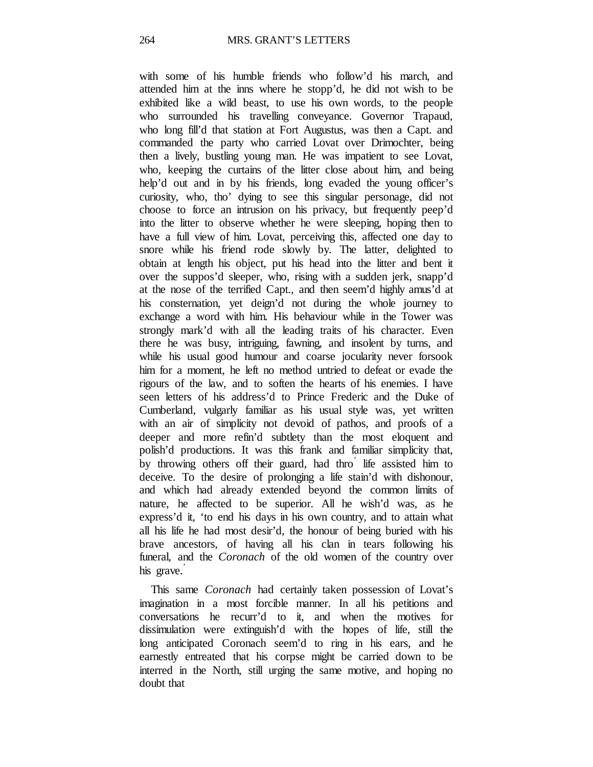with some of his humble friends who follow'd his march, and attended him at the inns where he stopp'd, he did not wish to be exhibited like a wild beast, to use his own words, to the people who surrounded his travelling conveyance. Governor Trapaud, who long fill'd that station at Fort Augustus, was then a Capt. and commanded the party who carried Lovat over Drimochter, being then a lively, bustling young man. He was impatient to see Lovat, who, keeping the curtains of the litter close about him, and being help'd out and in by his friends, long evaded the young officer's curiosity, who, tho' dying to see this singular personage, did not choose to force an intrusion on his privacy, but frequently peep'd into the litter to observe whether he were sleeping, hoping then to have a full view of him. Lovat, perceiving this, affected one day to snore while his friend rode slowly by. The latter, delighted to obtain at length his object, put his head into the litter and bent it over the suppos'd sleeper, who, rising with a sudden jerk, snapp'd at the nose of the terrified Capt., and then seem'd highly amus'd at his consternation, yet deign'd not during the whole journey to exchange a word with him. His behaviour while in the Tower was strongly mark'd with all the leading traits of his character. Even there he was busy, intriguing, fawning, and insolent by turns, and while his usual good humour and coarse jocularity never forsook him for a moment, he left no method untried to defeat or evade the rigours of the law, and to soften the hearts of his enemies. I have seen letters of his address'd to Prince Frederic and the Duke of Cumberland, vulgarly familiar as his usual style was, yet written with an air of simplicity not devoid of pathos, and proofs of a deeper and more refin'd subtlety than the most eloquent and polish'd productions. It was this frank and familiar simplicity that, by throwing others off their guard, had thro' life assisted him to deceive. To the desire of prolonging a life stain'd with dishonour, and which had already extended beyond the common limits of nature, he affected to be superior. All he wish'd was, as he express'd it, 'to end his days in his own country, and to attain what all his life he had most desir'd, the honour of being buried with his brave ancestors, of having all his clan in tears following his funeral, and the *Coronach* of the old women of the country over his grave.'

This same *Coronach* had certainly taken possession of Lovat's imagination in a most forcible manner. In all his petitions and conversations he recurr'd to it, and when the motives for dissimulation were extinguish'd with the hopes of life, still the long anticipated Coronach seem'd to ring in his ears, and he earnestly entreated that his corpse might be carried down to be interred in the North, still urging the same motive, and hoping no doubt that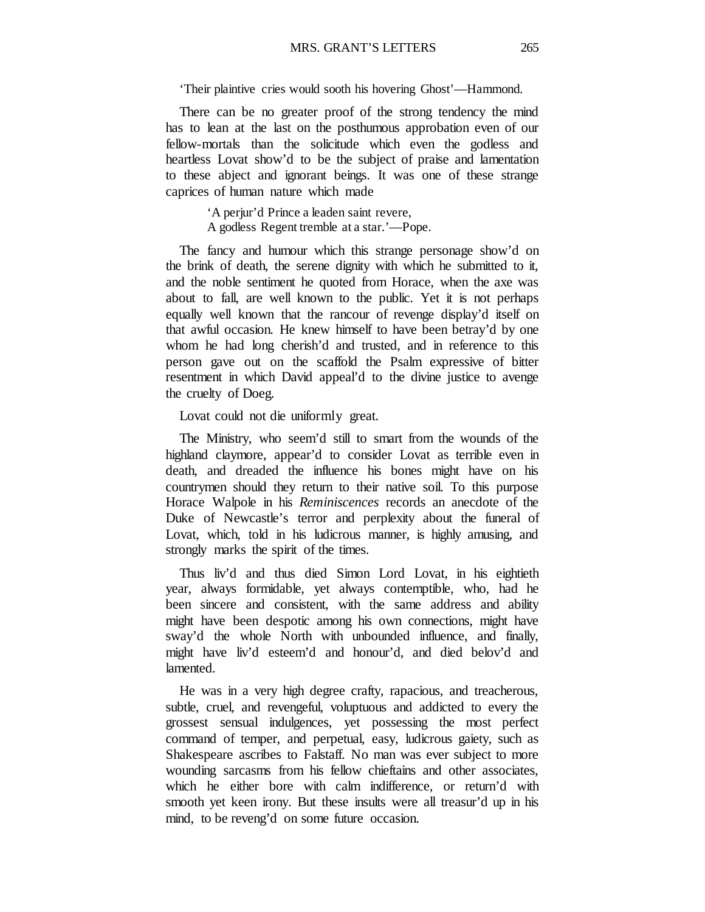‘Their plaintive cries would sooth his hovering Ghost’—Hammond.

There can be no greater proof of the strong tendency the mind has to lean at the last on the posthumous approbation even of our fellow-mortals than the solicitude which even the godless and heartless Lovat show’d to be the subject of praise and lamentation to these abject and ignorant beings. It was one of these strange caprices of human nature which made

> ‘A perjur’d Prince a leaden saint revere,
> A godless Regent tremble at a star.’—Pope.

The fancy and humour which this strange personage show’d on the brink of death, the serene dignity with which he submitted to it, and the noble sentiment he quoted from Horace, when the axe was about to fall, are well known to the public. Yet it is not perhaps equally well known that the rancour of revenge display’d itself on that awful occasion. He knew himself to have been betray’d by one whom he had long cherish’d and trusted, and in reference to this person gave out on the scaffold the Psalm expressive of bitter resentment in which David appeal’d to the divine justice to avenge the cruelty of Doeg.

Lovat could not die uniformly great.

The Ministry, who seem’d still to smart from the wounds of the highland claymore, appear’d to consider Lovat as terrible even in death, and dreaded the influence his bones might have on his countrymen should they return to their native soil. To this purpose Horace Walpole in his *Reminiscences* records an anecdote of the Duke of Newcastle’s terror and perplexity about the funeral of Lovat, which, told in his ludicrous manner, is highly amusing, and strongly marks the spirit of the times.

Thus liv’d and thus died Simon Lord Lovat, in his eightieth year, always formidable, yet always contemptible, who, had he been sincere and consistent, with the same address and ability might have been despotic among his own connections, might have sway’d the whole North with unbounded influence, and finally, might have liv’d esteem’d and honour’d, and died belov’d and lamented.

He was in a very high degree crafty, rapacious, and treacherous, subtle, cruel, and revengeful, voluptuous and addicted to every the grossest sensual indulgences, yet possessing the most perfect command of temper, and perpetual, easy, ludicrous gaiety, such as Shakespeare ascribes to Falstaff. No man was ever subject to more wounding sarcasms from his fellow chieftains and other associates, which he either bore with calm indifference, or return’d with smooth yet keen irony. But these insults were all treasur’d up in his mind, to be reveng’d on some future occasion.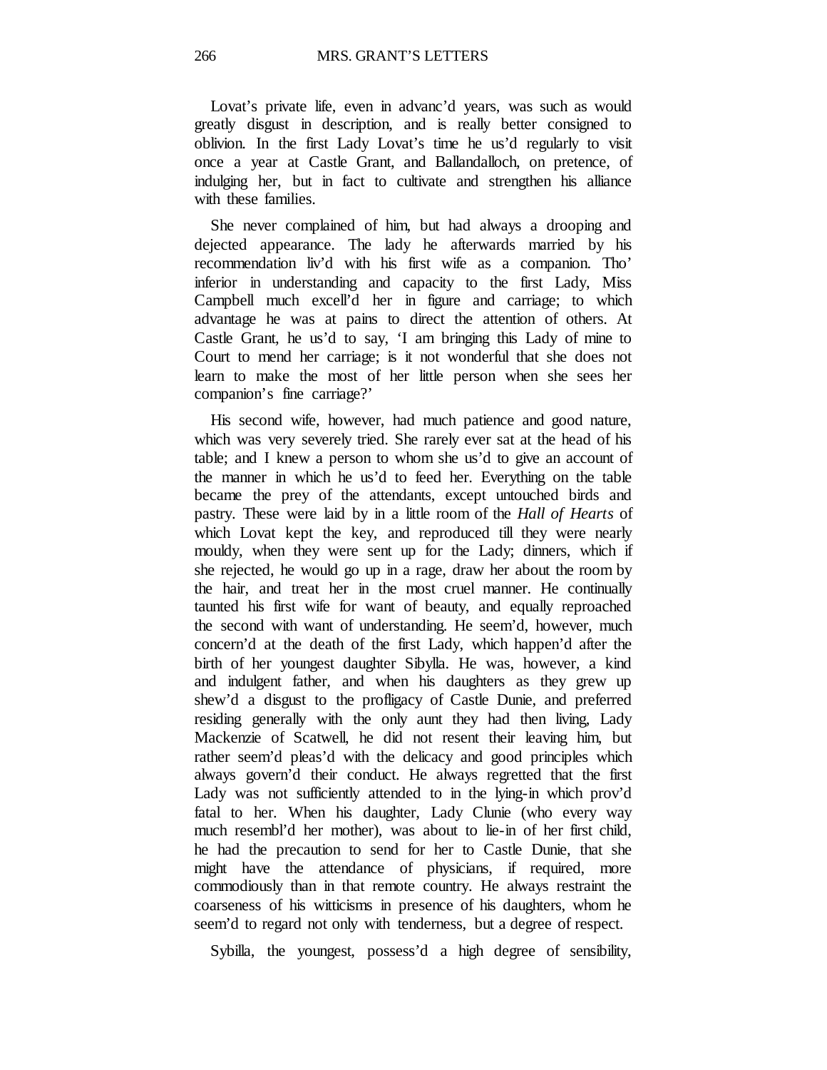Lovat's private life, even in advanc'd years, was such as would greatly disgust in description, and is really better consigned to oblivion. In the first Lady Lovat's time he us'd regularly to visit once a year at Castle Grant, and Ballandalloch, on pretence, of indulging her, but in fact to cultivate and strengthen his alliance with these families.

She never complained of him, but had always a drooping and dejected appearance. The lady he afterwards married by his recommendation liv'd with his first wife as a companion. Tho' inferior in understanding and capacity to the first Lady, Miss Campbell much excell'd her in figure and carriage; to which advantage he was at pains to direct the attention of others. At Castle Grant, he us'd to say, 'I am bringing this Lady of mine to Court to mend her carriage; is it not wonderful that she does not learn to make the most of her little person when she sees her companion's fine carriage?'

His second wife, however, had much patience and good nature, which was very severely tried. She rarely ever sat at the head of his table; and I knew a person to whom she us'd to give an account of the manner in which he us'd to feed her. Everything on the table became the prey of the attendants, except untouched birds and pastry. These were laid by in a little room of the *Hall of Hearts* of which Lovat kept the key, and reproduced till they were nearly mouldy, when they were sent up for the Lady; dinners, which if she rejected, he would go up in a rage, draw her about the room by the hair, and treat her in the most cruel manner. He continually taunted his first wife for want of beauty, and equally reproached the second with want of understanding. He seem'd, however, much concern'd at the death of the first Lady, which happen'd after the birth of her youngest daughter Sibylla. He was, however, a kind and indulgent father, and when his daughters as they grew up shew'd a disgust to the profligacy of Castle Dunie, and preferred residing generally with the only aunt they had then living, Lady Mackenzie of Scatwell, he did not resent their leaving him, but rather seem'd pleas'd with the delicacy and good principles which always govern'd their conduct. He always regretted that the first Lady was not sufficiently attended to in the lying-in which prov'd fatal to her. When his daughter, Lady Clunie (who every way much resembl'd her mother), was about to lie-in of her first child, he had the precaution to send for her to Castle Dunie, that she might have the attendance of physicians, if required, more commodiously than in that remote country. He always restraint the coarseness of his witticisms in presence of his daughters, whom he seem'd to regard not only with tenderness, but a degree of respect.

Sybilla, the youngest, possess'd a high degree of sensibility,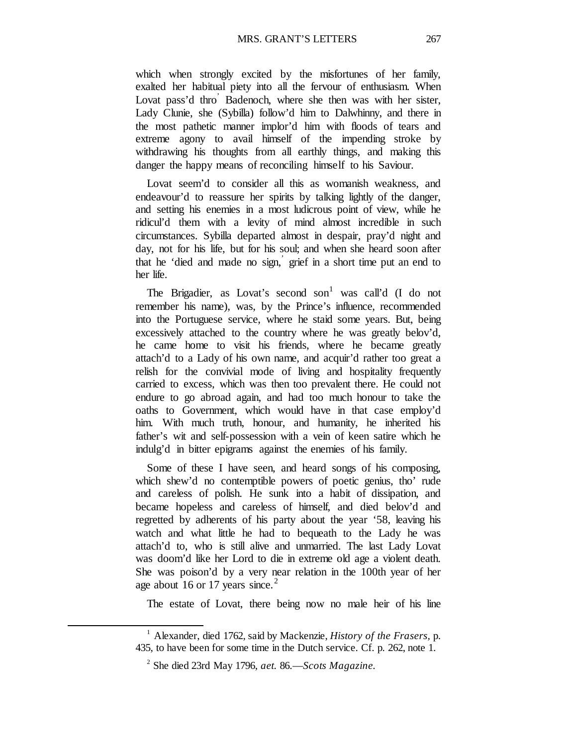which when strongly excited by the misfortunes of her family, exalted her habitual piety into all the fervour of enthusiasm. When Lovat pass'd thro' Badenoch, where she then was with her sister, Lady Clunie, she (Sybilla) follow'd him to Dalwhinny, and there in the most pathetic manner implor'd him with floods of tears and extreme agony to avail himself of the impending stroke by withdrawing his thoughts from all earthly things, and making this danger the happy means of reconciling himself to his Saviour.

Lovat seem'd to consider all this as womanish weakness, and endeavour'd to reassure her spirits by talking lightly of the danger, and setting his enemies in a most ludicrous point of view, while he ridicul'd them with a levity of mind almost incredible in such circumstances. Sybilla departed almost in despair, pray'd night and day, not for his life, but for his soul; and when she heard soon after that he 'died and made no sign,' grief in a short time put an end to her life.

The Brigadier, as Lovat's second son[1] was call'd (I do not remember his name), was, by the Prince's influence, recommended into the Portuguese service, where he staid some years. But, being excessively attached to the country where he was greatly belov'd, he came home to visit his friends, where he became greatly attach'd to a Lady of his own name, and acquir'd rather too great a relish for the convivial mode of living and hospitality frequently carried to excess, which was then too prevalent there. He could not endure to go abroad again, and had too much honour to take the oaths to Government, which would have in that case employ'd him. With much truth, honour, and humanity, he inherited his father's wit and self-possession with a vein of keen satire which he indulg'd in bitter epigrams against the enemies of his family.

Some of these I have seen, and heard songs of his composing, which shew'd no contemptible powers of poetic genius, tho' rude and careless of polish. He sunk into a habit of dissipation, and became hopeless and careless of himself, and died belov'd and regretted by adherents of his party about the year '58, leaving his watch and what little he had to bequeath to the Lady he was attach'd to, who is still alive and unmarried. The last Lady Lovat was doom'd like her Lord to die in extreme old age a violent death. She was poison'd by a very near relation in the 100th year of her age about 16 or 17 years since.[2]

The estate of Lovat, there being now no male heir of his line

---

[1] Alexander, died 1762, said by Mackenzie, *History of the Frasers*, p. 435, to have been for some time in the Dutch service. Cf. p. 262, note 1.

[2] She died 23rd May 1796, *aet.* 86.—*Scots Magazine*.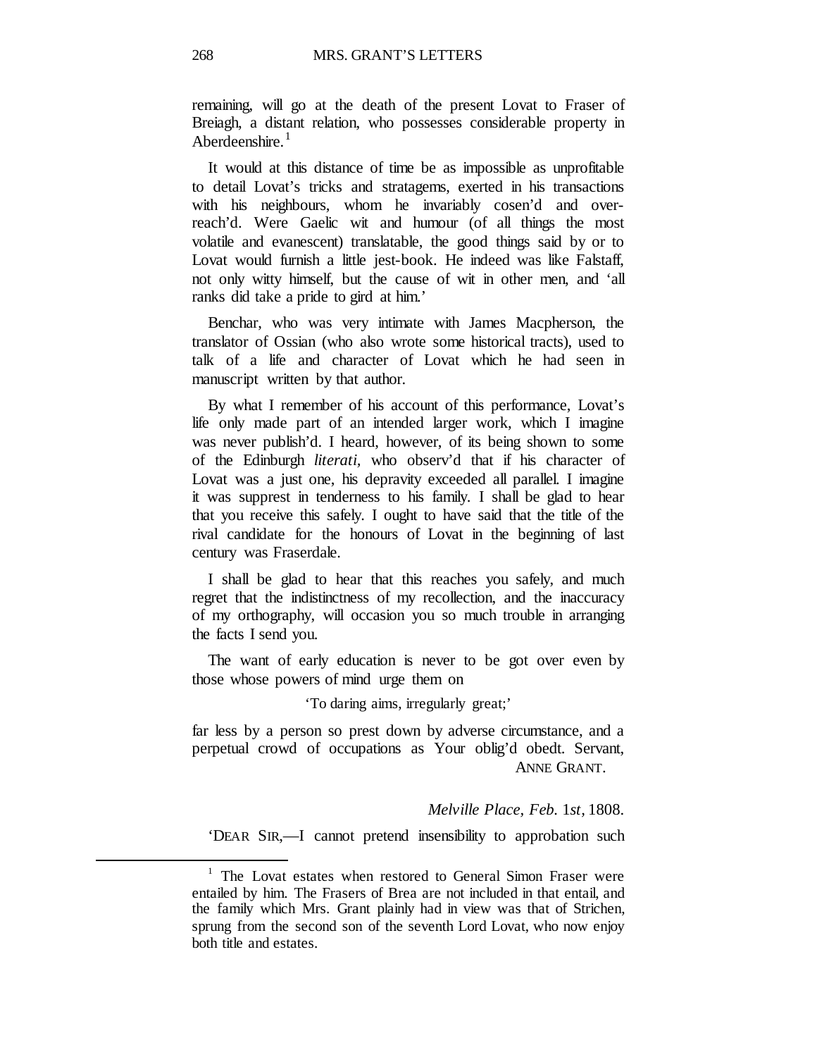remaining, will go at the death of the present Lovat to Fraser of Breiagh, a distant relation, who possesses considerable property in Aberdeenshire.[1]

It would at this distance of time be as impossible as unprofitable to detail Lovat's tricks and stratagems, exerted in his transactions with his neighbours, whom he invariably cosen'd and over-reach'd. Were Gaelic wit and humour (of all things the most volatile and evanescent) translatable, the good things said by or to Lovat would furnish a little jest-book. He indeed was like Falstaff, not only witty himself, but the cause of wit in other men, and 'all ranks did take a pride to gird at him.'

Benchar, who was very intimate with James Macpherson, the translator of Ossian (who also wrote some historical tracts), used to talk of a life and character of Lovat which he had seen in manuscript written by that author.

By what I remember of his account of this performance, Lovat's life only made part of an intended larger work, which I imagine was never publish'd. I heard, however, of its being shown to some of the Edinburgh *literati*, who observ'd that if his character of Lovat was a just one, his depravity exceeded all parallel. I imagine it was suppress in tenderness to his family. I shall be glad to hear that you receive this safely. I ought to have said that the title of the rival candidate for the honours of Lovat in the beginning of last century was Fraserdale.

I shall be glad to hear that this reaches you safely, and much regret that the indistinctness of my recollection, and the inaccuracy of my orthography, will occasion you so much trouble in arranging the facts I send you.

The want of early education is never to be got over even by those whose powers of mind urge them on

> 'To daring aims, irregularly great;'

far less by a person so prest down by adverse circumstance, and a perpetual crowd of occupations as Your oblig'd obedt. Servant,

ANNE GRANT.

*Melville Place, Feb. 1st,* 1808.

'DEAR SIR,—I cannot pretend insensibility to approbation such

---

[1] The Lovat estates when restored to General Simon Fraser were entailed by him. The Frasers of Brea are not included in that entail, and the family which Mrs. Grant plainly had in view was that of Strichen, sprung from the second son of the seventh Lord Lovat, who now enjoy both title and estates.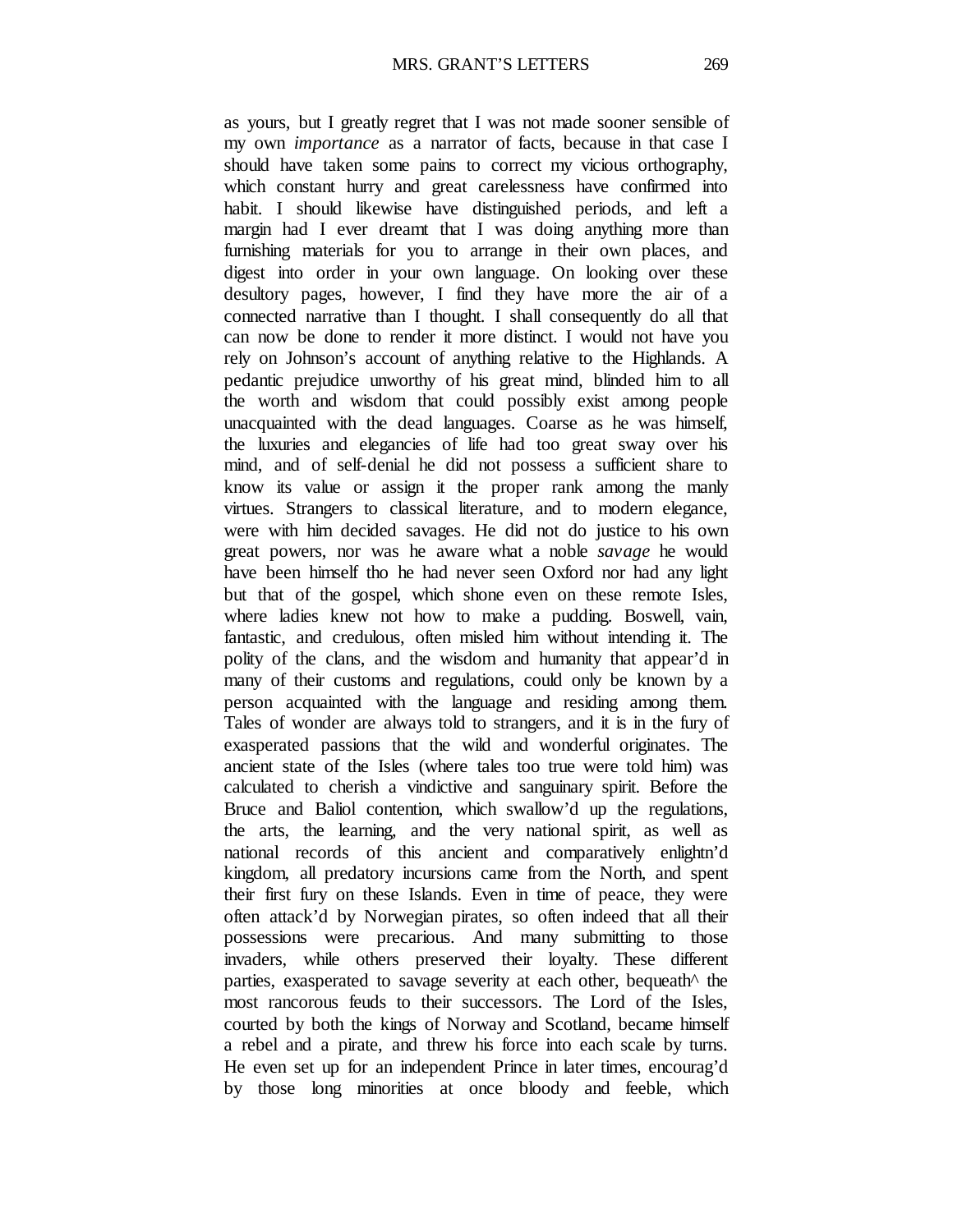as yours, but I greatly regret that I was not made sooner sensible of my own *importance* as a narrator of facts, because in that case I should have taken some pains to correct my vicious orthography, which constant hurry and great carelessness have confirmed into habit. I should likewise have distinguished periods, and left a margin had I ever dreamt that I was doing anything more than furnishing materials for you to arrange in their own places, and digest into order in your own language. On looking over these desultory pages, however, I find they have more the air of a connected narrative than I thought. I shall consequently do all that can now be done to render it more distinct. I would not have you rely on Johnson's account of anything relative to the Highlands. A pedantic prejudice unworthy of his great mind, blinded him to all the worth and wisdom that could possibly exist among people unacquainted with the dead languages. Coarse as he was himself, the luxuries and elegancies of life had too great sway over his mind, and of self-denial he did not possess a sufficient share to know its value or assign it the proper rank among the manly virtues. Strangers to classical literature, and to modern elegance, were with him decided savages. He did not do justice to his own great powers, nor was he aware what a noble *savage* he would have been himself tho he had never seen Oxford nor had any light but that of the gospel, which shone even on these remote Isles, where ladies knew not how to make a pudding. Boswell, vain, fantastic, and credulous, often misled him without intending it. The polity of the clans, and the wisdom and humanity that appear'd in many of their customs and regulations, could only be known by a person acquainted with the language and residing among them. Tales of wonder are always told to strangers, and it is in the fury of exasperated passions that the wild and wonderful originates. The ancient state of the Isles (where tales too true were told him) was calculated to cherish a vindictive and sanguinary spirit. Before the Bruce and Baliol contention, which swallow'd up the regulations, the arts, the learning, and the very national spirit, as well as national records of this ancient and comparatively enlightn'd kingdom, all predatory incursions came from the North, and spent their first fury on these Islands. Even in time of peace, they were often attack'd by Norwegian pirates, so often indeed that all their possessions were precarious. And many submitting to those invaders, while others preserved their loyalty. These different parties, exasperated to savage severity at each other, bequeath^ the most rancorous feuds to their successors. The Lord of the Isles, courted by both the kings of Norway and Scotland, became himself a rebel and a pirate, and threw his force into each scale by turns. He even set up for an independent Prince in later times, encourag'd by those long minorities at once bloody and feeble, which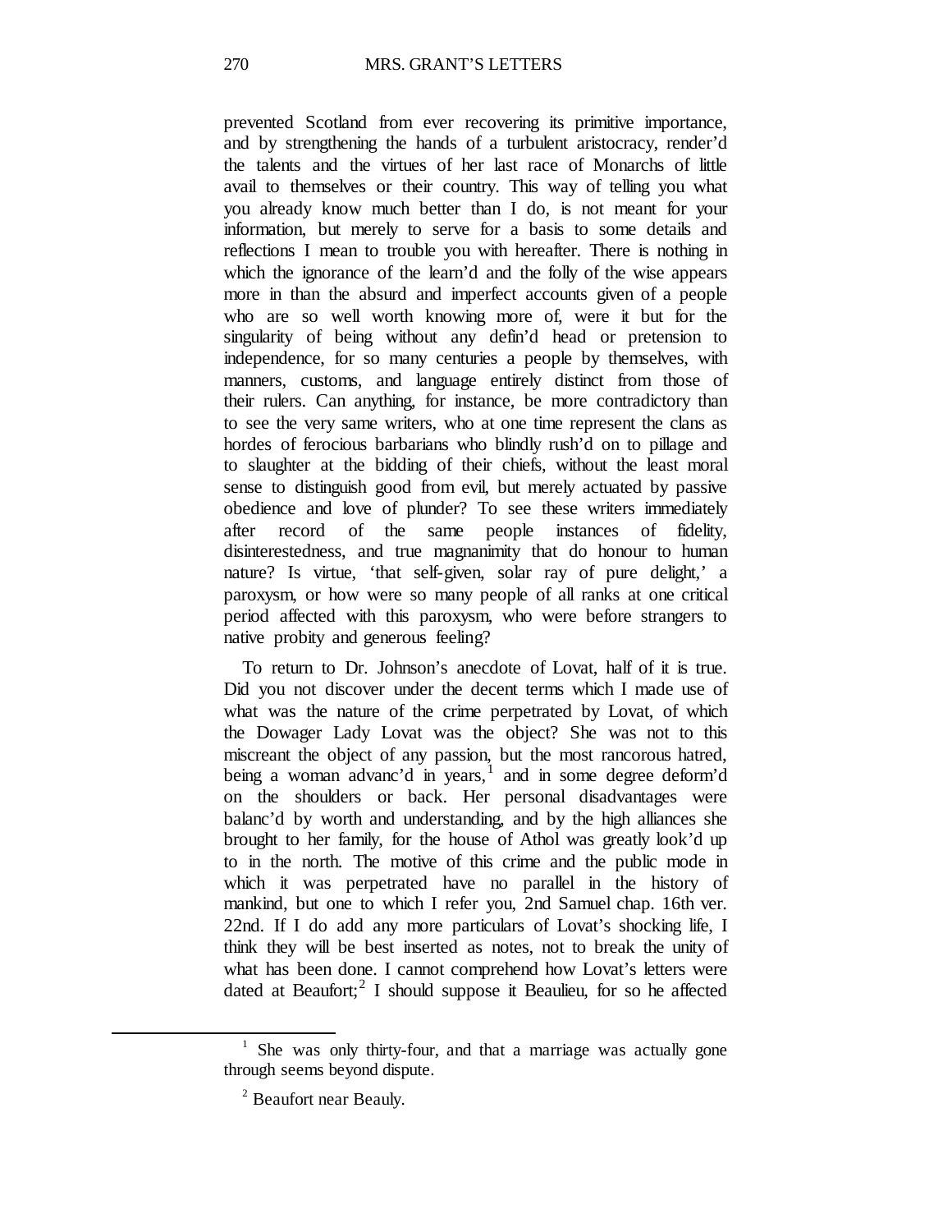prevented Scotland from ever recovering its primitive importance, and by strengthening the hands of a turbulent aristocracy, render'd the talents and the virtues of her last race of Monarchs of little avail to themselves or their country. This way of telling you what you already know much better than I do, is not meant for your information, but merely to serve for a basis to some details and reflections I mean to trouble you with hereafter. There is nothing in which the ignorance of the learn'd and the folly of the wise appears more in than the absurd and imperfect accounts given of a people who are so well worth knowing more of, were it but for the singularity of being without any defin'd head or pretension to independence, for so many centuries a people by themselves, with manners, customs, and language entirely distinct from those of their rulers. Can anything, for instance, be more contradictory than to see the very same writers, who at one time represent the clans as hordes of ferocious barbarians who blindly rush'd on to pillage and to slaughter at the bidding of their chiefs, without the least moral sense to distinguish good from evil, but merely actuated by passive obedience and love of plunder? To see these writers immediately after record of the same people instances of fidelity, disinterestedness, and true magnanimity that do honour to human nature? Is virtue, 'that self-given, solar ray of pure delight,' a paroxysm, or how were so many people of all ranks at one critical period affected with this paroxysm, who were before strangers to native probity and generous feeling?

To return to Dr. Johnson's anecdote of Lovat, half of it is true. Did you not discover under the decent terms which I made use of what was the nature of the crime perpetrated by Lovat, of which the Dowager Lady Lovat was the object? She was not to this miscreant the object of any passion, but the most rancorous hatred, being a woman advanc'd in years,[1] and in some degree deform'd on the shoulders or back. Her personal disadvantages were balanc'd by worth and understanding, and by the high alliances she brought to her family, for the house of Athol was greatly look'd up to in the north. The motive of this crime and the public mode in which it was perpetrated have no parallel in the history of mankind, but one to which I refer you, 2nd Samuel chap. 16th ver. 22nd. If I do add any more particulars of Lovat's shocking life, I think they will be best inserted as notes, not to break the unity of what has been done. I cannot comprehend how Lovat's letters were dated at Beaufort;[2] I should suppose it Beaulieu, for so he affected

[1] She was only thirty-four, and that a marriage was actually gone through seems beyond dispute.

[2] Beaufort near Beauly.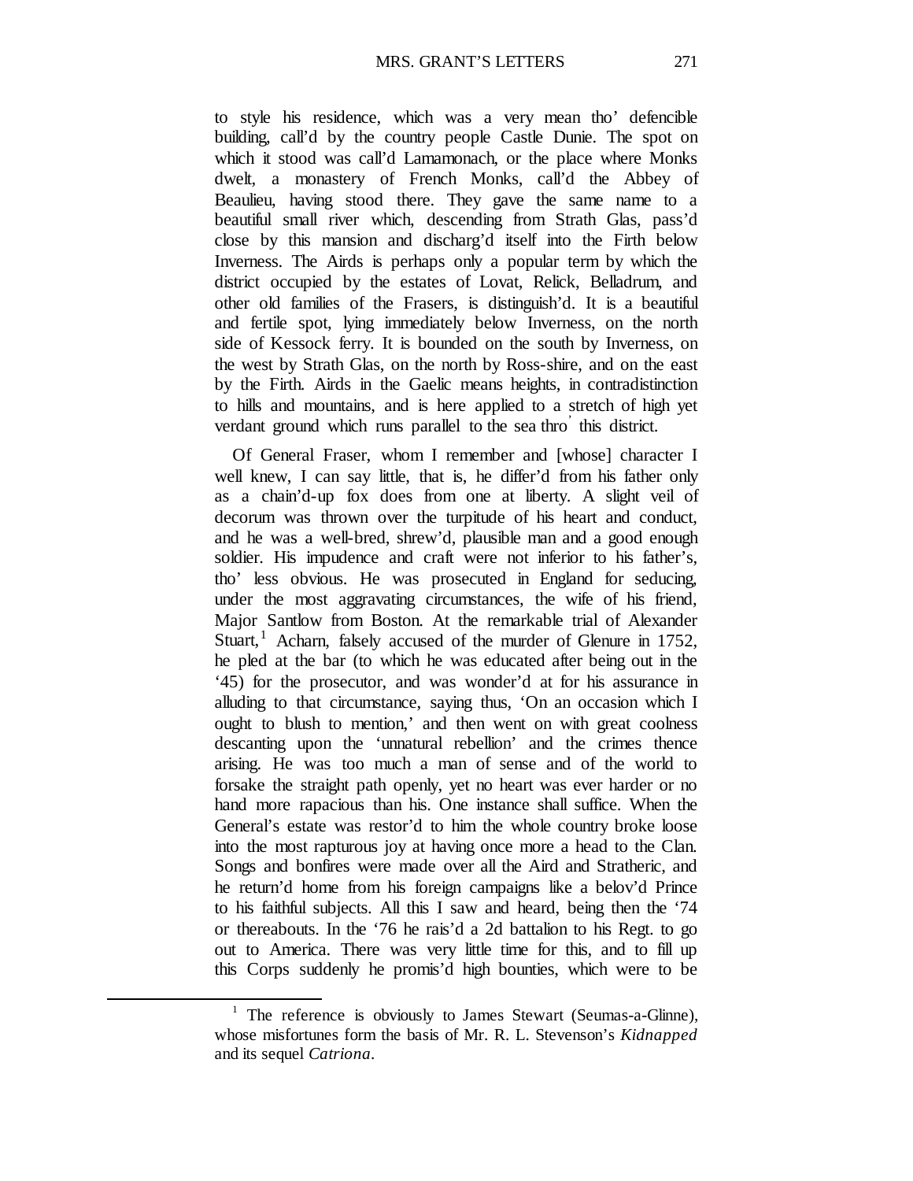to style his residence, which was a very mean tho' defencible building, call'd by the country people Castle Dunie. The spot on which it stood was call'd Lamamonach, or the place where Monks dwelt, a monastery of French Monks, call'd the Abbey of Beaulieu, having stood there. They gave the same name to a beautiful small river which, descending from Strath Glas, pass'd close by this mansion and discharg'd itself into the Firth below Inverness. The Airds is perhaps only a popular term by which the district occupied by the estates of Lovat, Relick, Belladrum, and other old families of the Frasers, is distinguish'd. It is a beautiful and fertile spot, lying immediately below Inverness, on the north side of Kessock ferry. It is bounded on the south by Inverness, on the west by Strath Glas, on the north by Ross-shire, and on the east by the Firth. Airds in the Gaelic means heights, in contradistinction to hills and mountains, and is here applied to a stretch of high yet verdant ground which runs parallel to the sea thro' this district.

Of General Fraser, whom I remember and [whose] character I well knew, I can say little, that is, he differ'd from his father only as a chain'd-up fox does from one at liberty. A slight veil of decorum was thrown over the turpitude of his heart and conduct, and he was a well-bred, shrew'd, plausible man and a good enough soldier. His impudence and craft were not inferior to his father's, tho' less obvious. He was prosecuted in England for seducing, under the most aggravating circumstances, the wife of his friend, Major Santlow from Boston. At the remarkable trial of Alexander Stuart,[1] Acharn, falsely accused of the murder of Glenure in 1752, he pled at the bar (to which he was educated after being out in the '45) for the prosecutor, and was wonder'd at for his assurance in alluding to that circumstance, saying thus, 'On an occasion which I ought to blush to mention,' and then went on with great coolness descanting upon the 'unnatural rebellion' and the crimes thence arising. He was too much a man of sense and of the world to forsake the straight path openly, yet no heart was ever harder or no hand more rapacious than his. One instance shall suffice. When the General's estate was restor'd to him the whole country broke loose into the most rapturous joy at having once more a head to the Clan. Songs and bonfires were made over all the Aird and Stratheric, and he return'd home from his foreign campaigns like a belov'd Prince to his faithful subjects. All this I saw and heard, being then the '74 or thereabouts. In the '76 he rais'd a 2d battalion to his Regt. to go out to America. There was very little time for this, and to fill up this Corps suddenly he promis'd high bounties, which were to be

[1] The reference is obviously to James Stewart (Seumas-a-Glinne), whose misfortunes form the basis of Mr. R. L. Stevenson's *Kidnapped* and its sequel *Catriona*.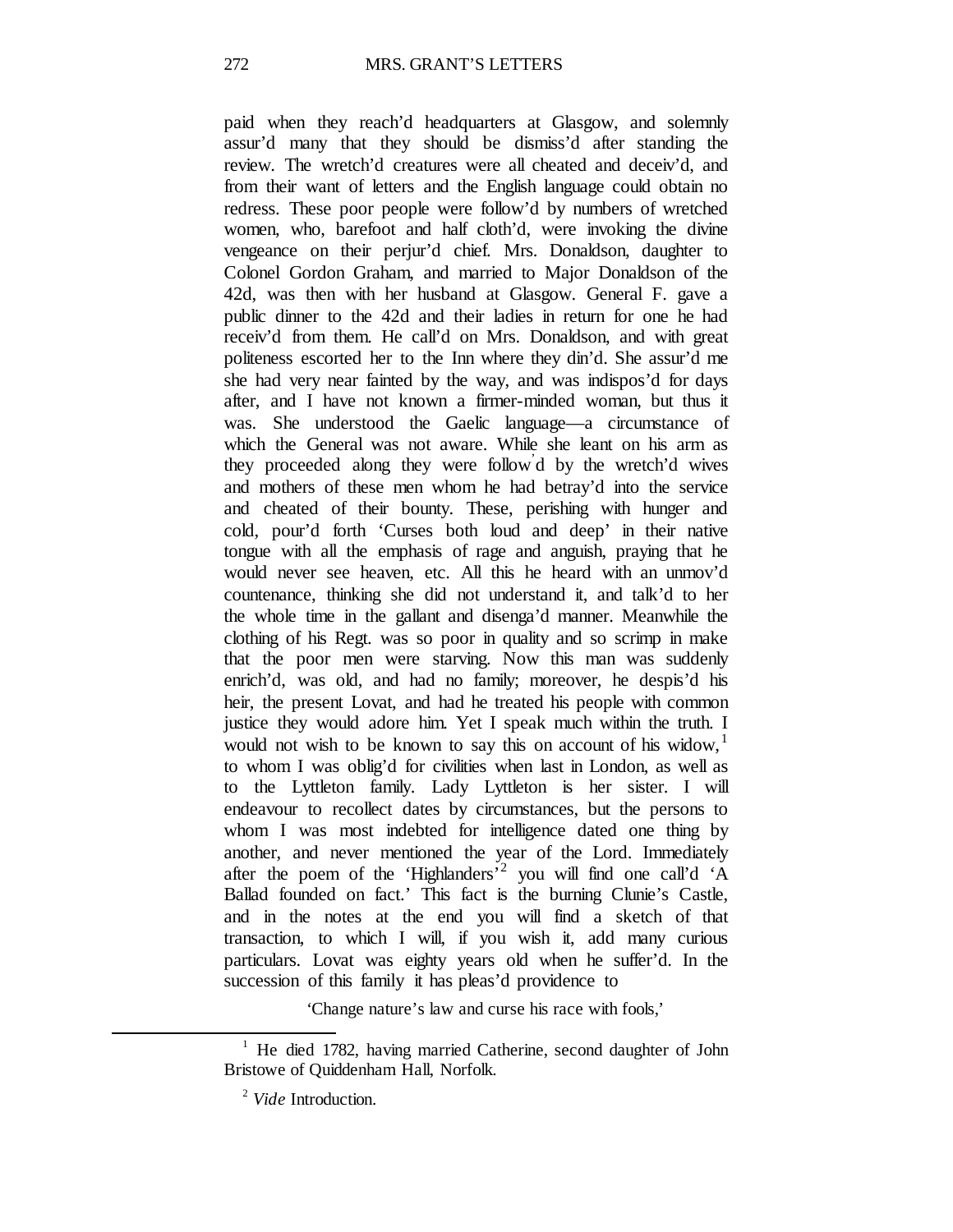paid when they reach'd headquarters at Glasgow, and solemnly assur'd many that they should be dismiss'd after standing the review. The wretch'd creatures were all cheated and deceiv'd, and from their want of letters and the English language could obtain no redress. These poor people were follow'd by numbers of wretched women, who, barefoot and half cloth'd, were invoking the divine vengeance on their perjur'd chief. Mrs. Donaldson, daughter to Colonel Gordon Graham, and married to Major Donaldson of the 42d, was then with her husband at Glasgow. General F. gave a public dinner to the 42d and their ladies in return for one he had receiv'd from them. He call'd on Mrs. Donaldson, and with great politeness escorted her to the Inn where they din'd. She assur'd me she had very near fainted by the way, and was indispos'd for days after, and I have not known a firmer-minded woman, but thus it was. She understood the Gaelic language—a circumstance of which the General was not aware. While she leant on his arm as they proceeded along they were follow'd by the wretch'd wives and mothers of these men whom he had betray'd into the service and cheated of their bounty. These, perishing with hunger and cold, pour'd forth 'Curses both loud and deep' in their native tongue with all the emphasis of rage and anguish, praying that he would never see heaven, etc. All this he heard with an unmov'd countenance, thinking she did not understand it, and talk'd to her the whole time in the gallant and disenga'd manner. Meanwhile the clothing of his Regt. was so poor in quality and so scrimp in make that the poor men were starving. Now this man was suddenly enrich'd, was old, and had no family; moreover, he despis'd his heir, the present Lovat, and had he treated his people with common justice they would adore him. Yet I speak much within the truth. I would not wish to be known to say this on account of his widow,[1] to whom I was oblig'd for civilities when last in London, as well as to the Lyttleton family. Lady Lyttleton is her sister. I will endeavour to recollect dates by circumstances, but the persons to whom I was most indebted for intelligence dated one thing by another, and never mentioned the year of the Lord. Immediately after the poem of the 'Highlanders'[2] you will find one call'd 'A Ballad founded on fact.' This fact is the burning Clunie's Castle, and in the notes at the end you will find a sketch of that transaction, to which I will, if you wish it, add many curious particulars. Lovat was eighty years old when he suffer'd. In the succession of this family it has pleas'd providence to

'Change nature's law and curse his race with fools,'

---

[1] He died 1782, having married Catherine, second daughter of John Bristowe of Quiddenham Hall, Norfolk.

[2] *Vide* Introduction.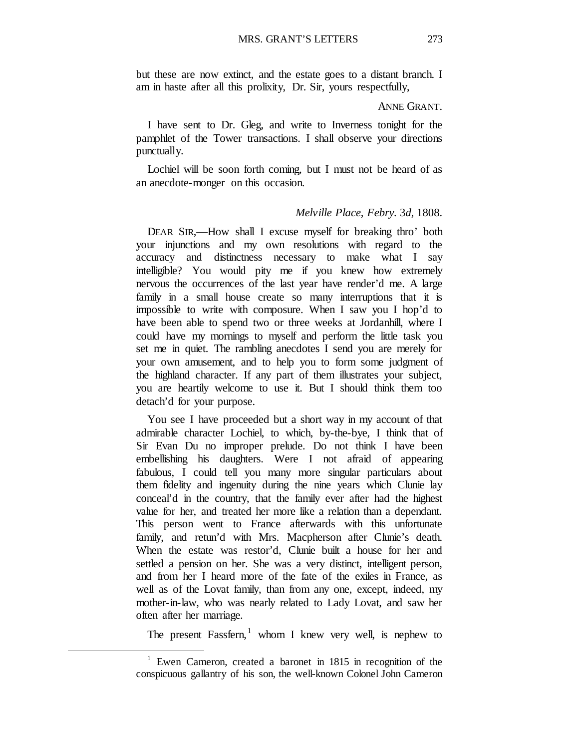but these are now extinct, and the estate goes to a distant branch. I am in haste after all this prolixity, Dr. Sir, yours respectfully,

ANNE GRANT.

I have sent to Dr. Gleg, and write to Inverness tonight for the pamphlet of the Tower transactions. I shall observe your directions punctually.

Lochiel will be soon forth coming, but I must not be heard of as an anecdote-monger on this occasion.

*Melville Place, Febry.* 3*d*, 1808.

DEAR SIR,—How shall I excuse myself for breaking thro' both your injunctions and my own resolutions with regard to the accuracy and distinctness necessary to make what I say intelligible? You would pity me if you knew how extremely nervous the occurrences of the last year have render'd me. A large family in a small house create so many interruptions that it is impossible to write with composure. When I saw you I hop'd to have been able to spend two or three weeks at Jordanhill, where I could have my mornings to myself and perform the little task you set me in quiet. The rambling anecdotes I send you are merely for your own amusement, and to help you to form some judgment of the highland character. If any part of them illustrates your subject, you are heartily welcome to use it. But I should think them too detach'd for your purpose.

You see I have proceeded but a short way in my account of that admirable character Lochiel, to which, by-the-bye, I think that of Sir Evan Du no improper prelude. Do not think I have been embellishing his daughters. Were I not afraid of appearing fabulous, I could tell you many more singular particulars about them fidelity and ingenuity during the nine years which Clunie lay conceal'd in the country, that the family ever after had the highest value for her, and treated her more like a relation than a dependant. This person went to France afterwards with this unfortunate family, and retun'd with Mrs. Macpherson after Clunie's death. When the estate was restor'd, Clunie built a house for her and settled a pension on her. She was a very distinct, intelligent person, and from her I heard more of the fate of the exiles in France, as well as of the Lovat family, than from any one, except, indeed, my mother-in-law, who was nearly related to Lady Lovat, and saw her often after her marriage.

The present Fassfern,[1] whom I knew very well, is nephew to

[1] Ewen Cameron, created a baronet in 1815 in recognition of the conspicuous gallantry of his son, the well-known Colonel John Cameron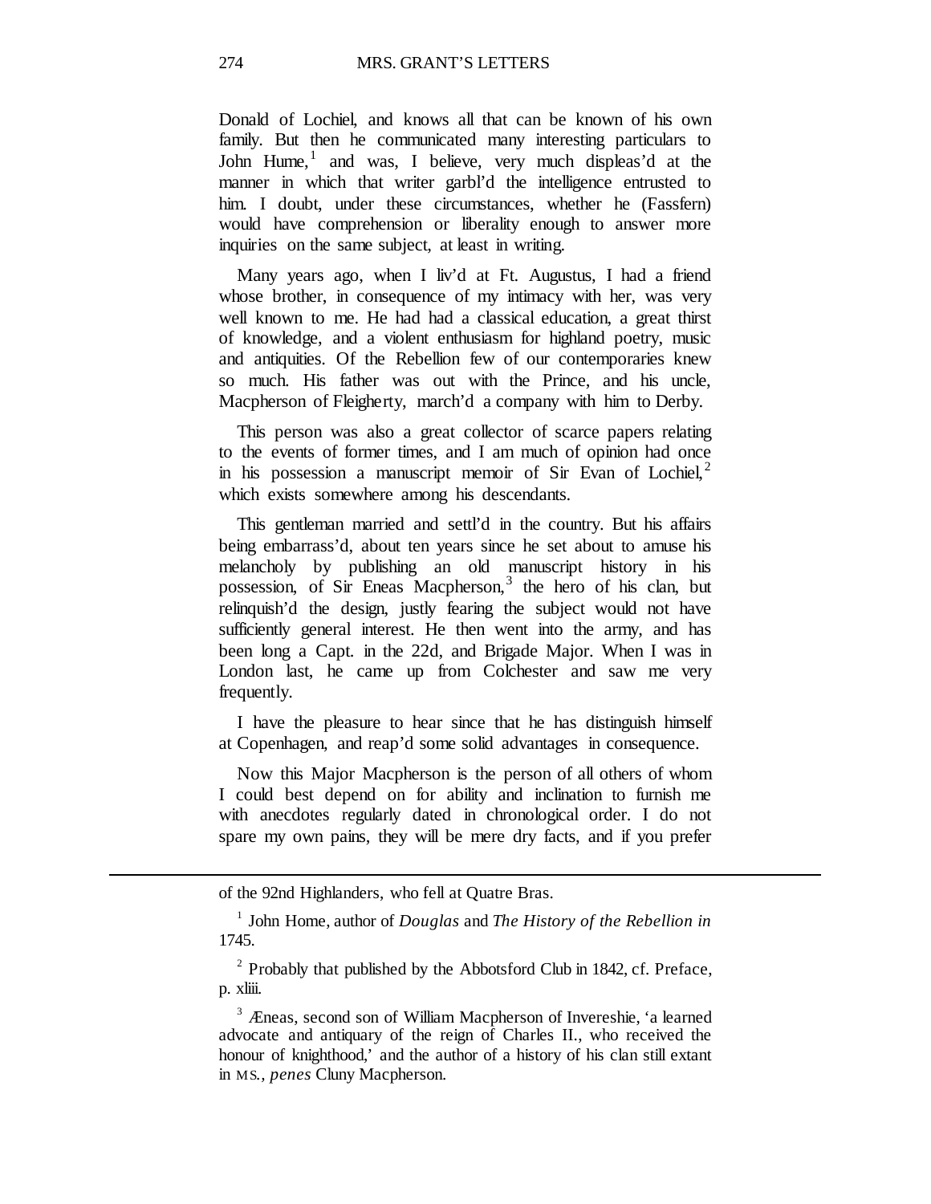Donald of Lochiel, and knows all that can be known of his own family. But then he communicated many interesting particulars to John Hume,[1] and was, I believe, very much displeas'd at the manner in which that writer garbl'd the intelligence entrusted to him. I doubt, under these circumstances, whether he (Fassfern) would have comprehension or liberality enough to answer more inquiries on the same subject, at least in writing.

Many years ago, when I liv'd at Ft. Augustus, I had a friend whose brother, in consequence of my intimacy with her, was very well known to me. He had had a classical education, a great thirst of knowledge, and a violent enthusiasm for highland poetry, music and antiquities. Of the Rebellion few of our contemporaries knew so much. His father was out with the Prince, and his uncle, Macpherson of Fleigherty, march'd a company with him to Derby.

This person was also a great collector of scarce papers relating to the events of former times, and I am much of opinion had once in his possession a manuscript memoir of Sir Evan of Lochiel,[2] which exists somewhere among his descendants.

This gentleman married and settl'd in the country. But his affairs being embarrass'd, about ten years since he set about to amuse his melancholy by publishing an old manuscript history in his possession, of Sir Eneas Macpherson,[3] the hero of his clan, but relinquish'd the design, justly fearing the subject would not have sufficiently general interest. He then went into the army, and has been long a Capt. in the 22d, and Brigade Major. When I was in London last, he came up from Colchester and saw me very frequently.

I have the pleasure to hear since that he has distinguish himself at Copenhagen, and reap'd some solid advantages in consequence.

Now this Major Macpherson is the person of all others of whom I could best depend on for ability and inclination to furnish me with anecdotes regularly dated in chronological order. I do not spare my own pains, they will be mere dry facts, and if you prefer

---

of the 92nd Highlanders, who fell at Quatre Bras.

[1] John Home, author of *Douglas* and *The History of the Rebellion in* 1745.

[2] Probably that published by the Abbotsford Club in 1842, cf. Preface, p. xliii.

[3] Æneas, second son of William Macpherson of Invereshie, 'a learned advocate and antiquary of the reign of Charles II., who received the honour of knighthood,' and the author of a history of his clan still extant in MS., *penes* Cluny Macpherson.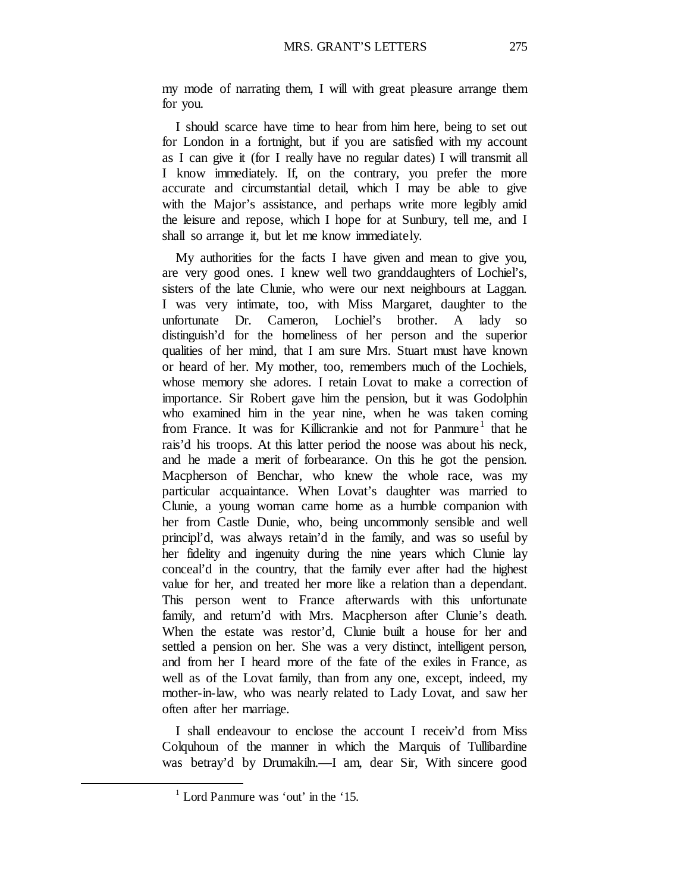my mode of narrating them, I will with great pleasure arrange them for you.

I should scarce have time to hear from him here, being to set out for London in a fortnight, but if you are satisfied with my account as I can give it (for I really have no regular dates) I will transmit all I know immediately. If, on the contrary, you prefer the more accurate and circumstantial detail, which I may be able to give with the Major's assistance, and perhaps write more legibly amid the leisure and repose, which I hope for at Sunbury, tell me, and I shall so arrange it, but let me know immediately.

My authorities for the facts I have given and mean to give you, are very good ones. I knew well two granddaughters of Lochiel's, sisters of the late Clunie, who were our next neighbours at Laggan. I was very intimate, too, with Miss Margaret, daughter to the unfortunate Dr. Cameron, Lochiel's brother. A lady so distinguish'd for the homeliness of her person and the superior qualities of her mind, that I am sure Mrs. Stuart must have known or heard of her. My mother, too, remembers much of the Lochiels, whose memory she adores. I retain Lovat to make a correction of importance. Sir Robert gave him the pension, but it was Godolphin who examined him in the year nine, when he was taken coming from France. It was for Killicrankie and not for Panmure[1] that he rais'd his troops. At this latter period the noose was about his neck, and he made a merit of forbearance. On this he got the pension. Macpherson of Benchar, who knew the whole race, was my particular acquaintance. When Lovat's daughter was married to Clunie, a young woman came home as a humble companion with her from Castle Dunie, who, being uncommonly sensible and well principl'd, was always retain'd in the family, and was so useful by her fidelity and ingenuity during the nine years which Clunie lay conceal'd in the country, that the family ever after had the highest value for her, and treated her more like a relation than a dependant. This person went to France afterwards with this unfortunate family, and return'd with Mrs. Macpherson after Clunie's death. When the estate was restor'd, Clunie built a house for her and settled a pension on her. She was a very distinct, intelligent person, and from her I heard more of the fate of the exiles in France, as well as of the Lovat family, than from any one, except, indeed, my mother-in-law, who was nearly related to Lady Lovat, and saw her often after her marriage.

I shall endeavour to enclose the account I receiv'd from Miss Colquhoun of the manner in which the Marquis of Tullibardine was betray'd by Drumakiln.—I am, dear Sir, With sincere good

[1] Lord Panmure was 'out' in the '15.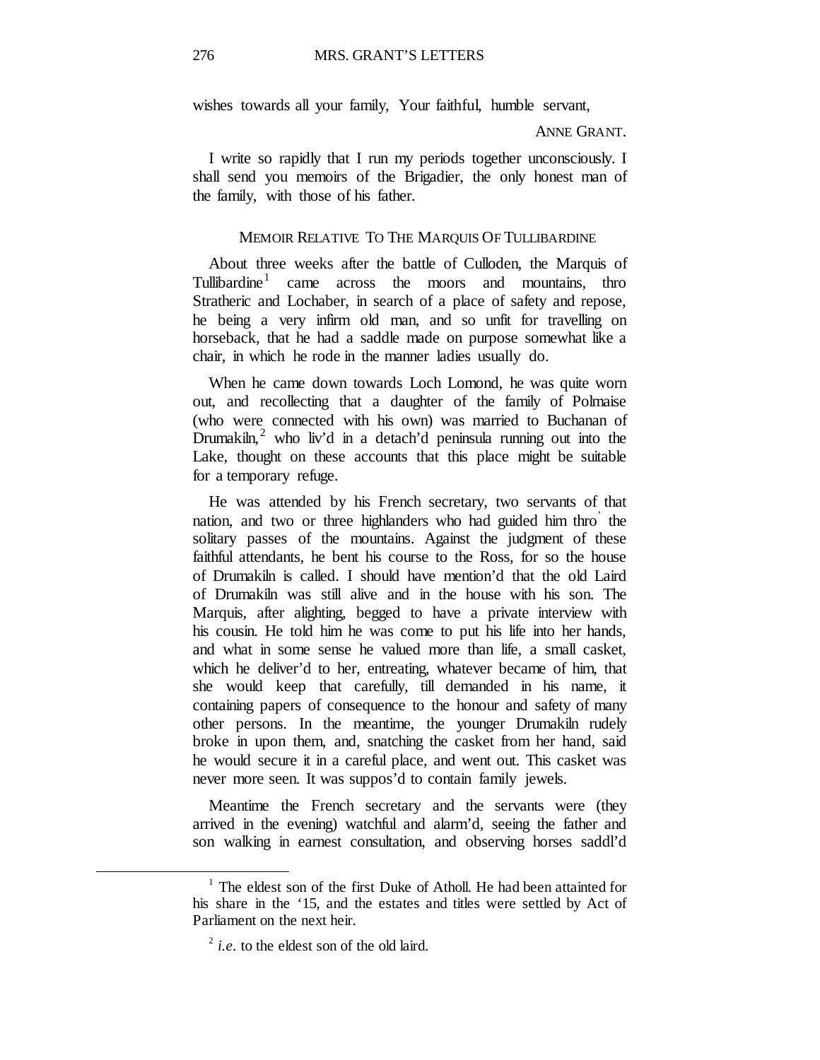wishes towards all your family, Your faithful, humble servant,

ANNE GRANT.

I write so rapidly that I run my periods together unconsciously. I shall send you memoirs of the Brigadier, the only honest man of the family, with those of his father.

## MEMOIR RELATIVE TO THE MARQUIS OF TULLIBARDINE

About three weeks after the battle of Culloden, the Marquis of Tullibardine[1] came across the moors and mountains, thro Stratheric and Lochaber, in search of a place of safety and repose, he being a very infirm old man, and so unfit for travelling on horseback, that he had a saddle made on purpose somewhat like a chair, in which he rode in the manner ladies usually do.

When he came down towards Loch Lomond, he was quite worn out, and recollecting that a daughter of the family of Polmaise (who were connected with his own) was married to Buchanan of Drumakiln,[2] who liv'd in a detach'd peninsula running out into the Lake, thought on these accounts that this place might be suitable for a temporary refuge.

He was attended by his French secretary, two servants of that nation, and two or three highlanders who had guided him thro' the solitary passes of the mountains. Against the judgment of these faithful attendants, he bent his course to the Ross, for so the house of Drumakiln is called. I should have mention'd that the old Laird of Drumakiln was still alive and in the house with his son. The Marquis, after alighting, begged to have a private interview with his cousin. He told him he was come to put his life into her hands, and what in some sense he valued more than life, a small casket, which he deliver'd to her, entreating, whatever became of him, that she would keep that carefully, till demanded in his name, it containing papers of consequence to the honour and safety of many other persons. In the meantime, the younger Drumakiln rudely broke in upon them, and, snatching the casket from her hand, said he would secure it in a careful place, and went out. This casket was never more seen. It was suppos'd to contain family jewels.

Meantime the French secretary and the servants were (they arrived in the evening) watchful and alarm'd, seeing the father and son walking in earnest consultation, and observing horses saddl'd

[1] The eldest son of the first Duke of Atholl. He had been attainted for his share in the '15, and the estates and titles were settled by Act of Parliament on the next heir.

[2] *i.e.* to the eldest son of the old laird.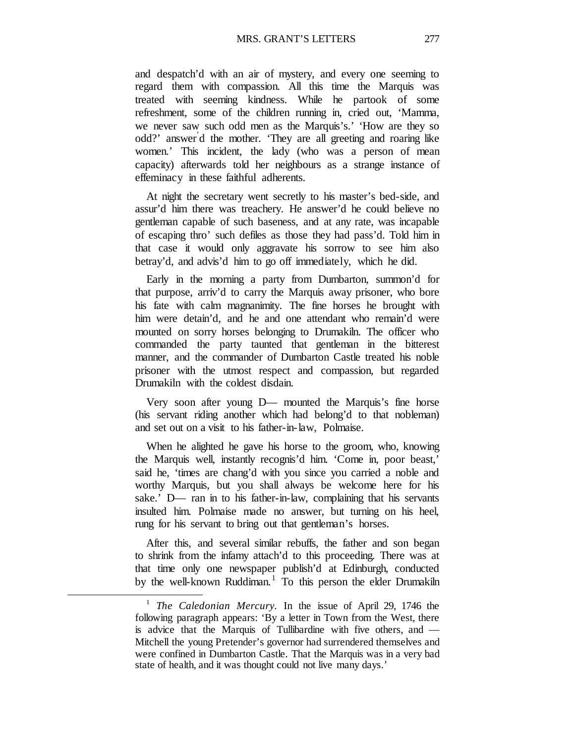and despatch'd with an air of mystery, and every one seeming to regard them with compassion. All this time the Marquis was treated with seeming kindness. While he partook of some refreshment, some of the children running in, cried out, 'Mamma, we never saw such odd men as the Marquis's.' 'How are they so odd?' answer'd the mother. 'They are all greeting and roaring like women.' This incident, the lady (who was a person of mean capacity) afterwards told her neighbours as a strange instance of effeminacy in these faithful adherents.

At night the secretary went secretly to his master's bed-side, and assur'd him there was treachery. He answer'd he could believe no gentleman capable of such baseness, and at any rate, was incapable of escaping thro' such defiles as those they had pass'd. Told him in that case it would only aggravate his sorrow to see him also betray'd, and advis'd him to go off immediately, which he did.

Early in the morning a party from Dumbarton, summon'd for that purpose, arriv'd to carry the Marquis away prisoner, who bore his fate with calm magnanimity. The fine horses he brought with him were detain'd, and he and one attendant who remain'd were mounted on sorry horses belonging to Drumakiln. The officer who commanded the party taunted that gentleman in the bitterest manner, and the commander of Dumbarton Castle treated his noble prisoner with the utmost respect and compassion, but regarded Drumakiln with the coldest disdain.

Very soon after young D— mounted the Marquis's fine horse (his servant riding another which had belong'd to that nobleman) and set out on a visit to his father-in-law, Polmaise.

When he alighted he gave his horse to the groom, who, knowing the Marquis well, instantly recognis'd him. 'Come in, poor beast,' said he, 'times are chang'd with you since you carried a noble and worthy Marquis, but you shall always be welcome here for his sake.' D— ran in to his father-in-law, complaining that his servants insulted him. Polmaise made no answer, but turning on his heel, rung for his servant to bring out that gentleman's horses.

After this, and several similar rebuffs, the father and son began to shrink from the infamy attach'd to this proceeding. There was at that time only one newspaper publish'd at Edinburgh, conducted by the well-known Ruddiman.[1] To this person the elder Drumakiln

[1] *The Caledonian Mercury*. In the issue of April 29, 1746 the following paragraph appears: 'By a letter in Town from the West, there is advice that the Marquis of Tullibardine with five others, and — Mitchell the young Pretender's governor had surrendered themselves and were confined in Dumbarton Castle. That the Marquis was in a very bad state of health, and it was thought could not live many days.'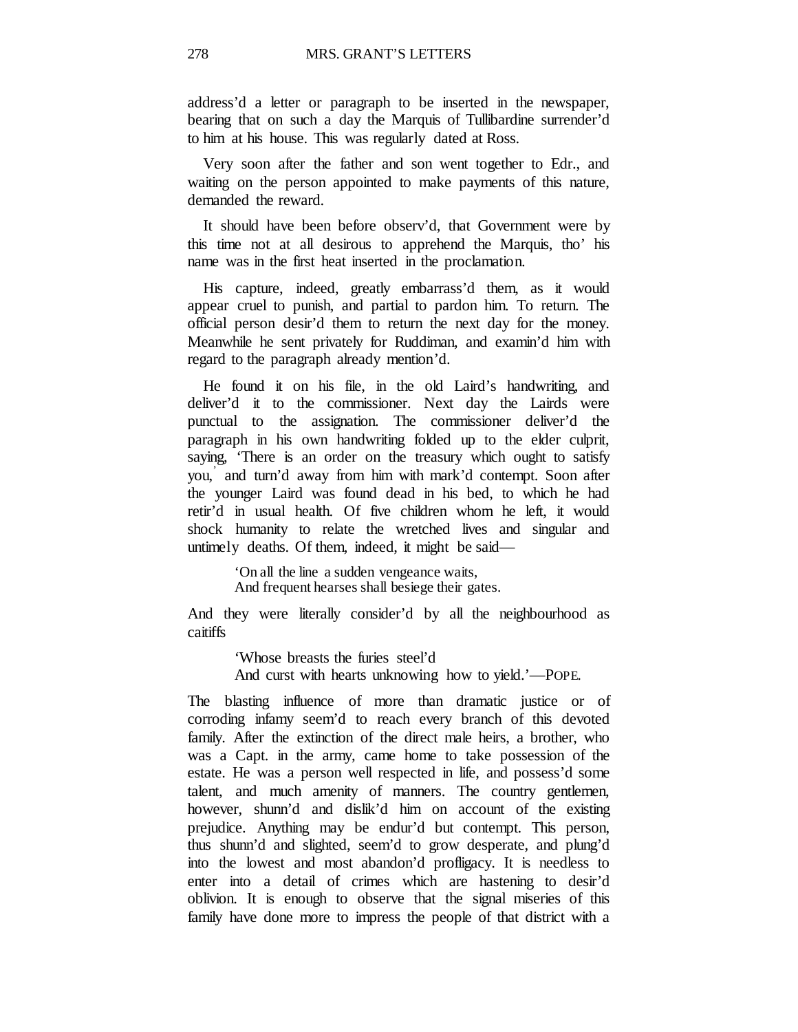address'd a letter or paragraph to be inserted in the newspaper, bearing that on such a day the Marquis of Tullibardine surrender'd to him at his house. This was regularly dated at Ross.

Very soon after the father and son went together to Edr., and waiting on the person appointed to make payments of this nature, demanded the reward.

It should have been before observ'd, that Government were by this time not at all desirous to apprehend the Marquis, tho' his name was in the first heat inserted in the proclamation.

His capture, indeed, greatly embarrass'd them, as it would appear cruel to punish, and partial to pardon him. To return. The official person desir'd them to return the next day for the money. Meanwhile he sent privately for Ruddiman, and examin'd him with regard to the paragraph already mention'd.

He found it on his file, in the old Laird's handwriting, and deliver'd it to the commissioner. Next day the Lairds were punctual to the assignation. The commissioner deliver'd the paragraph in his own handwriting folded up to the elder culprit, saying, 'There is an order on the treasury which ought to satisfy you,' and turn'd away from him with mark'd contempt. Soon after the younger Laird was found dead in his bed, to which he had retir'd in usual health. Of five children whom he left, it would shock humanity to relate the wretched lives and singular and untimely deaths. Of them, indeed, it might be said—

> 'On all the line a sudden vengeance waits,
> And frequent hearses shall besiege their gates.

And they were literally consider'd by all the neighbourhood as caitiffs

> 'Whose breasts the furies steel'd
> And curst with hearts unknowing how to yield.'—POPE.

The blasting influence of more than dramatic justice or of corroding infamy seem'd to reach every branch of this devoted family. After the extinction of the direct male heirs, a brother, who was a Capt. in the army, came home to take possession of the estate. He was a person well respected in life, and possess'd some talent, and much amenity of manners. The country gentlemen, however, shunn'd and dislik'd him on account of the existing prejudice. Anything may be endur'd but contempt. This person, thus shunn'd and slighted, seem'd to grow desperate, and plung'd into the lowest and most abandon'd profligacy. It is needless to enter into a detail of crimes which are hastening to desir'd oblivion. It is enough to observe that the signal miseries of this family have done more to impress the people of that district with a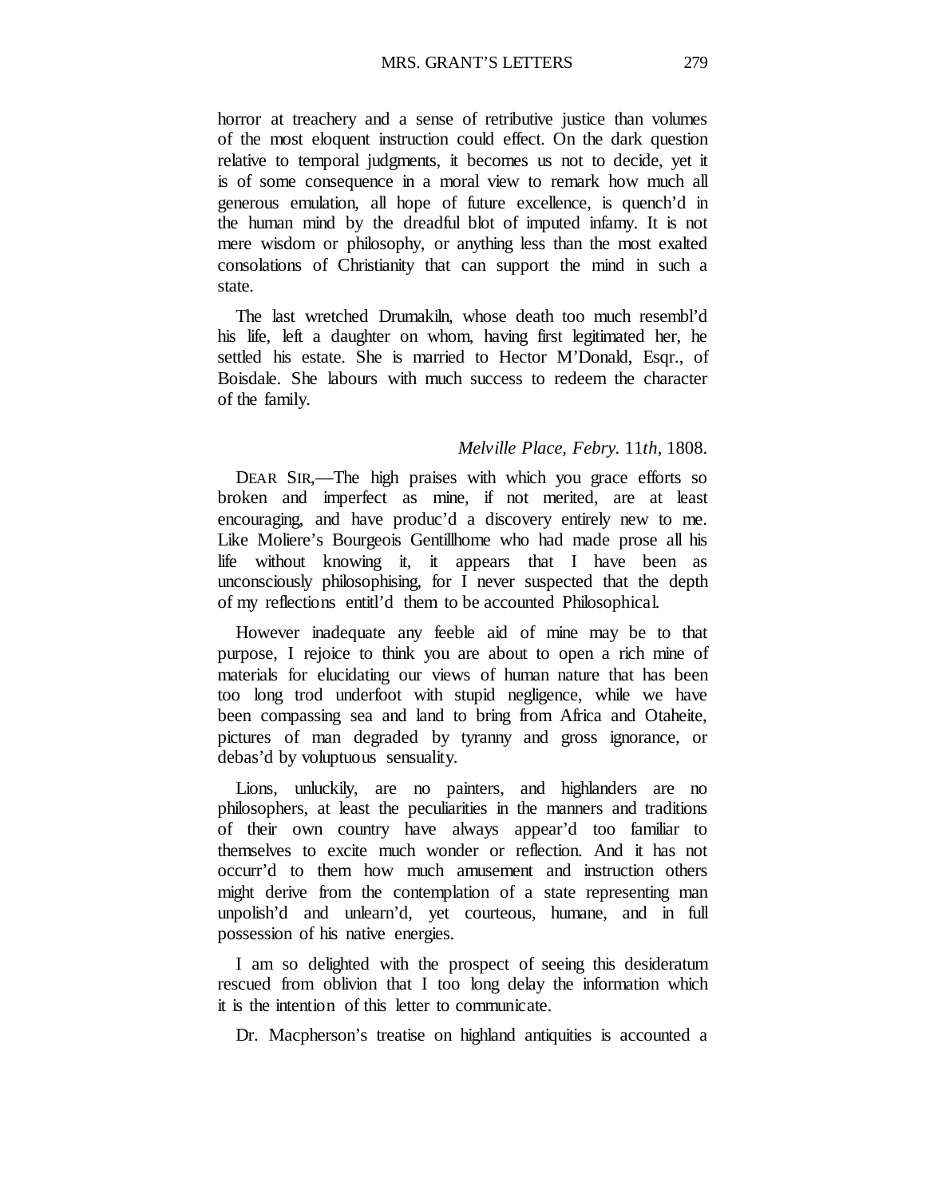horror at treachery and a sense of retributive justice than volumes of the most eloquent instruction could effect. On the dark question relative to temporal judgments, it becomes us not to decide, yet it is of some consequence in a moral view to remark how much all generous emulation, all hope of future excellence, is quench'd in the human mind by the dreadful blot of imputed infamy. It is not mere wisdom or philosophy, or anything less than the most exalted consolations of Christianity that can support the mind in such a state.

The last wretched Drumakiln, whose death too much resembl'd his life, left a daughter on whom, having first legitimated her, he settled his estate. She is married to Hector M'Donald, Esqr., of Boisdale. She labours with much success to redeem the character of the family.

*Melville Place, Febry.* 11*th,* 1808.

DEAR SIR,—The high praises with which you grace efforts so broken and imperfect as mine, if not merited, are at least encouraging, and have produc'd a discovery entirely new to me. Like Moliere's Bourgeois Gentillhome who had made prose all his life without knowing it, it appears that I have been as unconsciously philosophising, for I never suspected that the depth of my reflections entitl'd them to be accounted Philosophical.

However inadequate any feeble aid of mine may be to that purpose, I rejoice to think you are about to open a rich mine of materials for elucidating our views of human nature that has been too long trod underfoot with stupid negligence, while we have been compassing sea and land to bring from Africa and Otaheite, pictures of man degraded by tyranny and gross ignorance, or debas'd by voluptuous sensuality.

Lions, unluckily, are no painters, and highlanders are no philosophers, at least the peculiarities in the manners and traditions of their own country have always appear'd too familiar to themselves to excite much wonder or reflection. And it has not occurr'd to them how much amusement and instruction others might derive from the contemplation of a state representing man unpolish'd and unlearn'd, yet courteous, humane, and in full possession of his native energies.

I am so delighted with the prospect of seeing this desideratum rescued from oblivion that I too long delay the information which it is the intention of this letter to communicate.

Dr. Macpherson's treatise on highland antiquities is accounted a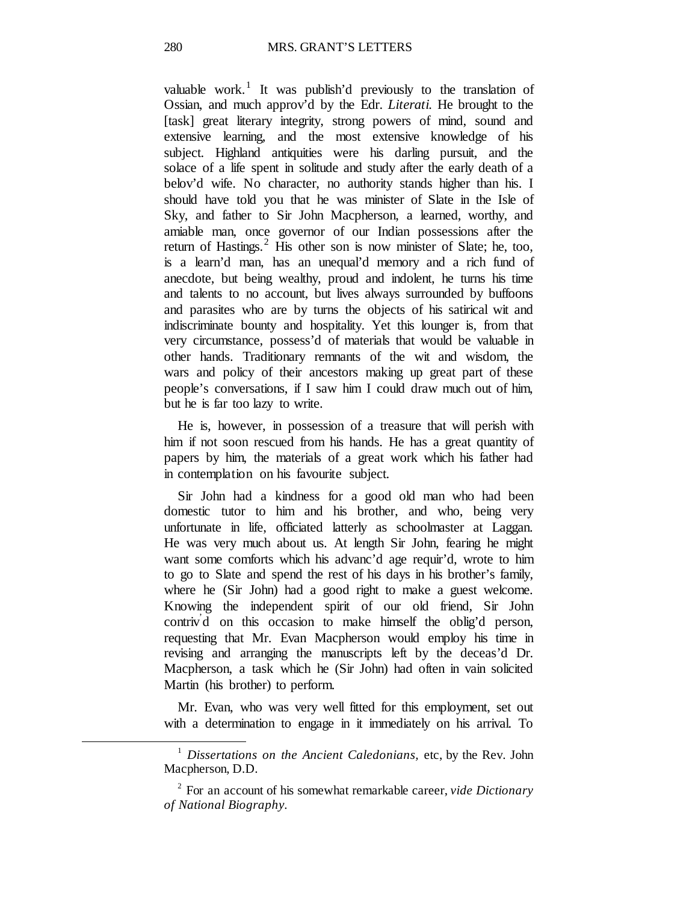valuable work.[1] It was publish'd previously to the translation of Ossian, and much approv'd by the Edr. *Literati.* He brought to the [task] great literary integrity, strong powers of mind, sound and extensive learning, and the most extensive knowledge of his subject. Highland antiquities were his darling pursuit, and the solace of a life spent in solitude and study after the early death of a belov'd wife. No character, no authority stands higher than his. I should have told you that he was minister of Slate in the Isle of Sky, and father to Sir John Macpherson, a learned, worthy, and amiable man, once governor of our Indian possessions after the return of Hastings.[2] His other son is now minister of Slate; he, too, is a learn'd man, has an unequal'd memory and a rich fund of anecdote, but being wealthy, proud and indolent, he turns his time and talents to no account, but lives always surrounded by buffoons and parasites who are by turns the objects of his satirical wit and indiscriminate bounty and hospitality. Yet this lounger is, from that very circumstance, possess'd of materials that would be valuable in other hands. Traditionary remnants of the wit and wisdom, the wars and policy of their ancestors making up great part of these people's conversations, if I saw him I could draw much out of him, but he is far too lazy to write.

He is, however, in possession of a treasure that will perish with him if not soon rescued from his hands. He has a great quantity of papers by him, the materials of a great work which his father had in contemplation on his favourite subject.

Sir John had a kindness for a good old man who had been domestic tutor to him and his brother, and who, being very unfortunate in life, officiated latterly as schoolmaster at Laggan. He was very much about us. At length Sir John, fearing he might want some comforts which his advanc'd age requir'd, wrote to him to go to Slate and spend the rest of his days in his brother's family, where he (Sir John) had a good right to make a guest welcome. Knowing the independent spirit of our old friend, Sir John contriv'd on this occasion to make himself the oblig'd person, requesting that Mr. Evan Macpherson would employ his time in revising and arranging the manuscripts left by the deceas'd Dr. Macpherson, a task which he (Sir John) had often in vain solicited Martin (his brother) to perform.

Mr. Evan, who was very well fitted for this employment, set out with a determination to engage in it immediately on his arrival. To

---

[1] *Dissertations on the Ancient Caledonians,* etc, by the Rev. John Macpherson, D.D.

[2] For an account of his somewhat remarkable career, *vide Dictionary of National Biography.*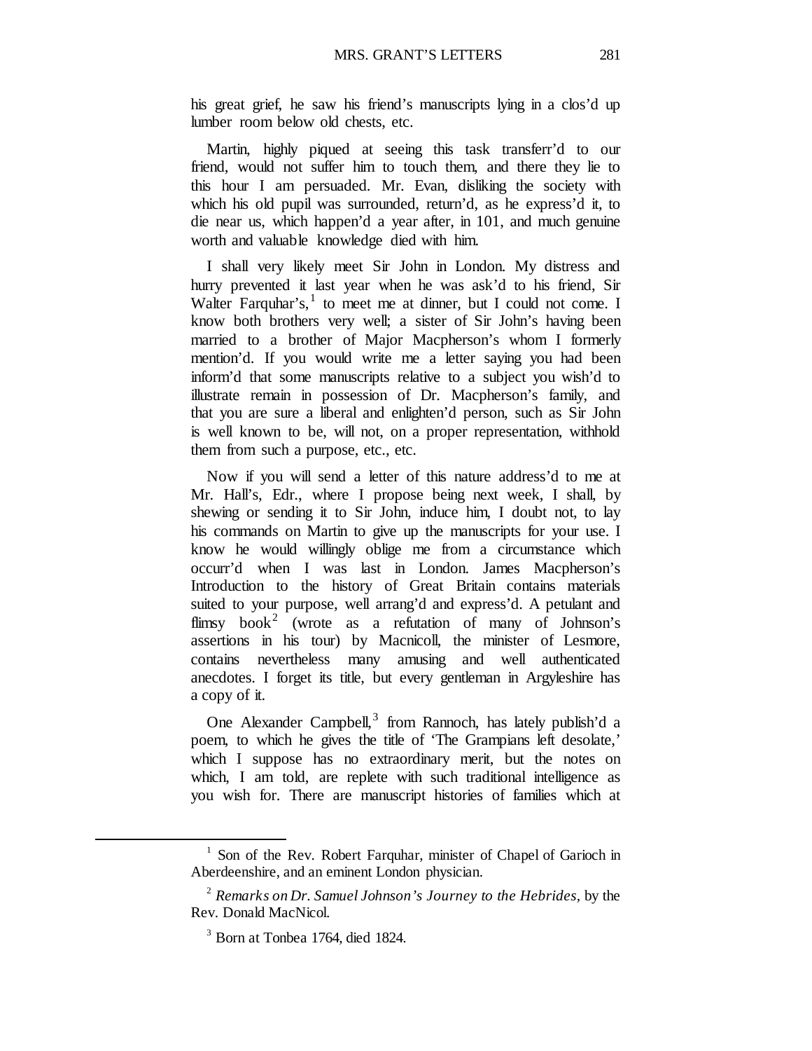his great grief, he saw his friend's manuscripts lying in a clos'd up lumber room below old chests, etc.

Martin, highly piqued at seeing this task transferr'd to our friend, would not suffer him to touch them, and there they lie to this hour I am persuaded. Mr. Evan, disliking the society with which his old pupil was surrounded, return'd, as he express'd it, to die near us, which happen'd a year after, in 101, and much genuine worth and valuable knowledge died with him.

I shall very likely meet Sir John in London. My distress and hurry prevented it last year when he was ask'd to his friend, Sir Walter Farquhar's,[1] to meet me at dinner, but I could not come. I know both brothers very well; a sister of Sir John's having been married to a brother of Major Macpherson's whom I formerly mention'd. If you would write me a letter saying you had been inform'd that some manuscripts relative to a subject you wish'd to illustrate remain in possession of Dr. Macpherson's family, and that you are sure a liberal and enlighten'd person, such as Sir John is well known to be, will not, on a proper representation, withhold them from such a purpose, etc., etc.

Now if you will send a letter of this nature address'd to me at Mr. Hall's, Edr., where I propose being next week, I shall, by shewing or sending it to Sir John, induce him, I doubt not, to lay his commands on Martin to give up the manuscripts for your use. I know he would willingly oblige me from a circumstance which occurr'd when I was last in London. James Macpherson's Introduction to the history of Great Britain contains materials suited to your purpose, well arrang'd and express'd. A petulant and flimsy book[2] (wrote as a refutation of many of Johnson's assertions in his tour) by Macnicoll, the minister of Lesmore, contains nevertheless many amusing and well authenticated anecdotes. I forget its title, but every gentleman in Argyleshire has a copy of it.

One Alexander Campbell,[3] from Rannoch, has lately publish'd a poem, to which he gives the title of 'The Grampians left desolate,' which I suppose has no extraordinary merit, but the notes on which, I am told, are replete with such traditional intelligence as you wish for. There are manuscript histories of families which at

---

[1] Son of the Rev. Robert Farquhar, minister of Chapel of Garioch in Aberdeenshire, and an eminent London physician.

[2] *Remarks on Dr. Samuel Johnson's Journey to the Hebrides*, by the Rev. Donald MacNicol.

[3] Born at Tonbea 1764, died 1824.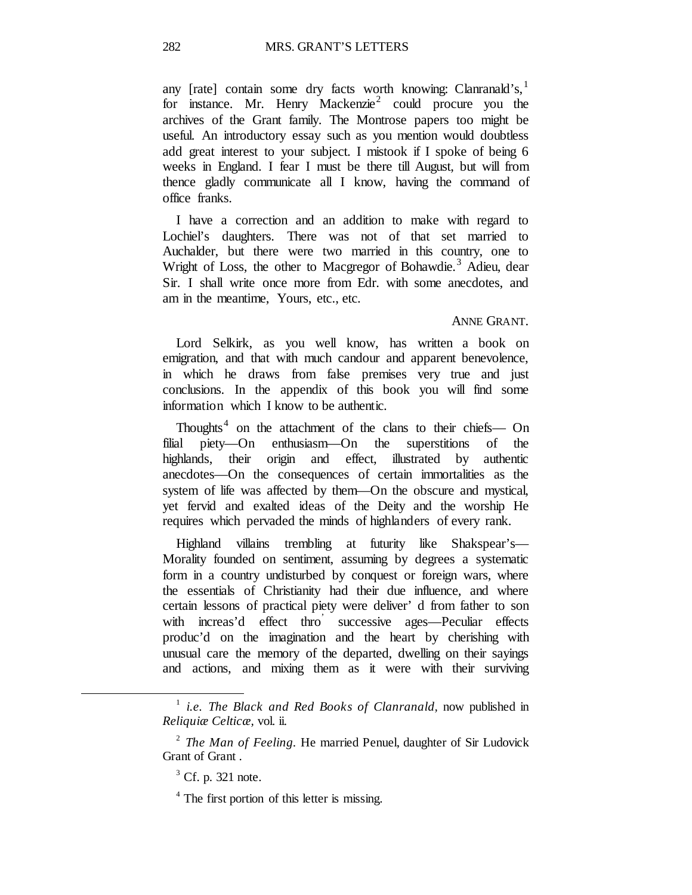any [rate] contain some dry facts worth knowing: Clanranald's,[1] for instance. Mr. Henry Mackenzie[2] could procure you the archives of the Grant family. The Montrose papers too might be useful. An introductory essay such as you mention would doubtless add great interest to your subject. I mistook if I spoke of being 6 weeks in England. I fear I must be there till August, but will from thence gladly communicate all I know, having the command of office franks.

I have a correction and an addition to make with regard to Lochiel's daughters. There was not of that set married to Auchalder, but there were two married in this country, one to Wright of Loss, the other to Macgregor of Bohawdie.[3] Adieu, dear Sir. I shall write once more from Edr. with some anecdotes, and am in the meantime, Yours, etc., etc.

ANNE GRANT.

Lord Selkirk, as you well know, has written a book on emigration, and that with much candour and apparent benevolence, in which he draws from false premises very true and just conclusions. In the appendix of this book you will find some information which I know to be authentic.

Thoughts[4] on the attachment of the clans to their chiefs— On filial piety—On enthusiasm—On the superstitions of the highlands, their origin and effect, illustrated by authentic anecdotes—On the consequences of certain immortalities as the system of life was affected by them—On the obscure and mystical, yet fervid and exalted ideas of the Deity and the worship He requires which pervaded the minds of highlanders of every rank.

Highland villains trembling at futurity like Shakspear's—Morality founded on sentiment, assuming by degrees a systematic form in a country undisturbed by conquest or foreign wars, where the essentials of Christianity had their due influence, and where certain lessons of practical piety were deliver'd from father to son with increas'd effect thro' successive ages—Peculiar effects produc'd on the imagination and the heart by cherishing with unusual care the memory of the departed, dwelling on their sayings and actions, and mixing them as it were with their surviving

---

[1] *i.e. The Black and Red Books of Clanranald,* now published in *Reliquiæ Celticæ,* vol. ii.

[2] *The Man of Feeling.* He married Penuel, daughter of Sir Ludovick Grant of Grant .

[3] Cf. p. 321 note.

[4] The first portion of this letter is missing.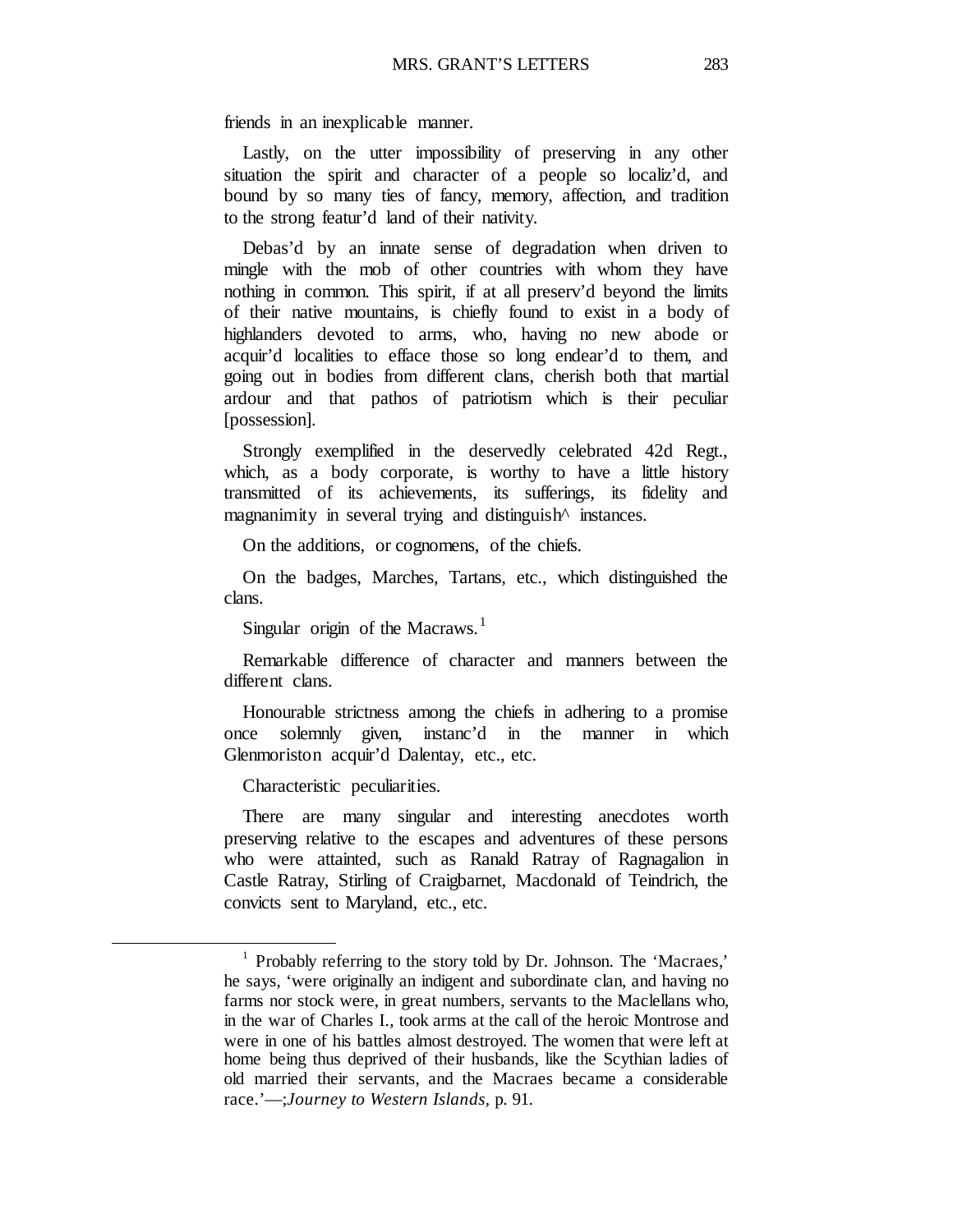friends in an inexplicable manner.

Lastly, on the utter impossibility of preserving in any other situation the spirit and character of a people so localiz'd, and bound by so many ties of fancy, memory, affection, and tradition to the strong featur'd land of their nativity.

Debas'd by an innate sense of degradation when driven to mingle with the mob of other countries with whom they have nothing in common. This spirit, if at all preserv'd beyond the limits of their native mountains, is chiefly found to exist in a body of highlanders devoted to arms, who, having no new abode or acquir'd localities to efface those so long endear'd to them, and going out in bodies from different clans, cherish both that martial ardour and that pathos of patriotism which is their peculiar [possession].

Strongly exemplified in the deservedly celebrated 42d Regt., which, as a body corporate, is worthy to have a little history transmitted of its achievements, its sufferings, its fidelity and magnanimity in several trying and distinguish^ instances.

On the additions, or cognomens, of the chiefs.

On the badges, Marches, Tartans, etc., which distinguished the clans.

Singular origin of the Macraws.[1]

Remarkable difference of character and manners between the different clans.

Honourable strictness among the chiefs in adhering to a promise once solemnly given, instanc'd in the manner in which Glenmoriston acquir'd Dalentay, etc., etc.

Characteristic peculiarities.

There are many singular and interesting anecdotes worth preserving relative to the escapes and adventures of these persons who were attainted, such as Ranald Ratray of Ragnagalion in Castle Ratray, Stirling of Craigbarnet, Macdonald of Teindrich, the convicts sent to Maryland, etc., etc.

---

[1] Probably referring to the story told by Dr. Johnson. The 'Macraes,' he says, 'were originally an indigent and subordinate clan, and having no farms nor stock were, in great numbers, servants to the Maclellans who, in the war of Charles I., took arms at the call of the heroic Montrose and were in one of his battles almost destroyed. The women that were left at home being thus deprived of their husbands, like the Scythian ladies of old married their servants, and the Macraes became a considerable race.'—;*Journey to Western Islands*, p. 91.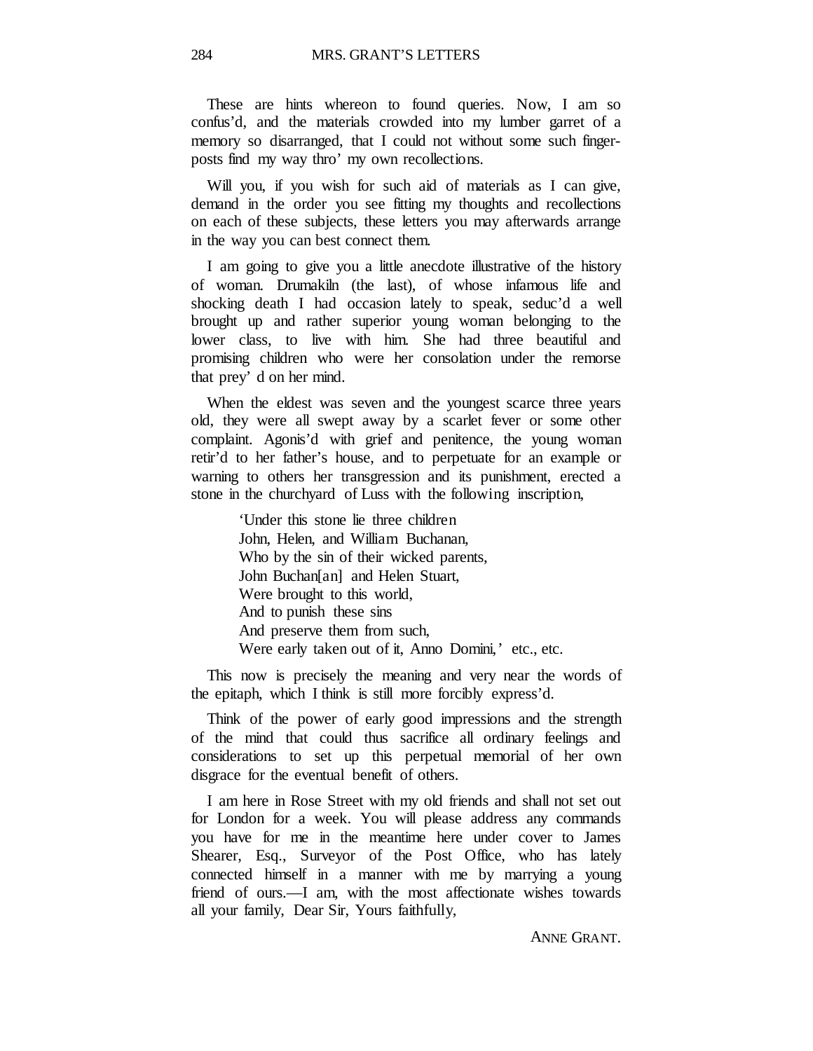These are hints whereon to found queries. Now, I am so confus'd, and the materials crowded into my lumber garret of a memory so disarranged, that I could not without some such finger-posts find my way thro' my own recollections.

Will you, if you wish for such aid of materials as I can give, demand in the order you see fitting my thoughts and recollections on each of these subjects, these letters you may afterwards arrange in the way you can best connect them.

I am going to give you a little anecdote illustrative of the history of woman. Drumakiln (the last), of whose infamous life and shocking death I had occasion lately to speak, seduc'd a well brought up and rather superior young woman belonging to the lower class, to live with him. She had three beautiful and promising children who were her consolation under the remorse that prey' d on her mind.

When the eldest was seven and the youngest scarce three years old, they were all swept away by a scarlet fever or some other complaint. Agonis'd with grief and penitence, the young woman retir'd to her father's house, and to perpetuate for an example or warning to others her transgression and its punishment, erected a stone in the churchyard of Luss with the following inscription,

> 'Under this stone lie three children
> John, Helen, and William Buchanan,
> Who by the sin of their wicked parents,
> John Buchan[an] and Helen Stuart,
> Were brought to this world,
> And to punish these sins
> And preserve them from such,
> Were early taken out of it, Anno Domini,' etc., etc.

This now is precisely the meaning and very near the words of the epitaph, which I think is still more forcibly express'd.

Think of the power of early good impressions and the strength of the mind that could thus sacrifice all ordinary feelings and considerations to set up this perpetual memorial of her own disgrace for the eventual benefit of others.

I am here in Rose Street with my old friends and shall not set out for London for a week. You will please address any commands you have for me in the meantime here under cover to James Shearer, Esq., Surveyor of the Post Office, who has lately connected himself in a manner with me by marrying a young friend of ours.—I am, with the most affectionate wishes towards all your family, Dear Sir, Yours faithfully,

ANNE GRANT.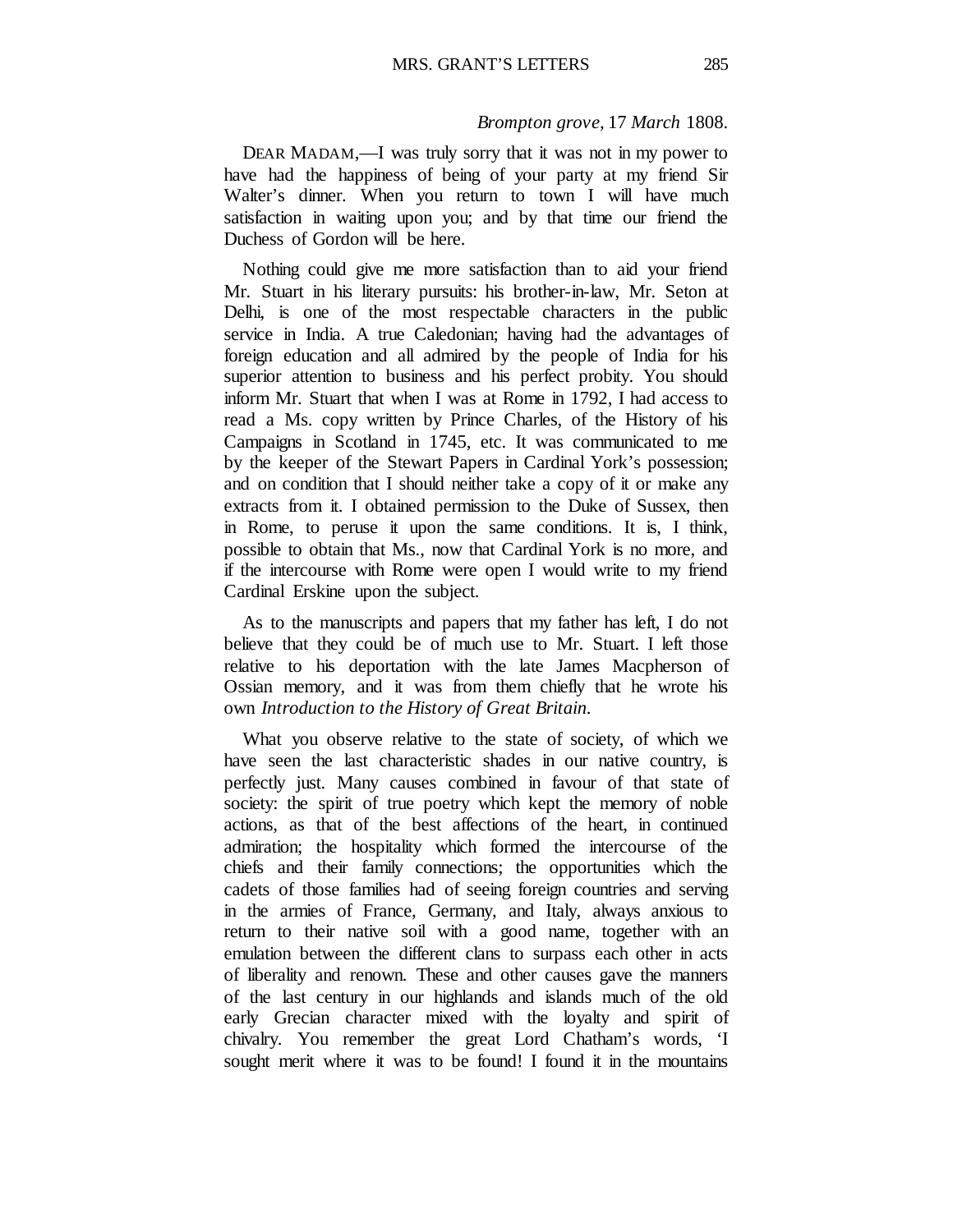*Brompton grove,* 17 *March* 1808.

DEAR MADAM,—I was truly sorry that it was not in my power to have had the happiness of being of your party at my friend Sir Walter's dinner. When you return to town I will have much satisfaction in waiting upon you; and by that time our friend the Duchess of Gordon will be here.

Nothing could give me more satisfaction than to aid your friend Mr. Stuart in his literary pursuits: his brother-in-law, Mr. Seton at Delhi, is one of the most respectable characters in the public service in India. A true Caledonian; having had the advantages of foreign education and all admired by the people of India for his superior attention to business and his perfect probity. You should inform Mr. Stuart that when I was at Rome in 1792, I had access to read a Ms. copy written by Prince Charles, of the History of his Campaigns in Scotland in 1745, etc. It was communicated to me by the keeper of the Stewart Papers in Cardinal York's possession; and on condition that I should neither take a copy of it or make any extracts from it. I obtained permission to the Duke of Sussex, then in Rome, to peruse it upon the same conditions. It is, I think, possible to obtain that Ms., now that Cardinal York is no more, and if the intercourse with Rome were open I would write to my friend Cardinal Erskine upon the subject.

As to the manuscripts and papers that my father has left, I do not believe that they could be of much use to Mr. Stuart. I left those relative to his deportation with the late James Macpherson of Ossian memory, and it was from them chiefly that he wrote his own *Introduction to the History of Great Britain.*

What you observe relative to the state of society, of which we have seen the last characteristic shades in our native country, is perfectly just. Many causes combined in favour of that state of society: the spirit of true poetry which kept the memory of noble actions, as that of the best affections of the heart, in continued admiration; the hospitality which formed the intercourse of the chiefs and their family connections; the opportunities which the cadets of those families had of seeing foreign countries and serving in the armies of France, Germany, and Italy, always anxious to return to their native soil with a good name, together with an emulation between the different clans to surpass each other in acts of liberality and renown. These and other causes gave the manners of the last century in our highlands and islands much of the old early Grecian character mixed with the loyalty and spirit of chivalry. You remember the great Lord Chatham's words, 'I sought merit where it was to be found! I found it in the mountains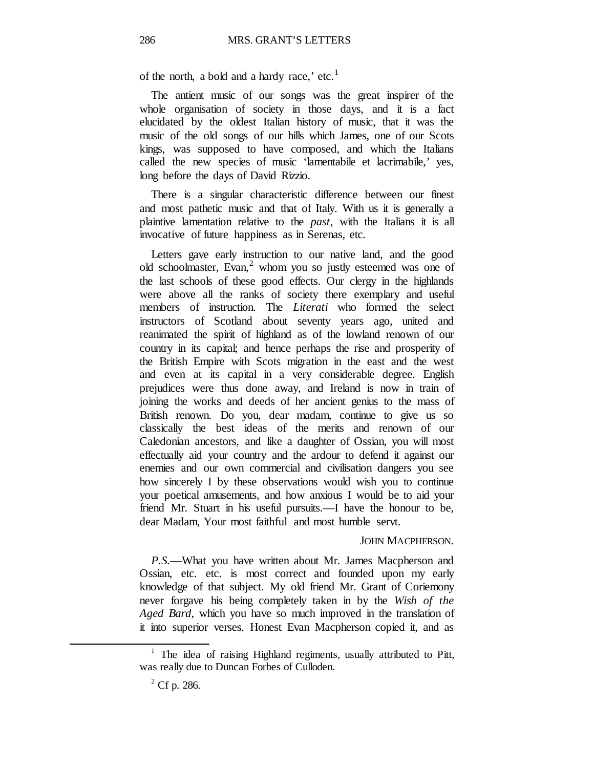of the north, a bold and a hardy race,' etc.[1]

The antient music of our songs was the great inspirer of the whole organisation of society in those days, and it is a fact elucidated by the oldest Italian history of music, that it was the music of the old songs of our hills which James, one of our Scots kings, was supposed to have composed, and which the Italians called the new species of music 'lamentabile et lacrimabile,' yes, long before the days of David Rizzio.

There is a singular characteristic difference between our finest and most pathetic music and that of Italy. With us it is generally a plaintive lamentation relative to the *past*, with the Italians it is all invocative of future happiness as in Serenas, etc.

Letters gave early instruction to our native land, and the good old schoolmaster, Evan,[2] whom you so justly esteemed was one of the last schools of these good effects. Our clergy in the highlands were above all the ranks of society there exemplary and useful members of instruction. The *Literati* who formed the select instructors of Scotland about seventy years ago, united and reanimated the spirit of highland as of the lowland renown of our country in its capital; and hence perhaps the rise and prosperity of the British Empire with Scots migration in the east and the west and even at its capital in a very considerable degree. English prejudices were thus done away, and Ireland is now in train of joining the works and deeds of her ancient genius to the mass of British renown. Do you, dear madam, continue to give us so classically the best ideas of the merits and renown of our Caledonian ancestors, and like a daughter of Ossian, you will most effectually aid your country and the ardour to defend it against our enemies and our own commercial and civilisation dangers you see how sincerely I by these observations would wish you to continue your poetical amusements, and how anxious I would be to aid your friend Mr. Stuart in his useful pursuits.—I have the honour to be, dear Madam, Your most faithful and most humble servt.

JOHN MACPHERSON.

*P.S.*—What you have written about Mr. James Macpherson and Ossian, etc. etc. is most correct and founded upon my early knowledge of that subject. My old friend Mr. Grant of Coriemony never forgave his being completely taken in by the *Wish of the Aged Bard*, which you have so much improved in the translation of it into superior verses. Honest Evan Macpherson copied it, and as

[1] The idea of raising Highland regiments, usually attributed to Pitt, was really due to Duncan Forbes of Culloden.

[2] Cf p. 286.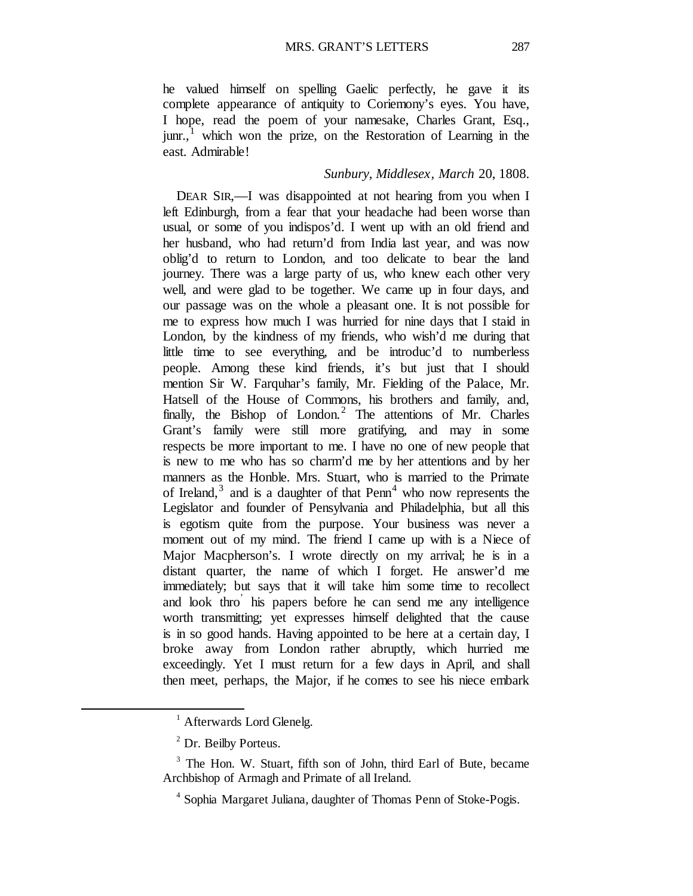he valued himself on spelling Gaelic perfectly, he gave it its complete appearance of antiquity to Coriemony's eyes. You have, I hope, read the poem of your namesake, Charles Grant, Esq., junr.,[1] which won the prize, on the Restoration of Learning in the east. Admirable!

*Sunbury, Middlesex, March* 20, 1808.

DEAR SIR,—I was disappointed at not hearing from you when I left Edinburgh, from a fear that your headache had been worse than usual, or some of you indispos'd. I went up with an old friend and her husband, who had return'd from India last year, and was now oblig'd to return to London, and too delicate to bear the land journey. There was a large party of us, who knew each other very well, and were glad to be together. We came up in four days, and our passage was on the whole a pleasant one. It is not possible for me to express how much I was hurried for nine days that I staid in London, by the kindness of my friends, who wish'd me during that little time to see everything, and be introduc'd to numberless people. Among these kind friends, it's but just that I should mention Sir W. Farquhar's family, Mr. Fielding of the Palace, Mr. Hatsell of the House of Commons, his brothers and family, and, finally, the Bishop of London.[2] The attentions of Mr. Charles Grant's family were still more gratifying, and may in some respects be more important to me. I have no one of new people that is new to me who has so charm'd me by her attentions and by her manners as the Honble. Mrs. Stuart, who is married to the Primate of Ireland,[3] and is a daughter of that Penn[4] who now represents the Legislator and founder of Pensylvania and Philadelphia, but all this is egotism quite from the purpose. Your business was never a moment out of my mind. The friend I came up with is a Niece of Major Macpherson's. I wrote directly on my arrival; he is in a distant quarter, the name of which I forget. He answer'd me immediately; but says that it will take him some time to recollect and look thro' his papers before he can send me any intelligence worth transmitting; yet expresses himself delighted that the cause is in so good hands. Having appointed to be here at a certain day, I broke away from London rather abruptly, which hurried me exceedingly. Yet I must return for a few days in April, and shall then meet, perhaps, the Major, if he comes to see his niece embark

---

[1] Afterwards Lord Glenelg.

[2] Dr. Beilby Porteus.

[3] The Hon. W. Stuart, fifth son of John, third Earl of Bute, became Archbishop of Armagh and Primate of all Ireland.

[4] Sophia Margaret Juliana, daughter of Thomas Penn of Stoke-Pogis.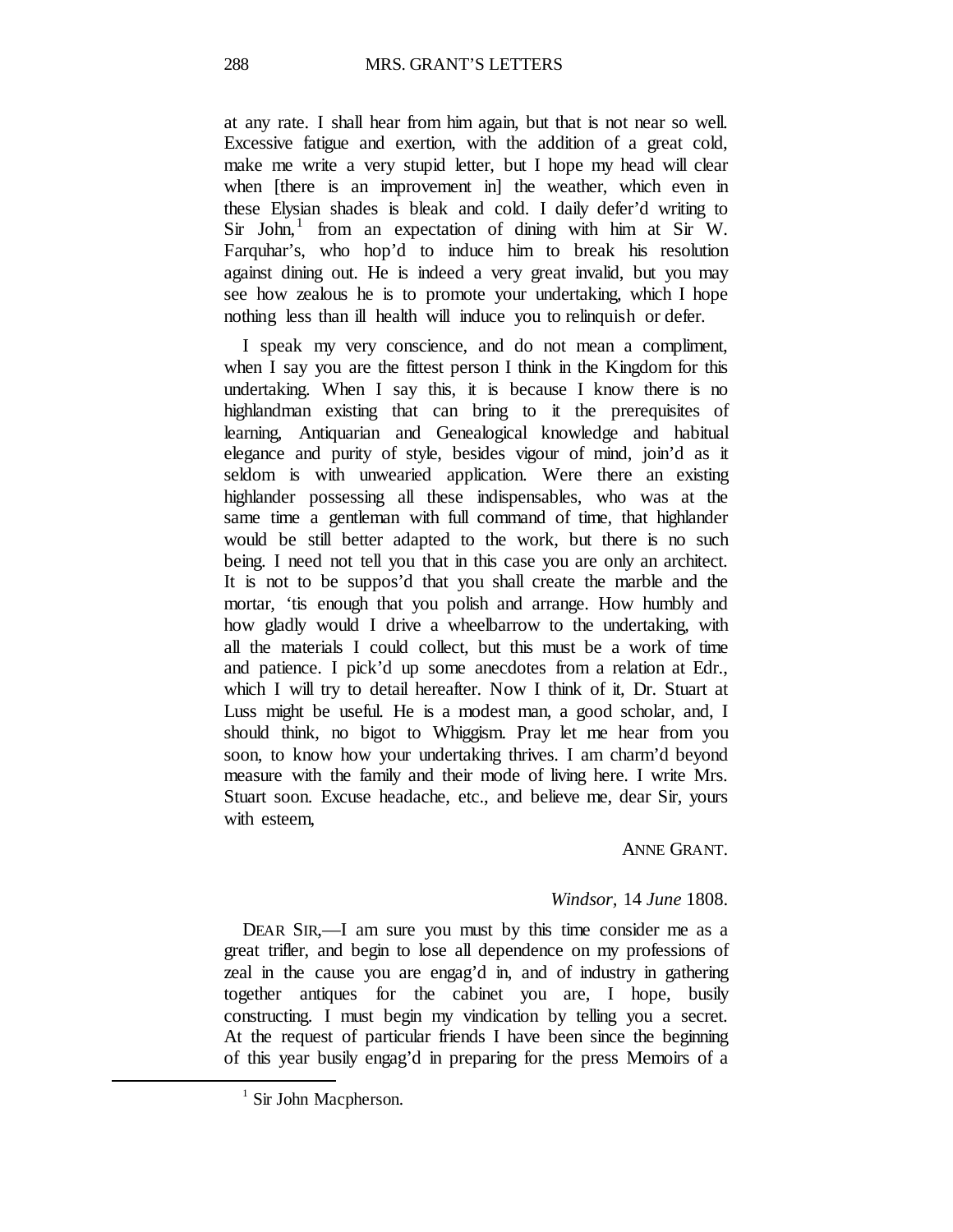at any rate. I shall hear from him again, but that is not near so well. Excessive fatigue and exertion, with the addition of a great cold, make me write a very stupid letter, but I hope my head will clear when [there is an improvement in] the weather, which even in these Elysian shades is bleak and cold. I daily defer'd writing to Sir John,[1] from an expectation of dining with him at Sir W. Farquhar's, who hop'd to induce him to break his resolution against dining out. He is indeed a very great invalid, but you may see how zealous he is to promote your undertaking, which I hope nothing less than ill health will induce you to relinquish or defer.

I speak my very conscience, and do not mean a compliment, when I say you are the fittest person I think in the Kingdom for this undertaking. When I say this, it is because I know there is no highlandman existing that can bring to it the prerequisites of learning, Antiquarian and Genealogical knowledge and habitual elegance and purity of style, besides vigour of mind, join'd as it seldom is with unwearied application. Were there an existing highlander possessing all these indispensables, who was at the same time a gentleman with full command of time, that highlander would be still better adapted to the work, but there is no such being. I need not tell you that in this case you are only an architect. It is not to be suppos'd that you shall create the marble and the mortar, 'tis enough that you polish and arrange. How humbly and how gladly would I drive a wheelbarrow to the undertaking, with all the materials I could collect, but this must be a work of time and patience. I pick'd up some anecdotes from a relation at Edr., which I will try to detail hereafter. Now I think of it, Dr. Stuart at Luss might be useful. He is a modest man, a good scholar, and, I should think, no bigot to Whiggism. Pray let me hear from you soon, to know how your undertaking thrives. I am charm'd beyond measure with the family and their mode of living here. I write Mrs. Stuart soon. Excuse headache, etc., and believe me, dear Sir, yours with esteem,

ANNE GRANT.

*Windsor,* 14 *June* 1808.

DEAR SIR,—I am sure you must by this time consider me as a great trifler, and begin to lose all dependence on my professions of zeal in the cause you are engag'd in, and of industry in gathering together antiques for the cabinet you are, I hope, busily constructing. I must begin my vindication by telling you a secret. At the request of particular friends I have been since the beginning of this year busily engag'd in preparing for the press Memoirs of a

[1] Sir John Macpherson.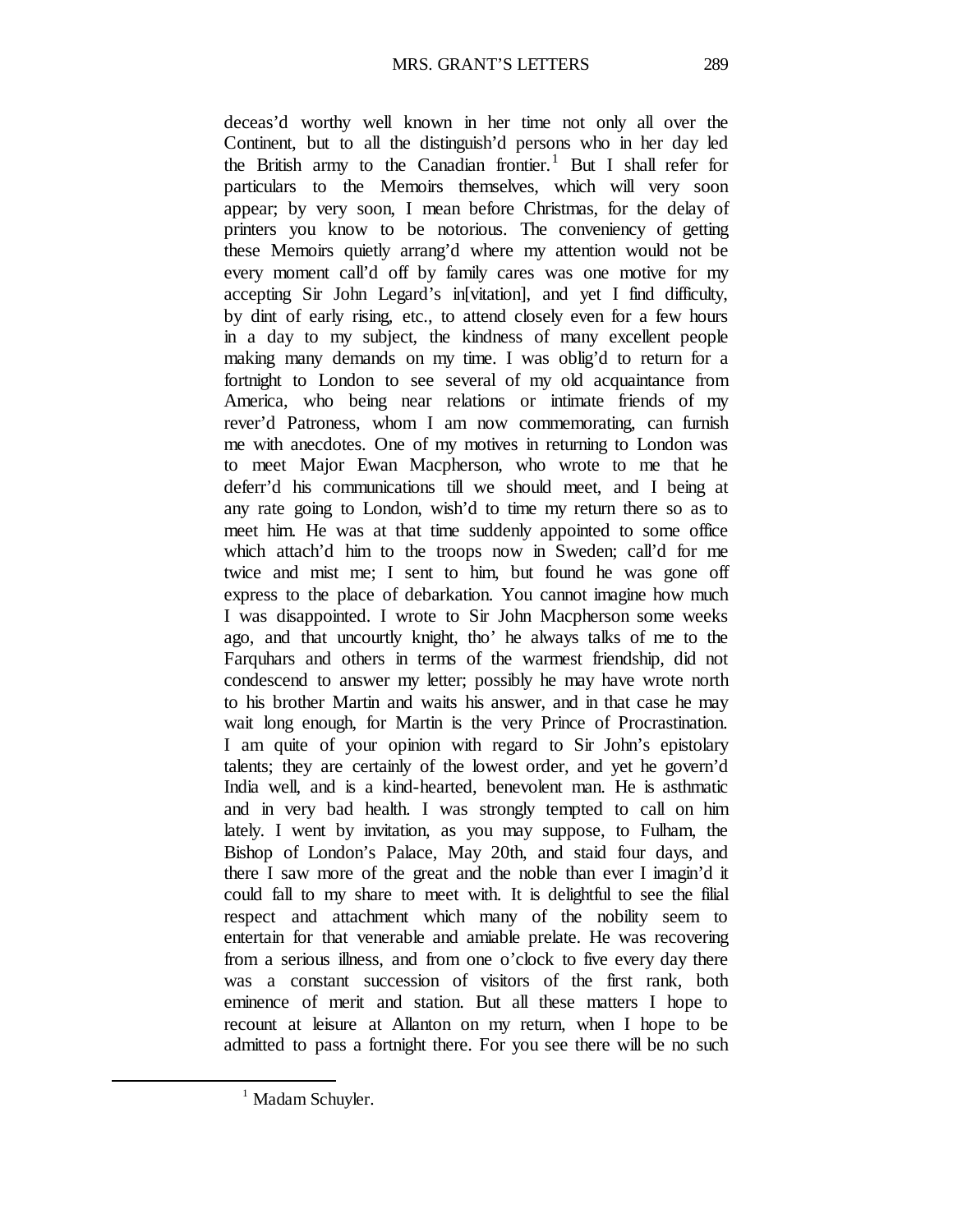deceas'd worthy well known in her time not only all over the Continent, but to all the distinguish'd persons who in her day led the British army to the Canadian frontier.[1] But I shall refer for particulars to the Memoirs themselves, which will very soon appear; by very soon, I mean before Christmas, for the delay of printers you know to be notorious. The conveniency of getting these Memoirs quietly arrang'd where my attention would not be every moment call'd off by family cares was one motive for my accepting Sir John Legard's in[vitation], and yet I find difficulty, by dint of early rising, etc., to attend closely even for a few hours in a day to my subject, the kindness of many excellent people making many demands on my time. I was oblig'd to return for a fortnight to London to see several of my old acquaintance from America, who being near relations or intimate friends of my rever'd Patroness, whom I am now commemorating, can furnish me with anecdotes. One of my motives in returning to London was to meet Major Ewan Macpherson, who wrote to me that he deferr'd his communications till we should meet, and I being at any rate going to London, wish'd to time my return there so as to meet him. He was at that time suddenly appointed to some office which attach'd him to the troops now in Sweden; call'd for me twice and mist me; I sent to him, but found he was gone off express to the place of debarkation. You cannot imagine how much I was disappointed. I wrote to Sir John Macpherson some weeks ago, and that uncourtly knight, tho' he always talks of me to the Farquhars and others in terms of the warmest friendship, did not condescend to answer my letter; possibly he may have wrote north to his brother Martin and waits his answer, and in that case he may wait long enough, for Martin is the very Prince of Procrastination. I am quite of your opinion with regard to Sir John's epistolary talents; they are certainly of the lowest order, and yet he govern'd India well, and is a kind-hearted, benevolent man. He is asthmatic and in very bad health. I was strongly tempted to call on him lately. I went by invitation, as you may suppose, to Fulham, the Bishop of London's Palace, May 20th, and staid four days, and there I saw more of the great and the noble than ever I imagin'd it could fall to my share to meet with. It is delightful to see the filial respect and attachment which many of the nobility seem to entertain for that venerable and amiable prelate. He was recovering from a serious illness, and from one o'clock to five every day there was a constant succession of visitors of the first rank, both eminence of merit and station. But all these matters I hope to recount at leisure at Allanton on my return, when I hope to be admitted to pass a fortnight there. For you see there will be no such

[1] Madam Schuyler.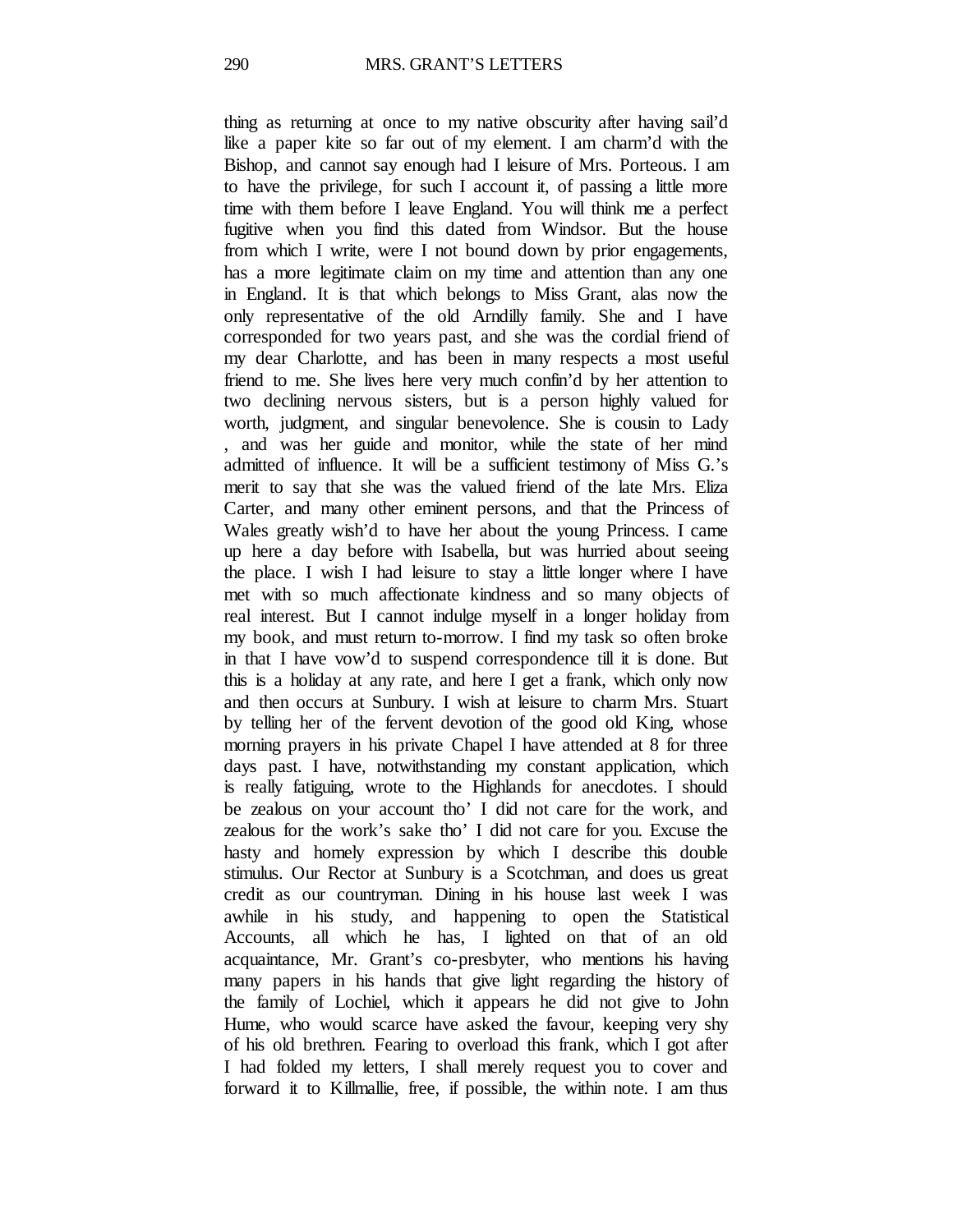thing as returning at once to my native obscurity after having sail'd like a paper kite so far out of my element. I am charm'd with the Bishop, and cannot say enough had I leisure of Mrs. Porteous. I am to have the privilege, for such I account it, of passing a little more time with them before I leave England. You will think me a perfect fugitive when you find this dated from Windsor. But the house from which I write, were I not bound down by prior engagements, has a more legitimate claim on my time and attention than any one in England. It is that which belongs to Miss Grant, alas now the only representative of the old Arndilly family. She and I have corresponded for two years past, and she was the cordial friend of my dear Charlotte, and has been in many respects a most useful friend to me. She lives here very much confin'd by her attention to two declining nervous sisters, but is a person highly valued for worth, judgment, and singular benevolence. She is cousin to Lady , and was her guide and monitor, while the state of her mind admitted of influence. It will be a sufficient testimony of Miss G.'s merit to say that she was the valued friend of the late Mrs. Eliza Carter, and many other eminent persons, and that the Princess of Wales greatly wish'd to have her about the young Princess. I came up here a day before with Isabella, but was hurried about seeing the place. I wish I had leisure to stay a little longer where I have met with so much affectionate kindness and so many objects of real interest. But I cannot indulge myself in a longer holiday from my book, and must return to-morrow. I find my task so often broke in that I have vow'd to suspend correspondence till it is done. But this is a holiday at any rate, and here I get a frank, which only now and then occurs at Sunbury. I wish at leisure to charm Mrs. Stuart by telling her of the fervent devotion of the good old King, whose morning prayers in his private Chapel I have attended at 8 for three days past. I have, notwithstanding my constant application, which is really fatiguing, wrote to the Highlands for anecdotes. I should be zealous on your account tho' I did not care for the work, and zealous for the work's sake tho' I did not care for you. Excuse the hasty and homely expression by which I describe this double stimulus. Our Rector at Sunbury is a Scotchman, and does us great credit as our countryman. Dining in his house last week I was awhile in his study, and happening to open the Statistical Accounts, all which he has, I lighted on that of an old acquaintance, Mr. Grant's co-presbyter, who mentions his having many papers in his hands that give light regarding the history of the family of Lochiel, which it appears he did not give to John Hume, who would scarce have asked the favour, keeping very shy of his old brethren. Fearing to overload this frank, which I got after I had folded my letters, I shall merely request you to cover and forward it to Killmallie, free, if possible, the within note. I am thus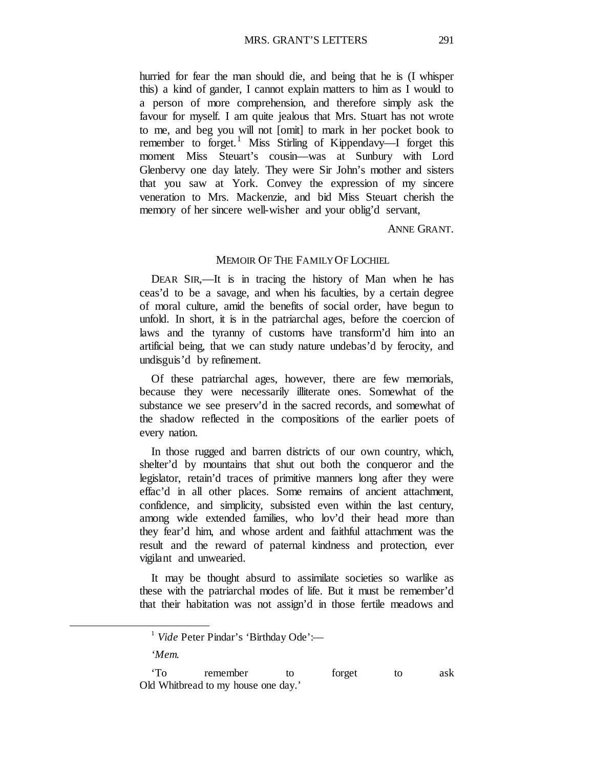hurried for fear the man should die, and being that he is (I whisper this) a kind of gander, I cannot explain matters to him as I would to a person of more comprehension, and therefore simply ask the favour for myself. I am quite jealous that Mrs. Stuart has not wrote to me, and beg you will not [omit] to mark in her pocket book to remember to forget.[1] Miss Stirling of Kippendavy—I forget this moment Miss Steuart's cousin—was at Sunbury with Lord Glenbervy one day lately. They were Sir John's mother and sisters that you saw at York. Convey the expression of my sincere veneration to Mrs. Mackenzie, and bid Miss Steuart cherish the memory of her sincere well-wisher and your oblig'd servant,

ANNE GRANT.

## MEMOIR OF THE FAMILY OF LOCHIEL

DEAR SIR,—It is in tracing the history of Man when he has ceas'd to be a savage, and when his faculties, by a certain degree of moral culture, amid the benefits of social order, have begun to unfold. In short, it is in the patriarchal ages, before the coercion of laws and the tyranny of customs have transform'd him into an artificial being, that we can study nature undebas'd by ferocity, and undisguis'd by refinement.

Of these patriarchal ages, however, there are few memorials, because they were necessarily illiterate ones. Somewhat of the substance we see preserv'd in the sacred records, and somewhat of the shadow reflected in the compositions of the earlier poets of every nation.

In those rugged and barren districts of our own country, which, shelter'd by mountains that shut out both the conqueror and the legislator, retain'd traces of primitive manners long after they were effac'd in all other places. Some remains of ancient attachment, confidence, and simplicity, subsisted even within the last century, among wide extended families, who lov'd their head more than they fear'd him, and whose ardent and faithful attachment was the result and the reward of paternal kindness and protection, ever vigilant and unwearied.

It may be thought absurd to assimilate societies so warlike as these with the patriarchal modes of life. But it must be remember'd that their habitation was not assign'd in those fertile meadows and

---

[1] *Vide* Peter Pindar's 'Birthday Ode':—

'*Mem.*

'To remember to forget to ask
Old Whitbread to my house one day.'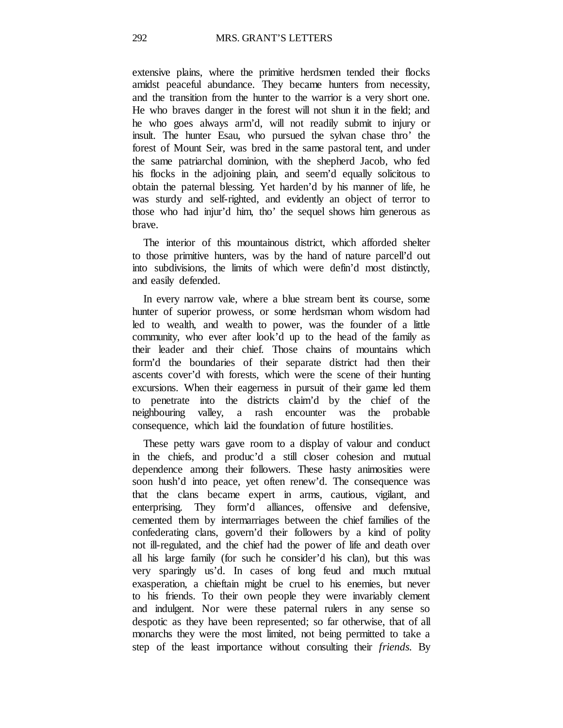extensive plains, where the primitive herdsmen tended their flocks amidst peaceful abundance. They became hunters from necessity, and the transition from the hunter to the warrior is a very short one. He who braves danger in the forest will not shun it in the field; and he who goes always arm'd, will not readily submit to injury or insult. The hunter Esau, who pursued the sylvan chase thro' the forest of Mount Seir, was bred in the same pastoral tent, and under the same patriarchal dominion, with the shepherd Jacob, who fed his flocks in the adjoining plain, and seem'd equally solicitous to obtain the paternal blessing. Yet harden'd by his manner of life, he was sturdy and self-righted, and evidently an object of terror to those who had injur'd him, tho' the sequel shows him generous as brave.

The interior of this mountainous district, which afforded shelter to those primitive hunters, was by the hand of nature parcell'd out into subdivisions, the limits of which were defin'd most distinctly, and easily defended.

In every narrow vale, where a blue stream bent its course, some hunter of superior prowess, or some herdsman whom wisdom had led to wealth, and wealth to power, was the founder of a little community, who ever after look'd up to the head of the family as their leader and their chief. Those chains of mountains which form'd the boundaries of their separate district had then their ascents cover'd with forests, which were the scene of their hunting excursions. When their eagerness in pursuit of their game led them to penetrate into the districts claim'd by the chief of the neighbouring valley, a rash encounter was the probable consequence, which laid the foundation of future hostilities.

These petty wars gave room to a display of valour and conduct in the chiefs, and produc'd a still closer cohesion and mutual dependence among their followers. These hasty animosities were soon hush'd into peace, yet often renew'd. The consequence was that the clans became expert in arms, cautious, vigilant, and enterprising. They form'd alliances, offensive and defensive, cemented them by intermarriages between the chief families of the confederating clans, govern'd their followers by a kind of polity not ill-regulated, and the chief had the power of life and death over all his large family (for such he consider'd his clan), but this was very sparingly us'd. In cases of long feud and much mutual exasperation, a chieftain might be cruel to his enemies, but never to his friends. To their own people they were invariably clement and indulgent. Nor were these paternal rulers in any sense so despotic as they have been represented; so far otherwise, that of all monarchs they were the most limited, not being permitted to take a step of the least importance without consulting their *friends*. By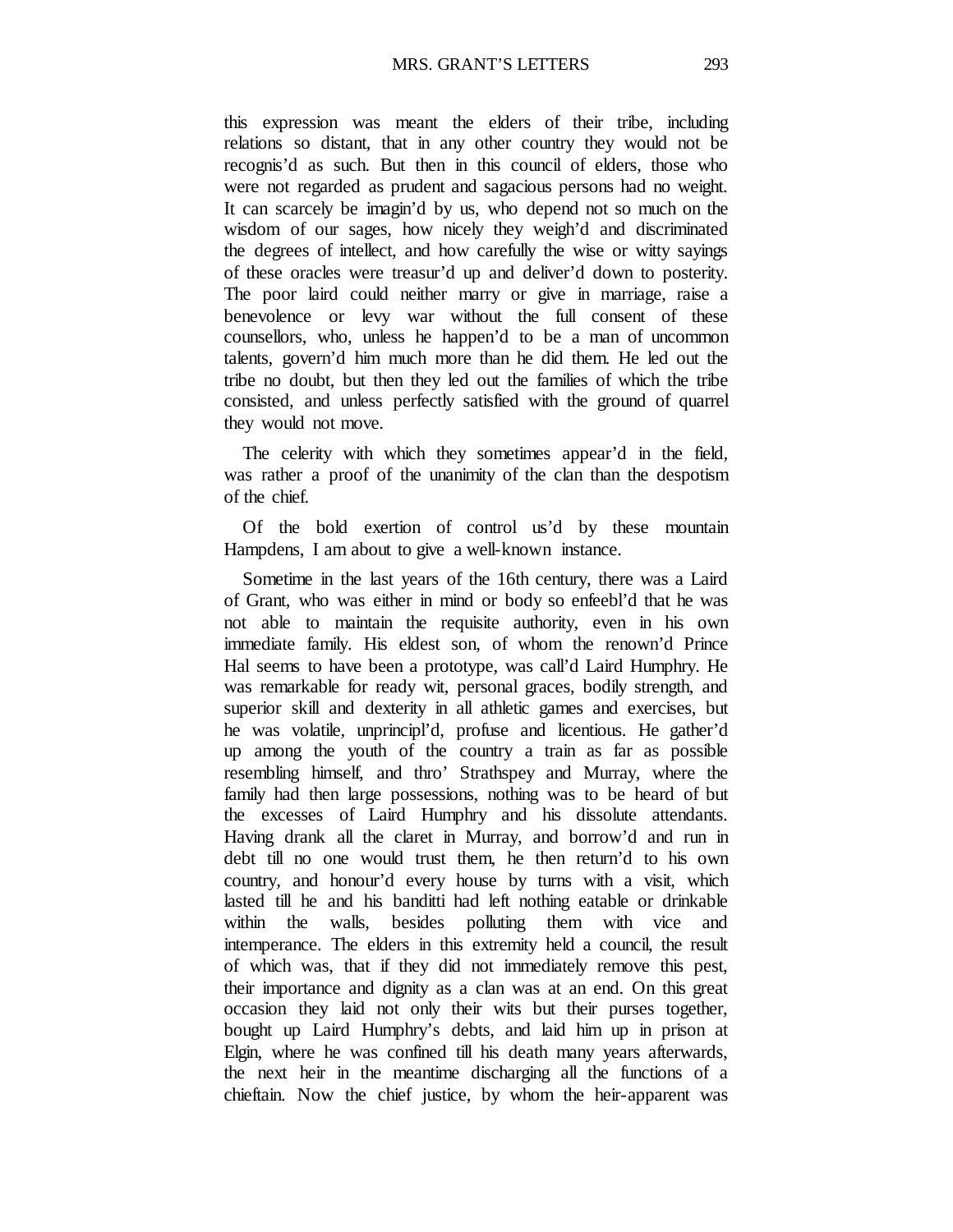this expression was meant the elders of their tribe, including relations so distant, that in any other country they would not be recognis'd as such. But then in this council of elders, those who were not regarded as prudent and sagacious persons had no weight. It can scarcely be imagin'd by us, who depend not so much on the wisdom of our sages, how nicely they weigh'd and discriminated the degrees of intellect, and how carefully the wise or witty sayings of these oracles were treasur'd up and deliver'd down to posterity. The poor laird could neither marry or give in marriage, raise a benevolence or levy war without the full consent of these counsellors, who, unless he happen'd to be a man of uncommon talents, govern'd him much more than he did them. He led out the tribe no doubt, but then they led out the families of which the tribe consisted, and unless perfectly satisfied with the ground of quarrel they would not move.

The celerity with which they sometimes appear'd in the field, was rather a proof of the unanimity of the clan than the despotism of the chief.

Of the bold exertion of control us'd by these mountain Hampdens, I am about to give a well-known instance.

Sometime in the last years of the 16th century, there was a Laird of Grant, who was either in mind or body so enfeebl'd that he was not able to maintain the requisite authority, even in his own immediate family. His eldest son, of whom the renown'd Prince Hal seems to have been a prototype, was call'd Laird Humphry. He was remarkable for ready wit, personal graces, bodily strength, and superior skill and dexterity in all athletic games and exercises, but he was volatile, unprincipl'd, profuse and licentious. He gather'd up among the youth of the country a train as far as possible resembling himself, and thro' Strathspey and Murray, where the family had then large possessions, nothing was to be heard of but the excesses of Laird Humphry and his dissolute attendants. Having drank all the claret in Murray, and borrow'd and run in debt till no one would trust them, he then return'd to his own country, and honour'd every house by turns with a visit, which lasted till he and his banditti had left nothing eatable or drinkable within the walls, besides polluting them with vice and intemperance. The elders in this extremity held a council, the result of which was, that if they did not immediately remove this pest, their importance and dignity as a clan was at an end. On this great occasion they laid not only their wits but their purses together, bought up Laird Humphry's debts, and laid him up in prison at Elgin, where he was confined till his death many years afterwards, the next heir in the meantime discharging all the functions of a chieftain. Now the chief justice, by whom the heir-apparent was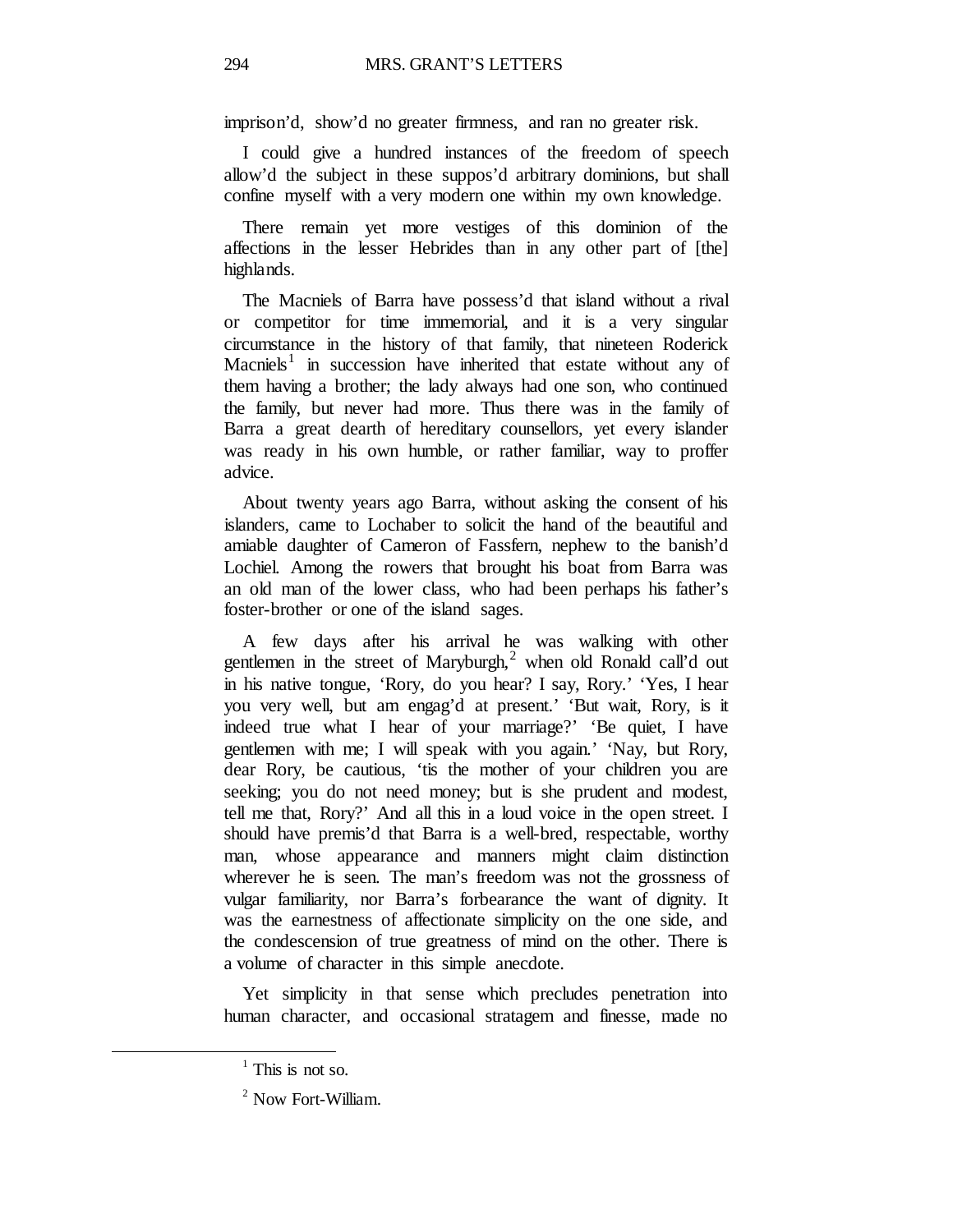imprison'd, show'd no greater firmness, and ran no greater risk.

I could give a hundred instances of the freedom of speech allow'd the subject in these suppos'd arbitrary dominions, but shall confine myself with a very modern one within my own knowledge.

There remain yet more vestiges of this dominion of the affections in the lesser Hebrides than in any other part of [the] highlands.

The Macniels of Barra have possess'd that island without a rival or competitor for time immemorial, and it is a very singular circumstance in the history of that family, that nineteen Roderick Macniels[1] in succession have inherited that estate without any of them having a brother; the lady always had one son, who continued the family, but never had more. Thus there was in the family of Barra a great dearth of hereditary counsellors, yet every islander was ready in his own humble, or rather familiar, way to proffer advice.

About twenty years ago Barra, without asking the consent of his islanders, came to Lochaber to solicit the hand of the beautiful and amiable daughter of Cameron of Fassfern, nephew to the banish'd Lochiel. Among the rowers that brought his boat from Barra was an old man of the lower class, who had been perhaps his father's foster-brother or one of the island sages.

A few days after his arrival he was walking with other gentlemen in the street of Maryburgh,[2] when old Ronald call'd out in his native tongue, 'Rory, do you hear? I say, Rory.' 'Yes, I hear you very well, but am engag'd at present.' 'But wait, Rory, is it indeed true what I hear of your marriage?' 'Be quiet, I have gentlemen with me; I will speak with you again.' 'Nay, but Rory, dear Rory, be cautious, 'tis the mother of your children you are seeking; you do not need money; but is she prudent and modest, tell me that, Rory?' And all this in a loud voice in the open street. I should have premis'd that Barra is a well-bred, respectable, worthy man, whose appearance and manners might claim distinction wherever he is seen. The man's freedom was not the grossness of vulgar familiarity, nor Barra's forbearance the want of dignity. It was the earnestness of affectionate simplicity on the one side, and the condescension of true greatness of mind on the other. There is a volume of character in this simple anecdote.

Yet simplicity in that sense which precludes penetration into human character, and occasional stratagem and finesse, made no

---

[1] This is not so.

[2] Now Fort-William.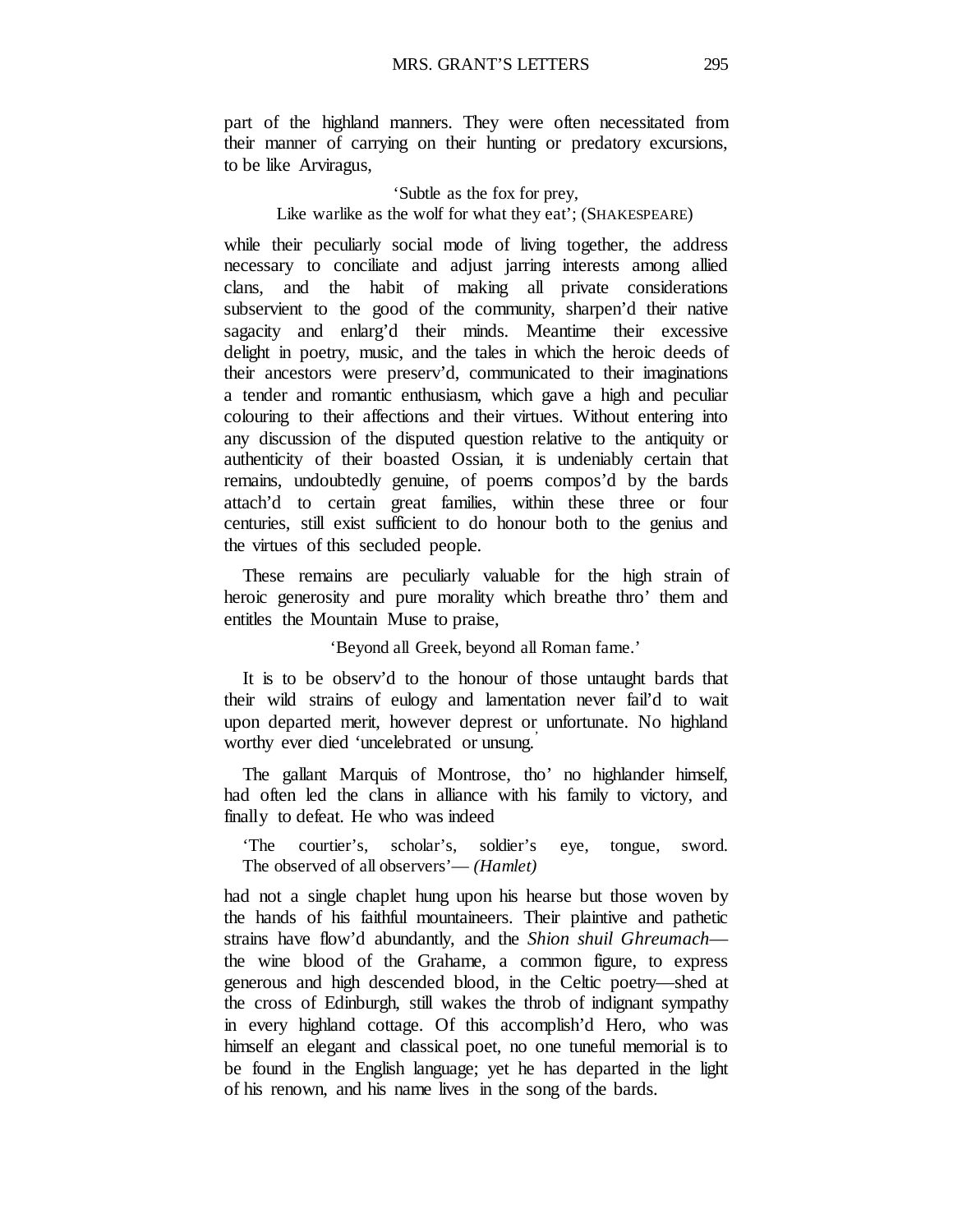part of the highland manners. They were often necessitated from their manner of carrying on their hunting or predatory excursions, to be like Arviragus,

> 'Subtle as the fox for prey,
> Like warlike as the wolf for what they eat'; (SHAKESPEARE)

while their peculiarly social mode of living together, the address necessary to conciliate and adjust jarring interests among allied clans, and the habit of making all private considerations subservient to the good of the community, sharpen'd their native sagacity and enlarg'd their minds. Meantime their excessive delight in poetry, music, and the tales in which the heroic deeds of their ancestors were preserv'd, communicated to their imaginations a tender and romantic enthusiasm, which gave a high and peculiar colouring to their affections and their virtues. Without entering into any discussion of the disputed question relative to the antiquity or authenticity of their boasted Ossian, it is undeniably certain that remains, undoubtedly genuine, of poems compos'd by the bards attach'd to certain great families, within these three or four centuries, still exist sufficient to do honour both to the genius and the virtues of this secluded people.

These remains are peculiarly valuable for the high strain of heroic generosity and pure morality which breathe thro' them and entitles the Mountain Muse to praise,

> 'Beyond all Greek, beyond all Roman fame.'

It is to be observ'd to the honour of those untaught bards that their wild strains of eulogy and lamentation never fail'd to wait upon departed merit, however deprest or unfortunate. No highland worthy ever died 'uncelebrated or unsung.'

The gallant Marquis of Montrose, tho' no highlander himself, had often led the clans in alliance with his family to victory, and finally to defeat. He who was indeed

> 'The courtier's, scholar's, soldier's eye, tongue, sword.
> The observed of all observers'— *(Hamlet)*

had not a single chaplet hung upon his hearse but those woven by the hands of his faithful mountaineers. Their plaintive and pathetic strains have flow'd abundantly, and the *Shion shuil Ghreumach*—the wine blood of the Grahame, a common figure, to express generous and high descended blood, in the Celtic poetry—shed at the cross of Edinburgh, still wakes the throb of indignant sympathy in every highland cottage. Of this accomplish'd Hero, who was himself an elegant and classical poet, no one tuneful memorial is to be found in the English language; yet he has departed in the light of his renown, and his name lives in the song of the bards.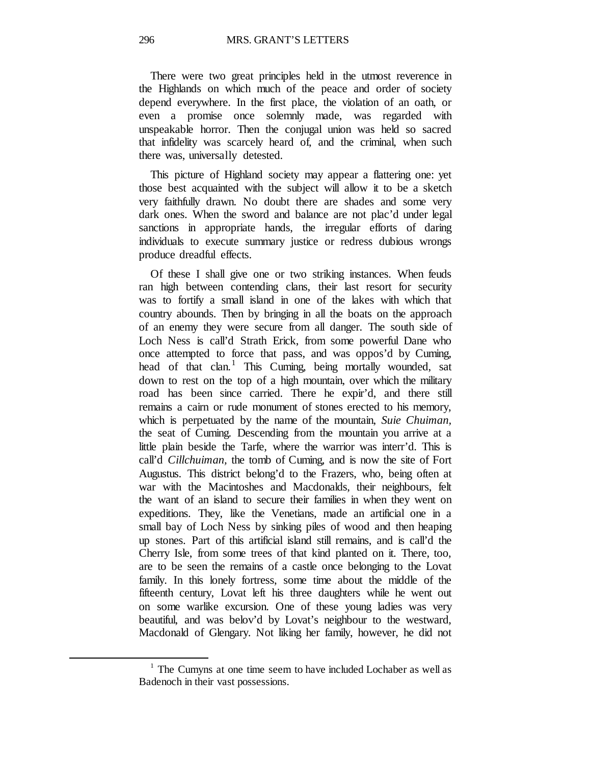There were two great principles held in the utmost reverence in the Highlands on which much of the peace and order of society depend everywhere. In the first place, the violation of an oath, or even a promise once solemnly made, was regarded with unspeakable horror. Then the conjugal union was held so sacred that infidelity was scarcely heard of, and the criminal, when such there was, universally detested.

This picture of Highland society may appear a flattering one: yet those best acquainted with the subject will allow it to be a sketch very faithfully drawn. No doubt there are shades and some very dark ones. When the sword and balance are not plac'd under legal sanctions in appropriate hands, the irregular efforts of daring individuals to execute summary justice or redress dubious wrongs produce dreadful effects.

Of these I shall give one or two striking instances. When feuds ran high between contending clans, their last resort for security was to fortify a small island in one of the lakes with which that country abounds. Then by bringing in all the boats on the approach of an enemy they were secure from all danger. The south side of Loch Ness is call'd Strath Erick, from some powerful Dane who once attempted to force that pass, and was oppos'd by Cuming, head of that clan.[1] This Cuming, being mortally wounded, sat down to rest on the top of a high mountain, over which the military road has been since carried. There he expir'd, and there still remains a cairn or rude monument of stones erected to his memory, which is perpetuated by the name of the mountain, *Suie Chuiman*, the seat of Cuming. Descending from the mountain you arrive at a little plain beside the Tarfe, where the warrior was interr'd. This is call'd *Cillchuiman*, the tomb of Cuming, and is now the site of Fort Augustus. This district belong'd to the Frazers, who, being often at war with the Macintoshes and Macdonalds, their neighbours, felt the want of an island to secure their families in when they went on expeditions. They, like the Venetians, made an artificial one in a small bay of Loch Ness by sinking piles of wood and then heaping up stones. Part of this artificial island still remains, and is call'd the Cherry Isle, from some trees of that kind planted on it. There, too, are to be seen the remains of a castle once belonging to the Lovat family. In this lonely fortress, some time about the middle of the fifteenth century, Lovat left his three daughters while he went out on some warlike excursion. One of these young ladies was very beautiful, and was belov'd by Lovat's neighbour to the westward, Macdonald of Glengary. Not liking her family, however, he did not

[1] The Cumyns at one time seem to have included Lochaber as well as Badenoch in their vast possessions.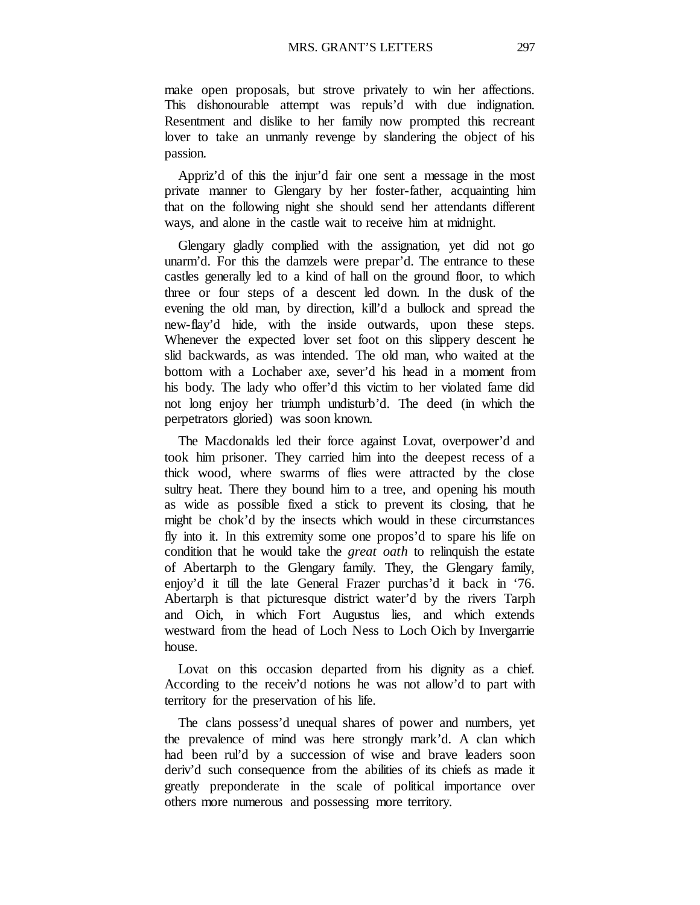make open proposals, but strove privately to win her affections. This dishonourable attempt was repuls'd with due indignation. Resentment and dislike to her family now prompted this recreant lover to take an unmanly revenge by slandering the object of his passion.

Appriz'd of this the injur'd fair one sent a message in the most private manner to Glengary by her foster-father, acquainting him that on the following night she should send her attendants different ways, and alone in the castle wait to receive him at midnight.

Glengary gladly complied with the assignation, yet did not go unarm'd. For this the damzels were prepar'd. The entrance to these castles generally led to a kind of hall on the ground floor, to which three or four steps of a descent led down. In the dusk of the evening the old man, by direction, kill'd a bullock and spread the new-flay'd hide, with the inside outwards, upon these steps. Whenever the expected lover set foot on this slippery descent he slid backwards, as was intended. The old man, who waited at the bottom with a Lochaber axe, sever'd his head in a moment from his body. The lady who offer'd this victim to her violated fame did not long enjoy her triumph undisturb'd. The deed (in which the perpetrators gloried) was soon known.

The Macdonalds led their force against Lovat, overpower'd and took him prisoner. They carried him into the deepest recess of a thick wood, where swarms of flies were attracted by the close sultry heat. There they bound him to a tree, and opening his mouth as wide as possible fixed a stick to prevent its closing, that he might be chok'd by the insects which would in these circumstances fly into it. In this extremity some one propos'd to spare his life on condition that he would take the *great oath* to relinquish the estate of Abertarph to the Glengary family. They, the Glengary family, enjoy'd it till the late General Frazer purchas'd it back in '76. Abertarph is that picturesque district water'd by the rivers Tarph and Oich, in which Fort Augustus lies, and which extends westward from the head of Loch Ness to Loch Oich by Invergarrie house.

Lovat on this occasion departed from his dignity as a chief. According to the receiv'd notions he was not allow'd to part with territory for the preservation of his life.

The clans possess'd unequal shares of power and numbers, yet the prevalence of mind was here strongly mark'd. A clan which had been rul'd by a succession of wise and brave leaders soon deriv'd such consequence from the abilities of its chiefs as made it greatly preponderate in the scale of political importance over others more numerous and possessing more territory.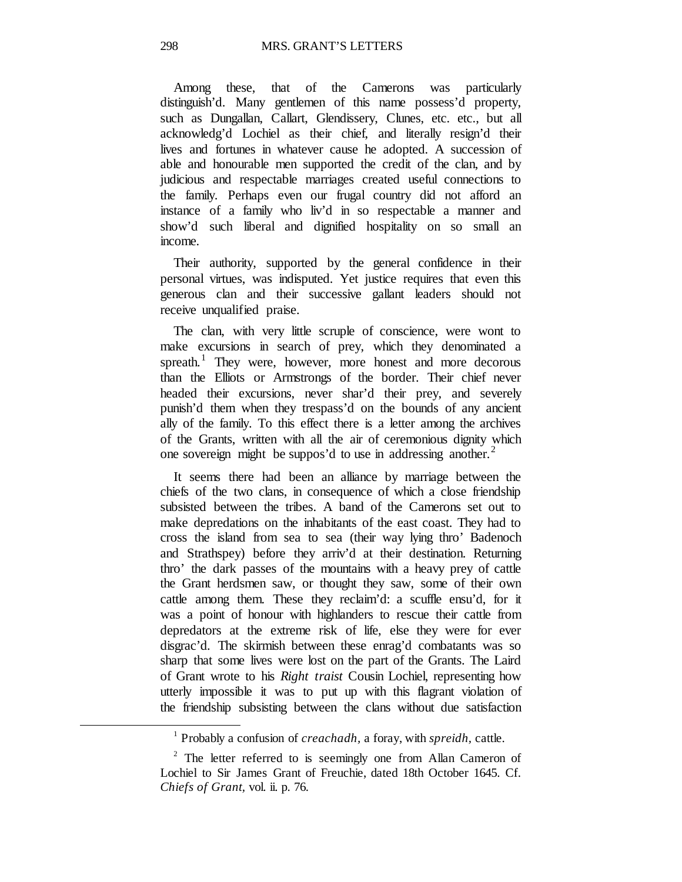Among these, that of the Camerons was particularly distinguish'd. Many gentlemen of this name possess'd property, such as Dungallan, Callart, Glendissery, Clunes, etc. etc., but all acknowledg'd Lochiel as their chief, and literally resign'd their lives and fortunes in whatever cause he adopted. A succession of able and honourable men supported the credit of the clan, and by judicious and respectable marriages created useful connections to the family. Perhaps even our frugal country did not afford an instance of a family who liv'd in so respectable a manner and show'd such liberal and dignified hospitality on so small an income.

Their authority, supported by the general confidence in their personal virtues, was indisputed. Yet justice requires that even this generous clan and their successive gallant leaders should not receive unqualified praise.

The clan, with very little scruple of conscience, were wont to make excursions in search of prey, which they denominated a spreath.[1] They were, however, more honest and more decorous than the Elliots or Armstrongs of the border. Their chief never headed their excursions, never shar'd their prey, and severely punish'd them when they trespass'd on the bounds of any ancient ally of the family. To this effect there is a letter among the archives of the Grants, written with all the air of ceremonious dignity which one sovereign might be suppos'd to use in addressing another.[2]

It seems there had been an alliance by marriage between the chiefs of the two clans, in consequence of which a close friendship subsisted between the tribes. A band of the Camerons set out to make depredations on the inhabitants of the east coast. They had to cross the island from sea to sea (their way lying thro' Badenoch and Strathspey) before they arriv'd at their destination. Returning thro' the dark passes of the mountains with a heavy prey of cattle the Grant herdsmen saw, or thought they saw, some of their own cattle among them. These they reclaim'd: a scuffle ensu'd, for it was a point of honour with highlanders to rescue their cattle from depredators at the extreme risk of life, else they were for ever disgrac'd. The skirmish between these enrag'd combatants was so sharp that some lives were lost on the part of the Grants. The Laird of Grant wrote to his *Right traist* Cousin Lochiel, representing how utterly impossible it was to put up with this flagrant violation of the friendship subsisting between the clans without due satisfaction

---

[1] Probably a confusion of *creachadh*, a foray, with *spreidh*, cattle.

[2] The letter referred to is seemingly one from Allan Cameron of Lochiel to Sir James Grant of Freuchie, dated 18th October 1645. Cf. *Chiefs of Grant*, vol. ii. p. 76.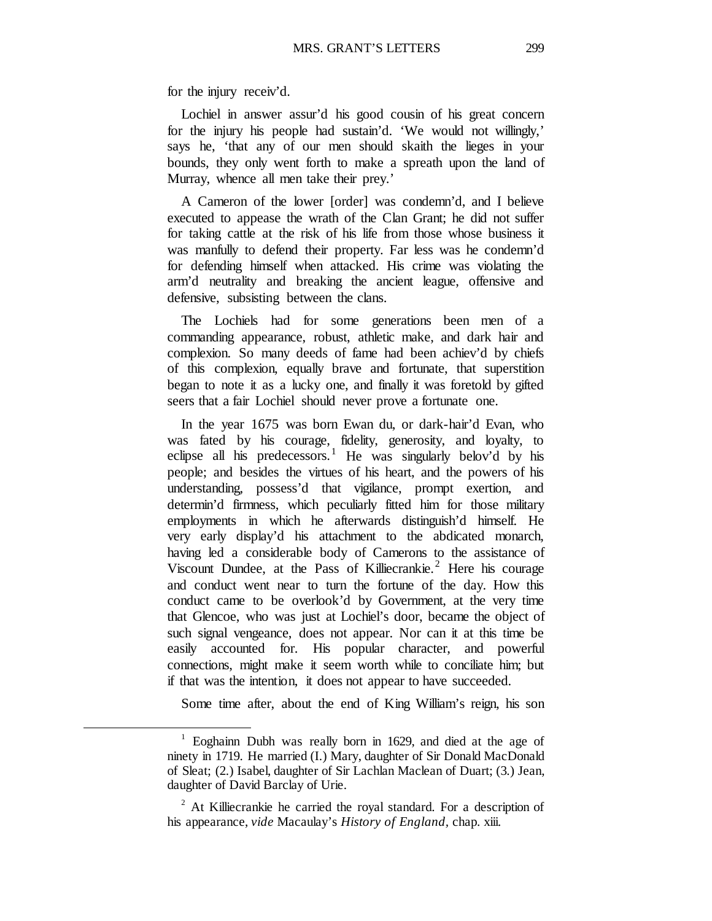for the injury receiv'd.

Lochiel in answer assur'd his good cousin of his great concern for the injury his people had sustain'd. 'We would not willingly,' says he, 'that any of our men should skaith the lieges in your bounds, they only went forth to make a spreath upon the land of Murray, whence all men take their prey.'

A Cameron of the lower [order] was condemn'd, and I believe executed to appease the wrath of the Clan Grant; he did not suffer for taking cattle at the risk of his life from those whose business it was manfully to defend their property. Far less was he condemn'd for defending himself when attacked. His crime was violating the arm'd neutrality and breaking the ancient league, offensive and defensive, subsisting between the clans.

The Lochiels had for some generations been men of a commanding appearance, robust, athletic make, and dark hair and complexion. So many deeds of fame had been achiev'd by chiefs of this complexion, equally brave and fortunate, that superstition began to note it as a lucky one, and finally it was foretold by gifted seers that a fair Lochiel should never prove a fortunate one.

In the year 1675 was born Ewan du, or dark-hair'd Evan, who was fated by his courage, fidelity, generosity, and loyalty, to eclipse all his predecessors.[1] He was singularly belov'd by his people; and besides the virtues of his heart, and the powers of his understanding, possess'd that vigilance, prompt exertion, and determin'd firmness, which peculiarly fitted him for those military employments in which he afterwards distinguish'd himself. He very early display'd his attachment to the abdicated monarch, having led a considerable body of Camerons to the assistance of Viscount Dundee, at the Pass of Killiecrankie.[2] Here his courage and conduct went near to turn the fortune of the day. How this conduct came to be overlook'd by Government, at the very time that Glencoe, who was just at Lochiel's door, became the object of such signal vengeance, does not appear. Nor can it at this time be easily accounted for. His popular character, and powerful connections, might make it seem worth while to conciliate him; but if that was the intention, it does not appear to have succeeded.

Some time after, about the end of King William's reign, his son

---

[1] Eoghainn Dubh was really born in 1629, and died at the age of ninety in 1719. He married (I.) Mary, daughter of Sir Donald MacDonald of Sleat; (2.) Isabel, daughter of Sir Lachlan Maclean of Duart; (3.) Jean, daughter of David Barclay of Urie.

[2] At Killiecrankie he carried the royal standard. For a description of his appearance, *vide* Macaulay's *History of England*, chap. xiii.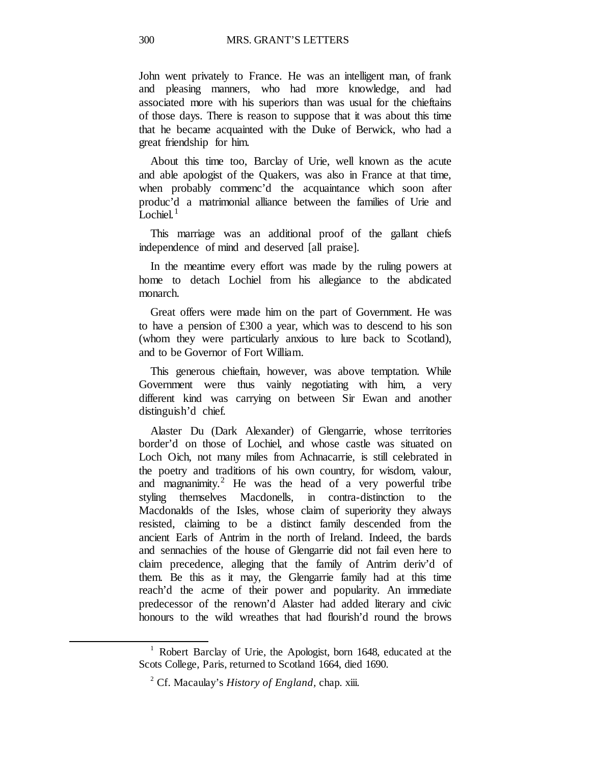John went privately to France. He was an intelligent man, of frank and pleasing manners, who had more knowledge, and had associated more with his superiors than was usual for the chieftains of those days. There is reason to suppose that it was about this time that he became acquainted with the Duke of Berwick, who had a great friendship for him.

About this time too, Barclay of Urie, well known as the acute and able apologist of the Quakers, was also in France at that time, when probably commenc'd the acquaintance which soon after produc'd a matrimonial alliance between the families of Urie and Lochiel.[1]

This marriage was an additional proof of the gallant chiefs independence of mind and deserved [all praise].

In the meantime every effort was made by the ruling powers at home to detach Lochiel from his allegiance to the abdicated monarch.

Great offers were made him on the part of Government. He was to have a pension of £300 a year, which was to descend to his son (whom they were particularly anxious to lure back to Scotland), and to be Governor of Fort William.

This generous chieftain, however, was above temptation. While Government were thus vainly negotiating with him, a very different kind was carrying on between Sir Ewan and another distinguish'd chief.

Alaster Du (Dark Alexander) of Glengarrie, whose territories border'd on those of Lochiel, and whose castle was situated on Loch Oich, not many miles from Achnacarrie, is still celebrated in the poetry and traditions of his own country, for wisdom, valour, and magnanimity.[2] He was the head of a very powerful tribe styling themselves Macdonells, in contra-distinction to the Macdonalds of the Isles, whose claim of superiority they always resisted, claiming to be a distinct family descended from the ancient Earls of Antrim in the north of Ireland. Indeed, the bards and sennachies of the house of Glengarrie did not fail even here to claim precedence, alleging that the family of Antrim deriv'd of them. Be this as it may, the Glengarrie family had at this time reach'd the acme of their power and popularity. An immediate predecessor of the renown'd Alaster had added literary and civic honours to the wild wreathes that had flourish'd round the brows

---

[1] Robert Barclay of Urie, the Apologist, born 1648, educated at the Scots College, Paris, returned to Scotland 1664, died 1690.

[2] Cf. Macaulay's *History of England*, chap. xiii.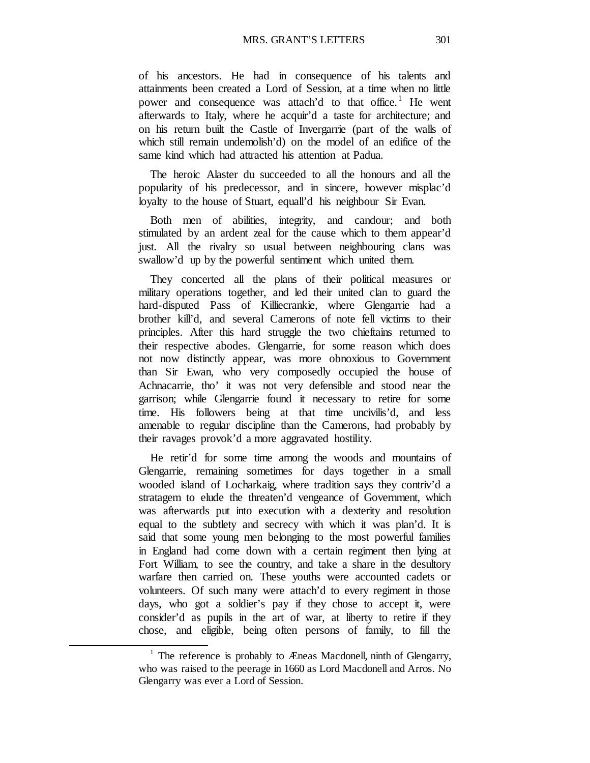of his ancestors. He had in consequence of his talents and attainments been created a Lord of Session, at a time when no little power and consequence was attach'd to that office.[1] He went afterwards to Italy, where he acquir'd a taste for architecture; and on his return built the Castle of Invergarrie (part of the walls of which still remain undemolish'd) on the model of an edifice of the same kind which had attracted his attention at Padua.

The heroic Alaster du succeeded to all the honours and all the popularity of his predecessor, and in sincere, however misplac'd loyalty to the house of Stuart, equall'd his neighbour Sir Evan.

Both men of abilities, integrity, and candour; and both stimulated by an ardent zeal for the cause which to them appear'd just. All the rivalry so usual between neighbouring clans was swallow'd up by the powerful sentiment which united them.

They concerted all the plans of their political measures or military operations together, and led their united clan to guard the hard-disputed Pass of Killiecrankie, where Glengarrie had a brother kill'd, and several Camerons of note fell victims to their principles. After this hard struggle the two chieftains returned to their respective abodes. Glengarrie, for some reason which does not now distinctly appear, was more obnoxious to Government than Sir Ewan, who very composedly occupied the house of Achnacarrie, tho' it was not very defensible and stood near the garrison; while Glengarrie found it necessary to retire for some time. His followers being at that time uncivilis'd, and less amenable to regular discipline than the Camerons, had probably by their ravages provok'd a more aggravated hostility.

He retir'd for some time among the woods and mountains of Glengarrie, remaining sometimes for days together in a small wooded island of Locharkaig, where tradition says they contriv'd a stratagem to elude the threaten'd vengeance of Government, which was afterwards put into execution with a dexterity and resolution equal to the subtlety and secrecy with which it was plan'd. It is said that some young men belonging to the most powerful families in England had come down with a certain regiment then lying at Fort William, to see the country, and take a share in the desultory warfare then carried on. These youths were accounted cadets or volunteers. Of such many were attach'd to every regiment in those days, who got a soldier's pay if they chose to accept it, were consider'd as pupils in the art of war, at liberty to retire if they chose, and eligible, being often persons of family, to fill the

[1] The reference is probably to Æneas Macdonell, ninth of Glengarry, who was raised to the peerage in 1660 as Lord Macdonell and Arros. No Glengarry was ever a Lord of Session.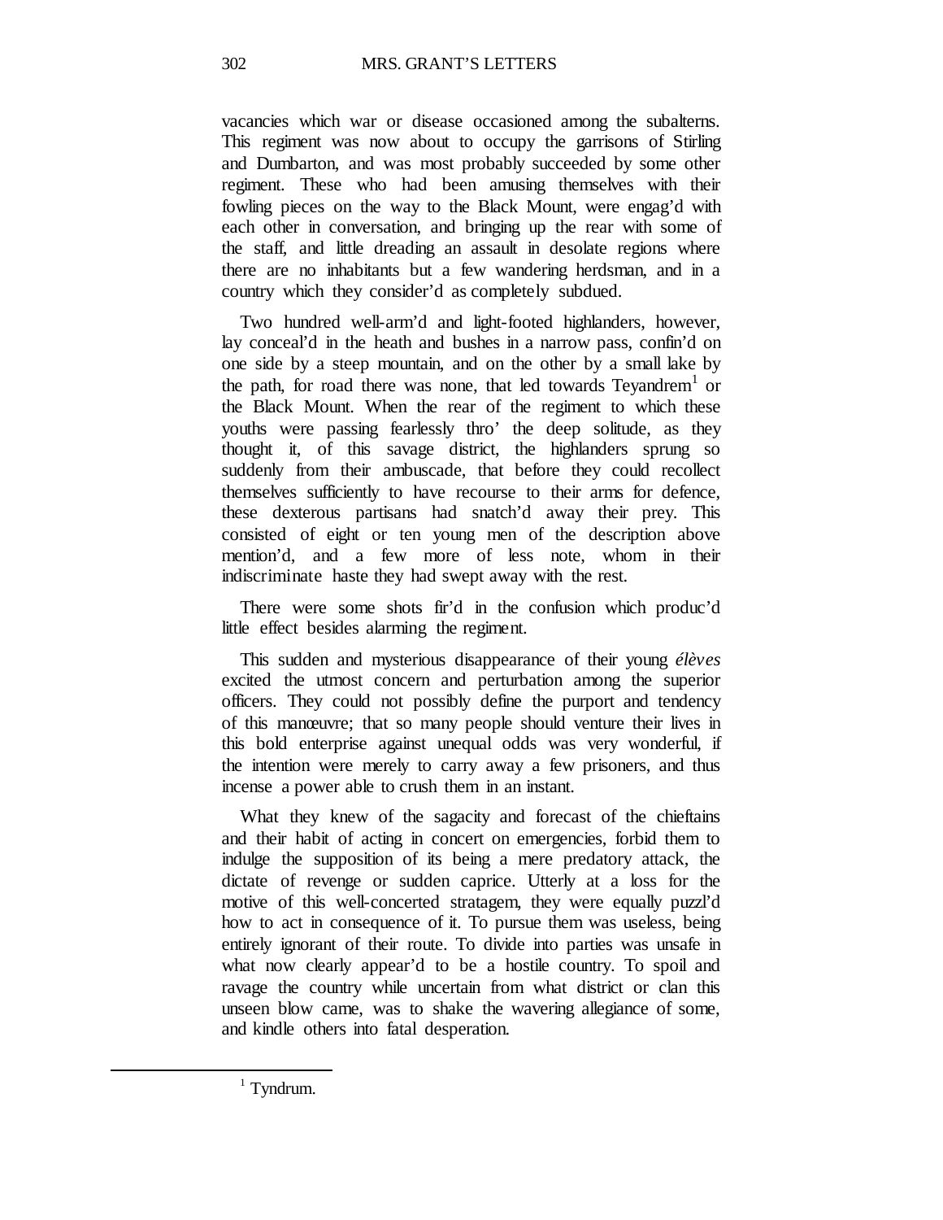vacancies which war or disease occasioned among the subalterns. This regiment was now about to occupy the garrisons of Stirling and Dumbarton, and was most probably succeeded by some other regiment. These who had been amusing themselves with their fowling pieces on the way to the Black Mount, were engag'd with each other in conversation, and bringing up the rear with some of the staff, and little dreading an assault in desolate regions where there are no inhabitants but a few wandering herdsman, and in a country which they consider'd as completely subdued.

Two hundred well-arm'd and light-footed highlanders, however, lay conceal'd in the heath and bushes in a narrow pass, confin'd on one side by a steep mountain, and on the other by a small lake by the path, for road there was none, that led towards Teyandrem[1] or the Black Mount. When the rear of the regiment to which these youths were passing fearlessly thro' the deep solitude, as they thought it, of this savage district, the highlanders sprung so suddenly from their ambuscade, that before they could recollect themselves sufficiently to have recourse to their arms for defence, these dexterous partisans had snatch'd away their prey. This consisted of eight or ten young men of the description above mention'd, and a few more of less note, whom in their indiscriminate haste they had swept away with the rest.

There were some shots fir'd in the confusion which produc'd little effect besides alarming the regiment.

This sudden and mysterious disappearance of their young *élèves* excited the utmost concern and perturbation among the superior officers. They could not possibly define the purport and tendency of this manœuvre; that so many people should venture their lives in this bold enterprise against unequal odds was very wonderful, if the intention were merely to carry away a few prisoners, and thus incense a power able to crush them in an instant.

What they knew of the sagacity and forecast of the chieftains and their habit of acting in concert on emergencies, forbid them to indulge the supposition of its being a mere predatory attack, the dictate of revenge or sudden caprice. Utterly at a loss for the motive of this well-concerted stratagem, they were equally puzzl'd how to act in consequence of it. To pursue them was useless, being entirely ignorant of their route. To divide into parties was unsafe in what now clearly appear'd to be a hostile country. To spoil and ravage the country while uncertain from what district or clan this unseen blow came, was to shake the wavering allegiance of some, and kindle others into fatal desperation.

---

[1] Tyndrum.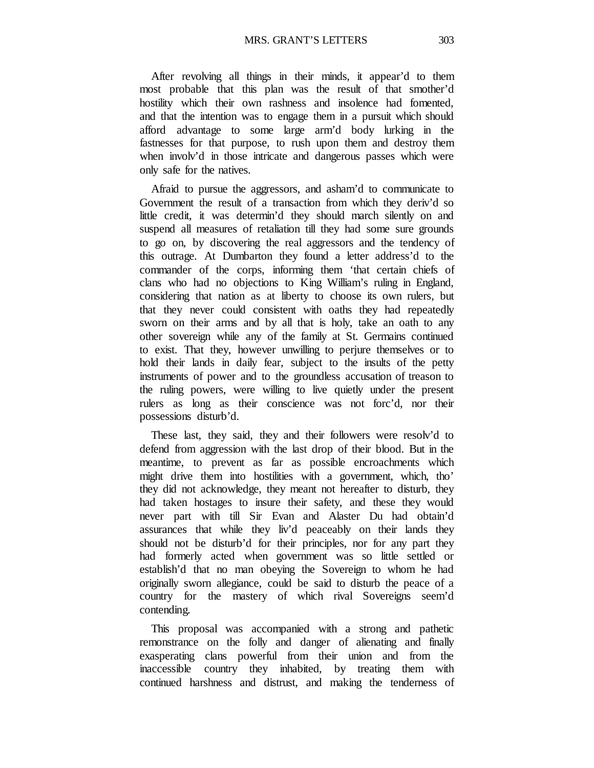After revolving all things in their minds, it appear'd to them most probable that this plan was the result of that smother'd hostility which their own rashness and insolence had fomented, and that the intention was to engage them in a pursuit which should afford advantage to some large arm'd body lurking in the fastnesses for that purpose, to rush upon them and destroy them when involv'd in those intricate and dangerous passes which were only safe for the natives.

Afraid to pursue the aggressors, and asham'd to communicate to Government the result of a transaction from which they deriv'd so little credit, it was determin'd they should march silently on and suspend all measures of retaliation till they had some sure grounds to go on, by discovering the real aggressors and the tendency of this outrage. At Dumbarton they found a letter address'd to the commander of the corps, informing them 'that certain chiefs of clans who had no objections to King William's ruling in England, considering that nation as at liberty to choose its own rulers, but that they never could consistent with oaths they had repeatedly sworn on their arms and by all that is holy, take an oath to any other sovereign while any of the family at St. Germains continued to exist. That they, however unwilling to perjure themselves or to hold their lands in daily fear, subject to the insults of the petty instruments of power and to the groundless accusation of treason to the ruling powers, were willing to live quietly under the present rulers as long as their conscience was not forc'd, nor their possessions disturb'd.

These last, they said, they and their followers were resolv'd to defend from aggression with the last drop of their blood. But in the meantime, to prevent as far as possible encroachments which might drive them into hostilities with a government, which, tho' they did not acknowledge, they meant not hereafter to disturb, they had taken hostages to insure their safety, and these they would never part with till Sir Evan and Alaster Du had obtain'd assurances that while they liv'd peaceably on their lands they should not be disturb'd for their principles, nor for any part they had formerly acted when government was so little settled or establish'd that no man obeying the Sovereign to whom he had originally sworn allegiance, could be said to disturb the peace of a country for the mastery of which rival Sovereigns seem'd contending.

This proposal was accompanied with a strong and pathetic remonstrance on the folly and danger of alienating and finally exasperating clans powerful from their union and from the inaccessible country they inhabited, by treating them with continued harshness and distrust, and making the tenderness of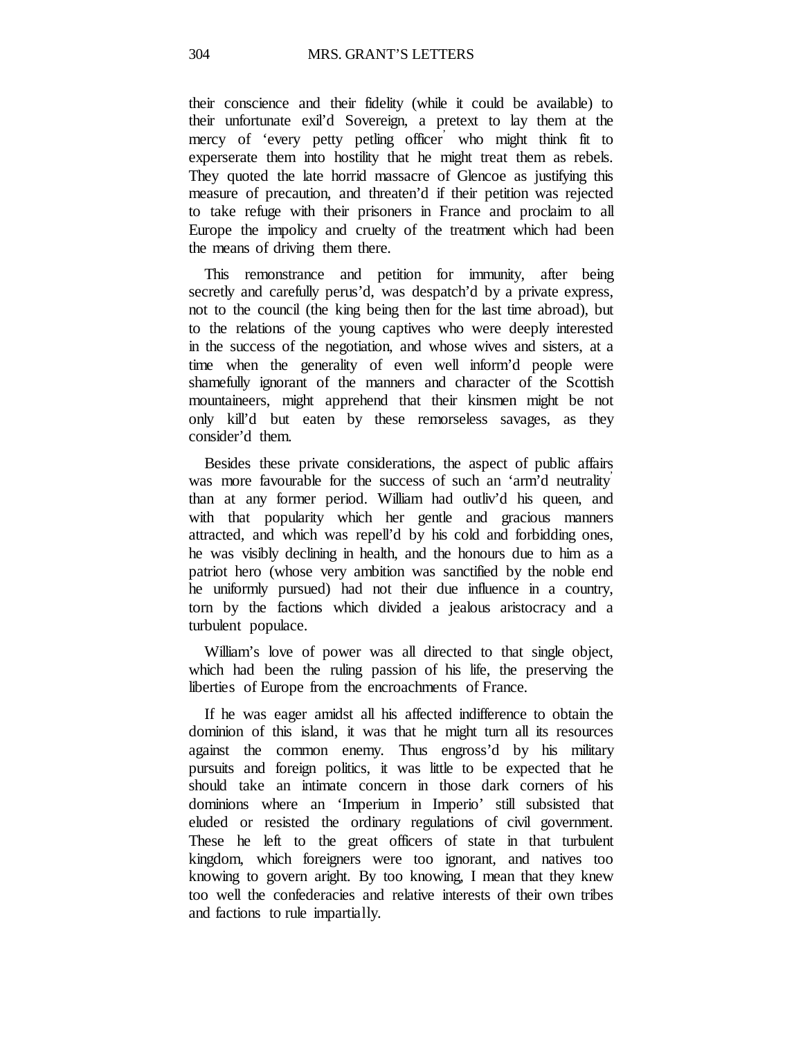their conscience and their fidelity (while it could be available) to their unfortunate exil'd Sovereign, a pretext to lay them at the mercy of 'every petty petling officer' who might think fit to experserate them into hostility that he might treat them as rebels. They quoted the late horrid massacre of Glencoe as justifying this measure of precaution, and threaten'd if their petition was rejected to take refuge with their prisoners in France and proclaim to all Europe the impolicy and cruelty of the treatment which had been the means of driving them there.

This remonstrance and petition for immunity, after being secretly and carefully perus'd, was despatch'd by a private express, not to the council (the king being then for the last time abroad), but to the relations of the young captives who were deeply interested in the success of the negotiation, and whose wives and sisters, at a time when the generality of even well inform'd people were shamefully ignorant of the manners and character of the Scottish mountaineers, might apprehend that their kinsmen might be not only kill'd but eaten by these remorseless savages, as they consider'd them.

Besides these private considerations, the aspect of public affairs was more favourable for the success of such an 'arm'd neutrality' than at any former period. William had outliv'd his queen, and with that popularity which her gentle and gracious manners attracted, and which was repell'd by his cold and forbidding ones, he was visibly declining in health, and the honours due to him as a patriot hero (whose very ambition was sanctified by the noble end he uniformly pursued) had not their due influence in a country, torn by the factions which divided a jealous aristocracy and a turbulent populace.

William's love of power was all directed to that single object, which had been the ruling passion of his life, the preserving the liberties of Europe from the encroachments of France.

If he was eager amidst all his affected indifference to obtain the dominion of this island, it was that he might turn all its resources against the common enemy. Thus engross'd by his military pursuits and foreign politics, it was little to be expected that he should take an intimate concern in those dark corners of his dominions where an 'Imperium in Imperio' still subsisted that eluded or resisted the ordinary regulations of civil government. These he left to the great officers of state in that turbulent kingdom, which foreigners were too ignorant, and natives too knowing to govern aright. By too knowing, I mean that they knew too well the confederacies and relative interests of their own tribes and factions to rule impartially.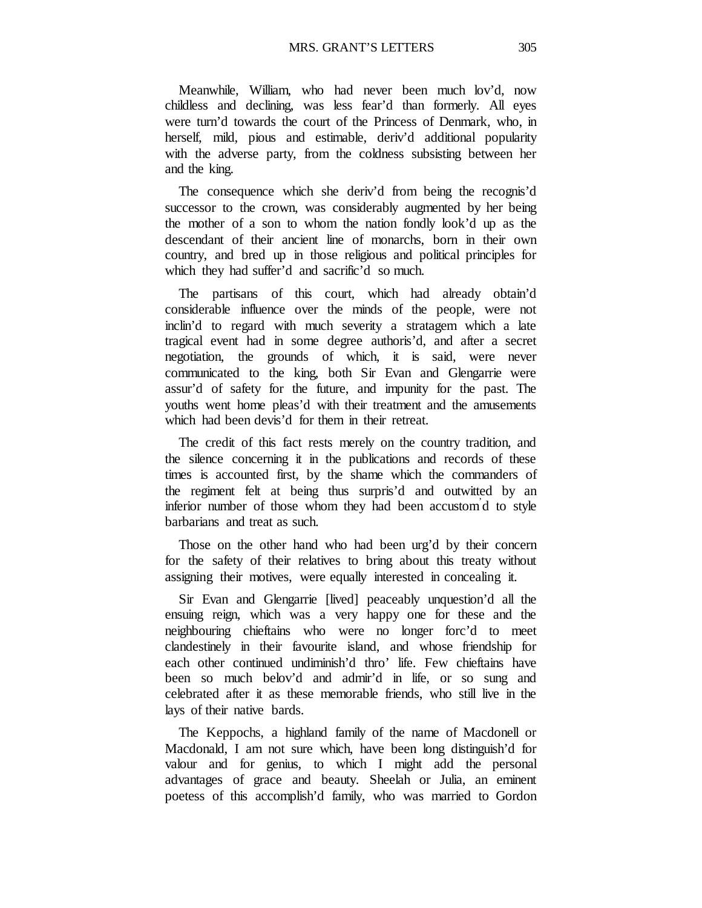Meanwhile, William, who had never been much lov'd, now childless and declining, was less fear'd than formerly. All eyes were turn'd towards the court of the Princess of Denmark, who, in herself, mild, pious and estimable, deriv'd additional popularity with the adverse party, from the coldness subsisting between her and the king.

The consequence which she deriv'd from being the recognis'd successor to the crown, was considerably augmented by her being the mother of a son to whom the nation fondly look'd up as the descendant of their ancient line of monarchs, born in their own country, and bred up in those religious and political principles for which they had suffer'd and sacrific'd so much.

The partisans of this court, which had already obtain'd considerable influence over the minds of the people, were not inclin'd to regard with much severity a stratagem which a late tragical event had in some degree authoris'd, and after a secret negotiation, the grounds of which, it is said, were never communicated to the king, both Sir Evan and Glengarrie were assur'd of safety for the future, and impunity for the past. The youths went home pleas'd with their treatment and the amusements which had been devis'd for them in their retreat.

The credit of this fact rests merely on the country tradition, and the silence concerning it in the publications and records of these times is accounted first, by the shame which the commanders of the regiment felt at being thus surpris'd and outwitted by an inferior number of those whom they had been accustom'd to style barbarians and treat as such.

Those on the other hand who had been urg'd by their concern for the safety of their relatives to bring about this treaty without assigning their motives, were equally interested in concealing it.

Sir Evan and Glengarrie [lived] peaceably unquestion'd all the ensuing reign, which was a very happy one for these and the neighbouring chieftains who were no longer forc'd to meet clandestinely in their favourite island, and whose friendship for each other continued undiminish'd thro' life. Few chieftains have been so much belov'd and admir'd in life, or so sung and celebrated after it as these memorable friends, who still live in the lays of their native bards.

The Keppochs, a highland family of the name of Macdonell or Macdonald, I am not sure which, have been long distinguish'd for valour and for genius, to which I might add the personal advantages of grace and beauty. Sheelah or Julia, an eminent poetess of this accomplish'd family, who was married to Gordon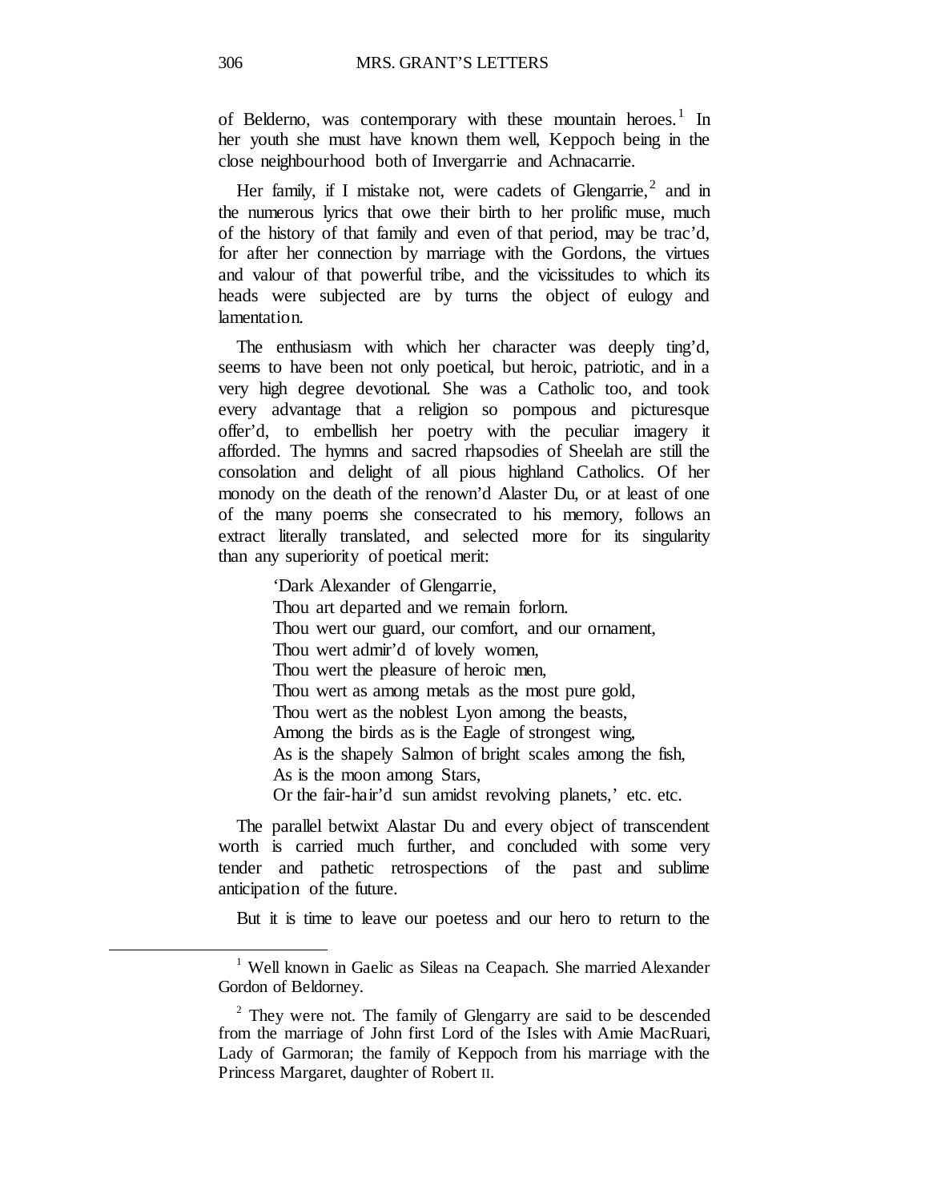of Belderno, was contemporary with these mountain heroes.[1] In her youth she must have known them well, Keppoch being in the close neighbourhood both of Invergarrie and Achnacarrie.

Her family, if I mistake not, were cadets of Glengarrie,[2] and in the numerous lyrics that owe their birth to her prolific muse, much of the history of that family and even of that period, may be trac'd, for after her connection by marriage with the Gordons, the virtues and valour of that powerful tribe, and the vicissitudes to which its heads were subjected are by turns the object of eulogy and lamentation.

The enthusiasm with which her character was deeply ting'd, seems to have been not only poetical, but heroic, patriotic, and in a very high degree devotional. She was a Catholic too, and took every advantage that a religion so pompous and picturesque offer'd, to embellish her poetry with the peculiar imagery it afforded. The hymns and sacred rhapsodies of Sheelah are still the consolation and delight of all pious highland Catholics. Of her monody on the death of the renown'd Alaster Du, or at least of one of the many poems she consecrated to his memory, follows an extract literally translated, and selected more for its singularity than any superiority of poetical merit:

> 'Dark Alexander of Glengarrie,
> Thou art departed and we remain forlorn.
> Thou wert our guard, our comfort, and our ornament,
> Thou wert admir'd of lovely women,
> Thou wert the pleasure of heroic men,
> Thou wert as among metals as the most pure gold,
> Thou wert as the noblest Lyon among the beasts,
> Among the birds as is the Eagle of strongest wing,
> As is the shapely Salmon of bright scales among the fish,
> As is the moon among Stars,
> Or the fair-hair'd sun amidst revolving planets,' etc. etc.

The parallel betwixt Alastar Du and every object of transcendent worth is carried much further, and concluded with some very tender and pathetic retrospections of the past and sublime anticipation of the future.

But it is time to leave our poetess and our hero to return to the

---

[1] Well known in Gaelic as Sileas na Ceapach. She married Alexander Gordon of Beldorney.

[2] They were not. The family of Glengarry are said to be descended from the marriage of John first Lord of the Isles with Amie MacRuari, Lady of Garmoran; the family of Keppoch from his marriage with the Princess Margaret, daughter of Robert II.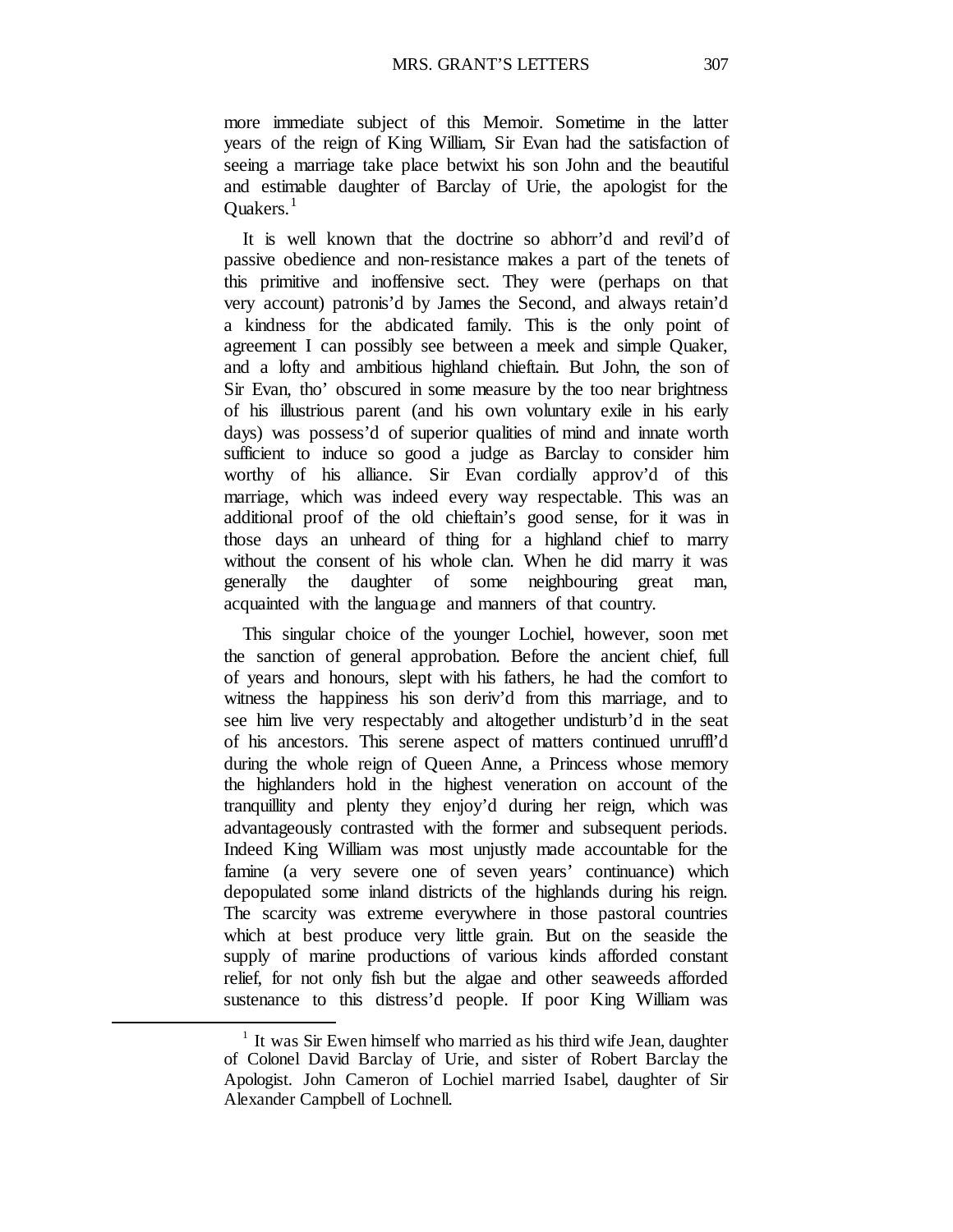more immediate subject of this Memoir. Sometime in the latter years of the reign of King William, Sir Evan had the satisfaction of seeing a marriage take place betwixt his son John and the beautiful and estimable daughter of Barclay of Urie, the apologist for the Quakers.[1]

It is well known that the doctrine so abhorr'd and revil'd of passive obedience and non-resistance makes a part of the tenets of this primitive and inoffensive sect. They were (perhaps on that very account) patronis'd by James the Second, and always retain'd a kindness for the abdicated family. This is the only point of agreement I can possibly see between a meek and simple Quaker, and a lofty and ambitious highland chieftain. But John, the son of Sir Evan, tho' obscured in some measure by the too near brightness of his illustrious parent (and his own voluntary exile in his early days) was possess'd of superior qualities of mind and innate worth sufficient to induce so good a judge as Barclay to consider him worthy of his alliance. Sir Evan cordially approv'd of this marriage, which was indeed every way respectable. This was an additional proof of the old chieftain's good sense, for it was in those days an unheard of thing for a highland chief to marry without the consent of his whole clan. When he did marry it was generally the daughter of some neighbouring great man, acquainted with the language and manners of that country.

This singular choice of the younger Lochiel, however, soon met the sanction of general approbation. Before the ancient chief, full of years and honours, slept with his fathers, he had the comfort to witness the happiness his son deriv'd from this marriage, and to see him live very respectably and altogether undisturb'd in the seat of his ancestors. This serene aspect of matters continued unruffl'd during the whole reign of Queen Anne, a Princess whose memory the highlanders hold in the highest veneration on account of the tranquillity and plenty they enjoy'd during her reign, which was advantageously contrasted with the former and subsequent periods. Indeed King William was most unjustly made accountable for the famine (a very severe one of seven years' continuance) which depopulated some inland districts of the highlands during his reign. The scarcity was extreme everywhere in those pastoral countries which at best produce very little grain. But on the seaside the supply of marine productions of various kinds afforded constant relief, for not only fish but the algae and other seaweeds afforded sustenance to this distress'd people. If poor King William was

[1] It was Sir Ewen himself who married as his third wife Jean, daughter of Colonel David Barclay of Urie, and sister of Robert Barclay the Apologist. John Cameron of Lochiel married Isabel, daughter of Sir Alexander Campbell of Lochnell.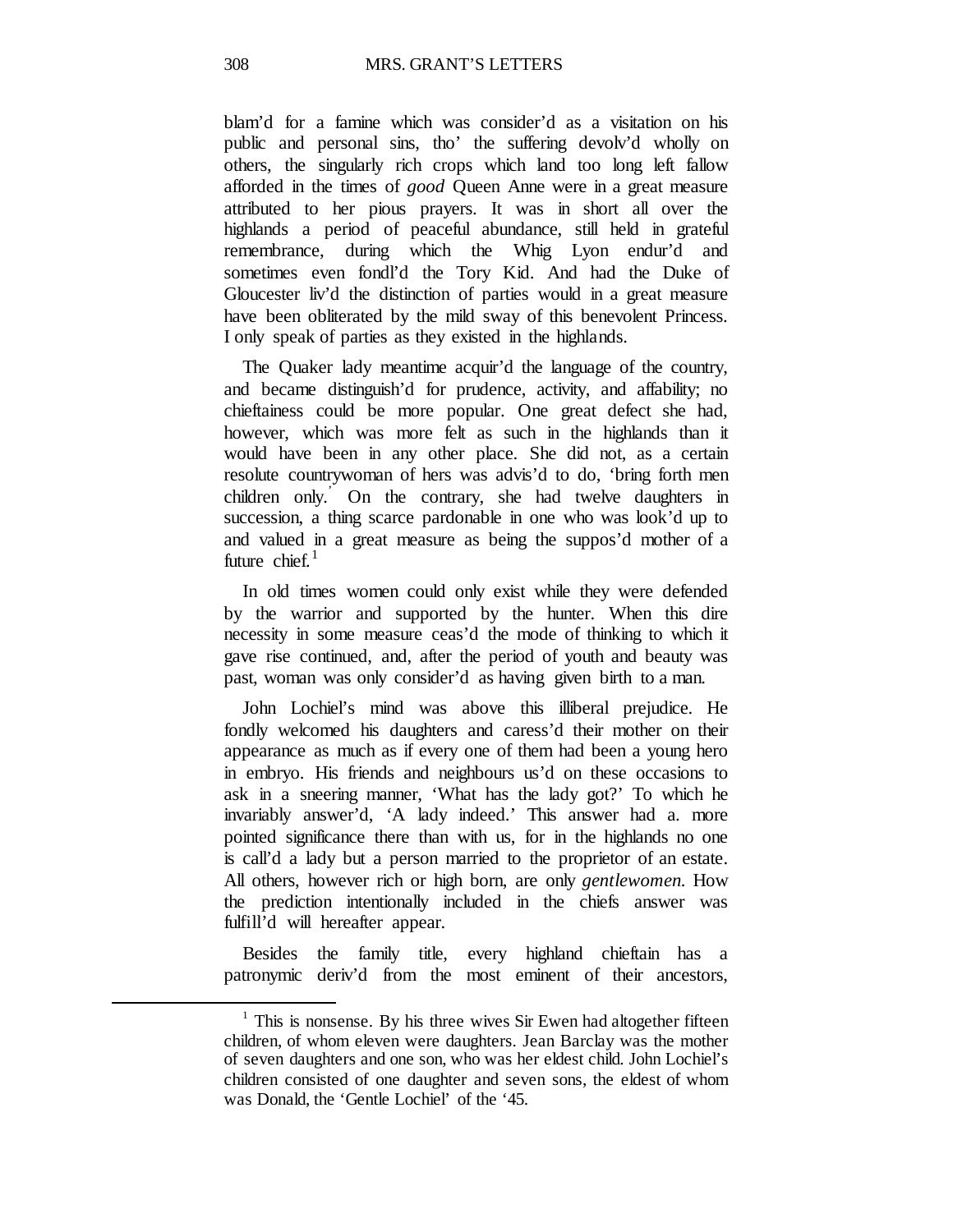blam'd for a famine which was consider'd as a visitation on his public and personal sins, tho' the suffering devolv'd wholly on others, the singularly rich crops which land too long left fallow afforded in the times of *good* Queen Anne were in a great measure attributed to her pious prayers. It was in short all over the highlands a period of peaceful abundance, still held in grateful remembrance, during which the Whig Lyon endur'd and sometimes even fondl'd the Tory Kid. And had the Duke of Gloucester liv'd the distinction of parties would in a great measure have been obliterated by the mild sway of this benevolent Princess. I only speak of parties as they existed in the highlands.

The Quaker lady meantime acquir'd the language of the country, and became distinguish'd for prudence, activity, and affability; no chieftainess could be more popular. One great defect she had, however, which was more felt as such in the highlands than it would have been in any other place. She did not, as a certain resolute countrywoman of hers was advis'd to do, 'bring forth men children only.' On the contrary, she had twelve daughters in succession, a thing scarce pardonable in one who was look'd up to and valued in a great measure as being the suppos'd mother of a future chief.[1]

In old times women could only exist while they were defended by the warrior and supported by the hunter. When this dire necessity in some measure ceas'd the mode of thinking to which it gave rise continued, and, after the period of youth and beauty was past, woman was only consider'd as having given birth to a man.

John Lochiel's mind was above this illiberal prejudice. He fondly welcomed his daughters and caress'd their mother on their appearance as much as if every one of them had been a young hero in embryo. His friends and neighbours us'd on these occasions to ask in a sneering manner, 'What has the lady got?' To which he invariably answer'd, 'A lady indeed.' This answer had a. more pointed significance there than with us, for in the highlands no one is call'd a lady but a person married to the proprietor of an estate. All others, however rich or high born, are only *gentlewomen*. How the prediction intentionally included in the chiefs answer was fulfill'd will hereafter appear.

Besides the family title, every highland chieftain has a patronymic deriv'd from the most eminent of their ancestors,

[1] This is nonsense. By his three wives Sir Ewen had altogether fifteen children, of whom eleven were daughters. Jean Barclay was the mother of seven daughters and one son, who was her eldest child. John Lochiel's children consisted of one daughter and seven sons, the eldest of whom was Donald, the 'Gentle Lochiel' of the '45.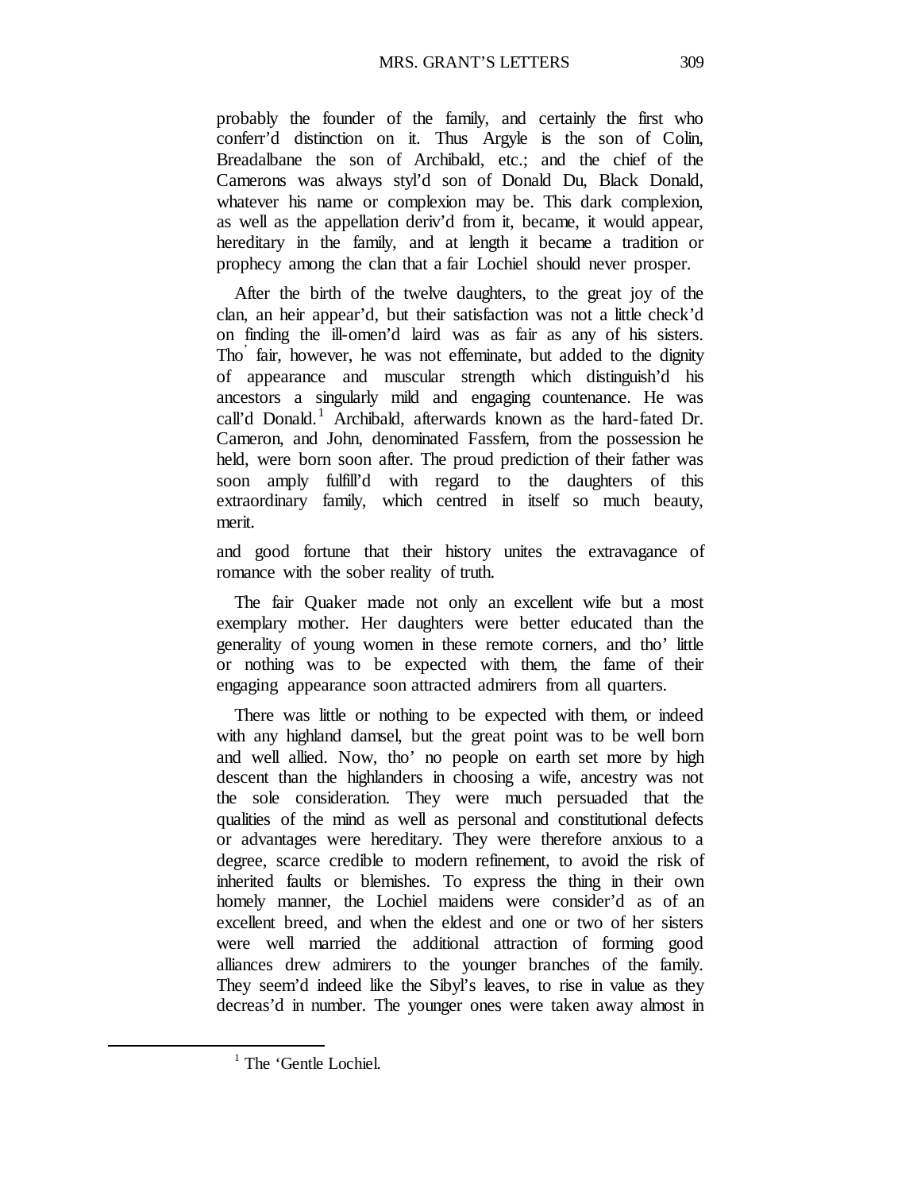probably the founder of the family, and certainly the first who conferr'd distinction on it. Thus Argyle is the son of Colin, Breadalbane the son of Archibald, etc.; and the chief of the Camerons was always styl'd son of Donald Du, Black Donald, whatever his name or complexion may be. This dark complexion, as well as the appellation deriv'd from it, became, it would appear, hereditary in the family, and at length it became a tradition or prophecy among the clan that a fair Lochiel should never prosper.

After the birth of the twelve daughters, to the great joy of the clan, an heir appear'd, but their satisfaction was not a little check'd on finding the ill-omen'd laird was as fair as any of his sisters. Tho' fair, however, he was not effeminate, but added to the dignity of appearance and muscular strength which distinguish'd his ancestors a singularly mild and engaging countenance. He was call'd Donald.[1] Archibald, afterwards known as the hard-fated Dr. Cameron, and John, denominated Fassfern, from the possession he held, were born soon after. The proud prediction of their father was soon amply fulfill'd with regard to the daughters of this extraordinary family, which centred in itself so much beauty, merit.

and good fortune that their history unites the extravagance of romance with the sober reality of truth.

The fair Quaker made not only an excellent wife but a most exemplary mother. Her daughters were better educated than the generality of young women in these remote corners, and tho' little or nothing was to be expected with them, the fame of their engaging appearance soon attracted admirers from all quarters.

There was little or nothing to be expected with them, or indeed with any highland damsel, but the great point was to be well born and well allied. Now, tho' no people on earth set more by high descent than the highlanders in choosing a wife, ancestry was not the sole consideration. They were much persuaded that the qualities of the mind as well as personal and constitutional defects or advantages were hereditary. They were therefore anxious to a degree, scarce credible to modern refinement, to avoid the risk of inherited faults or blemishes. To express the thing in their own homely manner, the Lochiel maidens were consider'd as of an excellent breed, and when the eldest and one or two of her sisters were well married the additional attraction of forming good alliances drew admirers to the younger branches of the family. They seem'd indeed like the Sibyl's leaves, to rise in value as they decreas'd in number. The younger ones were taken away almost in

[1] The 'Gentle Lochiel.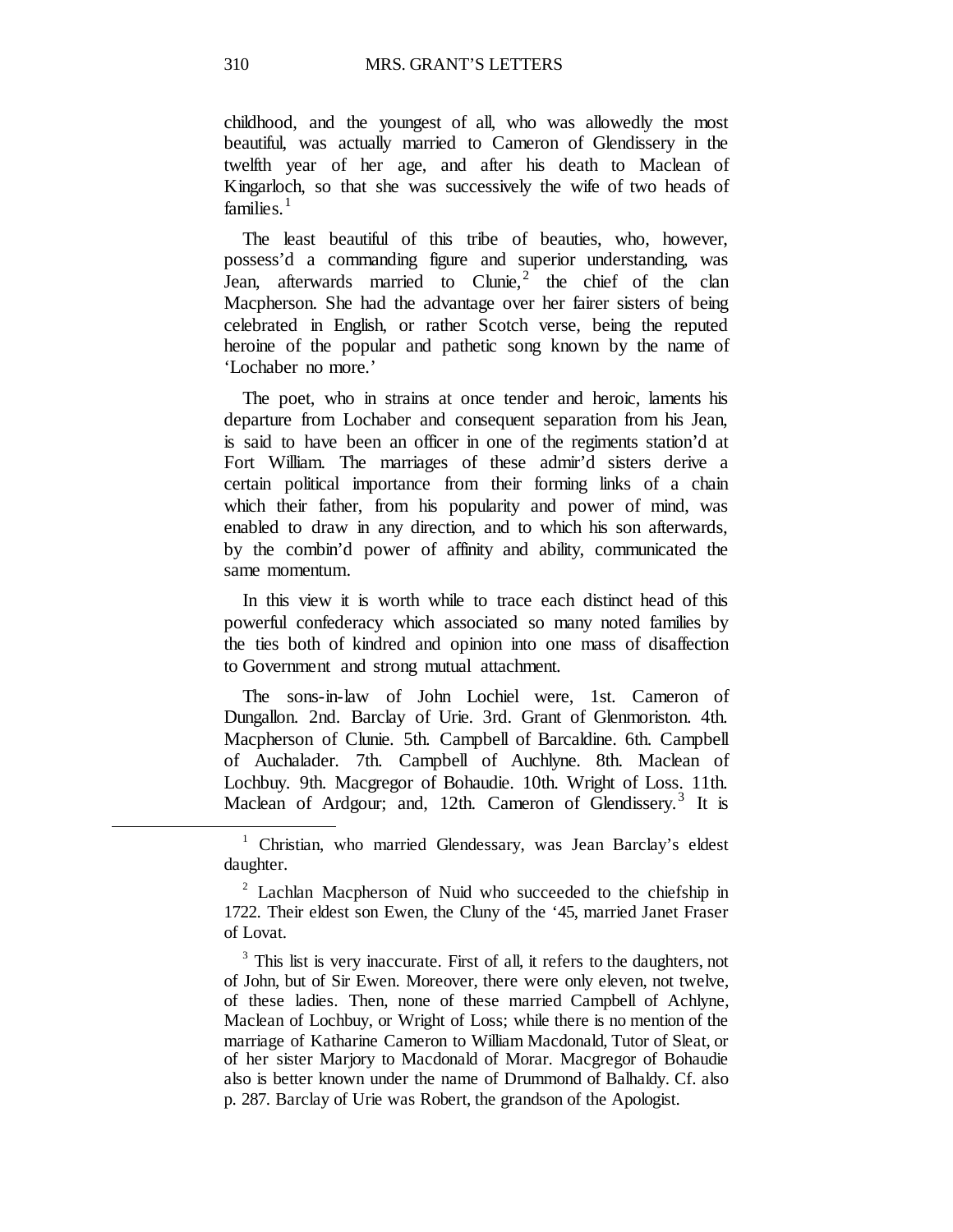childhood, and the youngest of all, who was allowedly the most beautiful, was actually married to Cameron of Glendissery in the twelfth year of her age, and after his death to Maclean of Kingarloch, so that she was successively the wife of two heads of families.[1]

The least beautiful of this tribe of beauties, who, however, possess'd a commanding figure and superior understanding, was Jean, afterwards married to Clunie,[2] the chief of the clan Macpherson. She had the advantage over her fairer sisters of being celebrated in English, or rather Scotch verse, being the reputed heroine of the popular and pathetic song known by the name of 'Lochaber no more.'

The poet, who in strains at once tender and heroic, laments his departure from Lochaber and consequent separation from his Jean, is said to have been an officer in one of the regiments station'd at Fort William. The marriages of these admir'd sisters derive a certain political importance from their forming links of a chain which their father, from his popularity and power of mind, was enabled to draw in any direction, and to which his son afterwards, by the combin'd power of affinity and ability, communicated the same momentum.

In this view it is worth while to trace each distinct head of this powerful confederacy which associated so many noted families by the ties both of kindred and opinion into one mass of disaffection to Government and strong mutual attachment.

The sons-in-law of John Lochiel were, 1st. Cameron of Dungallon. 2nd. Barclay of Urie. 3rd. Grant of Glenmoriston. 4th. Macpherson of Clunie. 5th. Campbell of Barcaldine. 6th. Campbell of Auchalader. 7th. Campbell of Auchlyne. 8th. Maclean of Lochbuy. 9th. Macgregor of Bohaudie. 10th. Wright of Loss. 11th. Maclean of Ardgour; and, 12th. Cameron of Glendissery.[3] It is

---

[1] Christian, who married Glendessary, was Jean Barclay's eldest daughter.

[2] Lachlan Macpherson of Nuid who succeeded to the chiefship in 1722. Their eldest son Ewen, the Cluny of the '45, married Janet Fraser of Lovat.

[3] This list is very inaccurate. First of all, it refers to the daughters, not of John, but of Sir Ewen. Moreover, there were only eleven, not twelve, of these ladies. Then, none of these married Campbell of Achlyne, Maclean of Lochbuy, or Wright of Loss; while there is no mention of the marriage of Katharine Cameron to William Macdonald, Tutor of Sleat, or of her sister Marjory to Macdonald of Morar. Macgregor of Bohaudie also is better known under the name of Drummond of Balhaldy. Cf. also p. 287. Barclay of Urie was Robert, the grandson of the Apologist.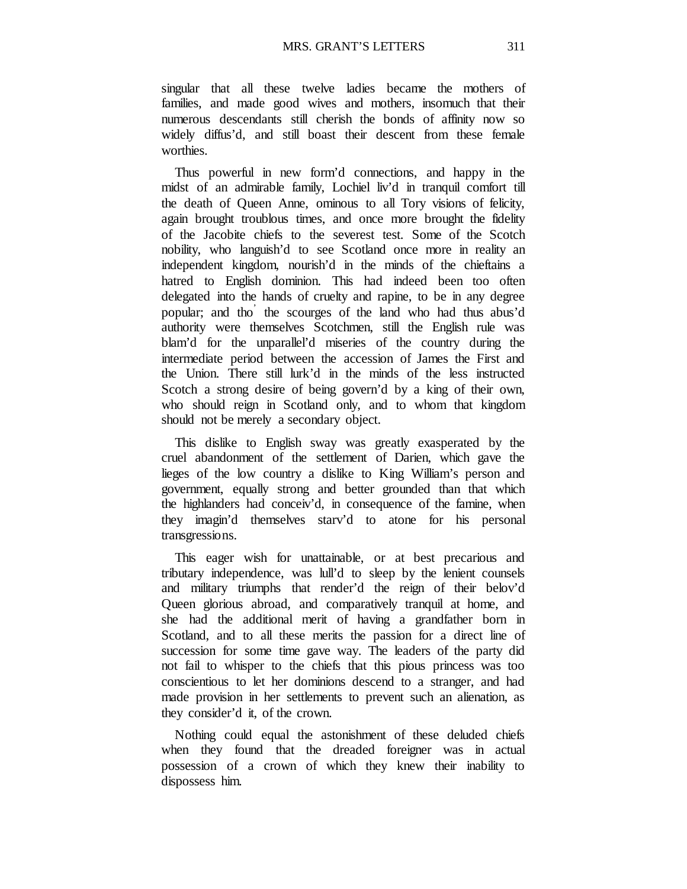singular that all these twelve ladies became the mothers of families, and made good wives and mothers, insomuch that their numerous descendants still cherish the bonds of affinity now so widely diffus'd, and still boast their descent from these female worthies.

Thus powerful in new form'd connections, and happy in the midst of an admirable family, Lochiel liv'd in tranquil comfort till the death of Queen Anne, ominous to all Tory visions of felicity, again brought troublous times, and once more brought the fidelity of the Jacobite chiefs to the severest test. Some of the Scotch nobility, who languish'd to see Scotland once more in reality an independent kingdom, nourish'd in the minds of the chieftains a hatred to English dominion. This had indeed been too often delegated into the hands of cruelty and rapine, to be in any degree popular; and tho' the scourges of the land who had thus abus'd authority were themselves Scotchmen, still the English rule was blam'd for the unparallel'd miseries of the country during the intermediate period between the accession of James the First and the Union. There still lurk'd in the minds of the less instructed Scotch a strong desire of being govern'd by a king of their own, who should reign in Scotland only, and to whom that kingdom should not be merely a secondary object.

This dislike to English sway was greatly exasperated by the cruel abandonment of the settlement of Darien, which gave the lieges of the low country a dislike to King William's person and government, equally strong and better grounded than that which the highlanders had conceiv'd, in consequence of the famine, when they imagin'd themselves starv'd to atone for his personal transgressions.

This eager wish for unattainable, or at best precarious and tributary independence, was lull'd to sleep by the lenient counsels and military triumphs that render'd the reign of their belov'd Queen glorious abroad, and comparatively tranquil at home, and she had the additional merit of having a grandfather born in Scotland, and to all these merits the passion for a direct line of succession for some time gave way. The leaders of the party did not fail to whisper to the chiefs that this pious princess was too conscientious to let her dominions descend to a stranger, and had made provision in her settlements to prevent such an alienation, as they consider'd it, of the crown.

Nothing could equal the astonishment of these deluded chiefs when they found that the dreaded foreigner was in actual possession of a crown of which they knew their inability to dispossess him.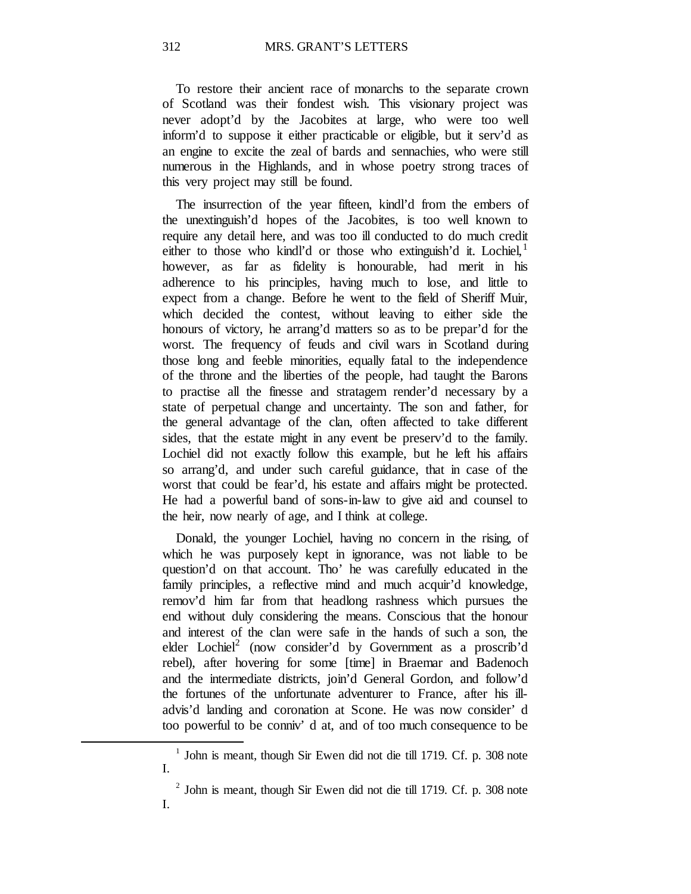To restore their ancient race of monarchs to the separate crown of Scotland was their fondest wish. This visionary project was never adopt'd by the Jacobites at large, who were too well inform'd to suppose it either practicable or eligible, but it serv'd as an engine to excite the zeal of bards and sennachies, who were still numerous in the Highlands, and in whose poetry strong traces of this very project may still be found.

The insurrection of the year fifteen, kindl'd from the embers of the unextinguish'd hopes of the Jacobites, is too well known to require any detail here, and was too ill conducted to do much credit either to those who kindl'd or those who extinguish'd it. Lochiel,[1] however, as far as fidelity is honourable, had merit in his adherence to his principles, having much to lose, and little to expect from a change. Before he went to the field of Sheriff Muir, which decided the contest, without leaving to either side the honours of victory, he arrang'd matters so as to be prepar'd for the worst. The frequency of feuds and civil wars in Scotland during those long and feeble minorities, equally fatal to the independence of the throne and the liberties of the people, had taught the Barons to practise all the finesse and stratagem render'd necessary by a state of perpetual change and uncertainty. The son and father, for the general advantage of the clan, often affected to take different sides, that the estate might in any event be preserv'd to the family. Lochiel did not exactly follow this example, but he left his affairs so arrang'd, and under such careful guidance, that in case of the worst that could be fear'd, his estate and affairs might be protected. He had a powerful band of sons-in-law to give aid and counsel to the heir, now nearly of age, and I think at college.

Donald, the younger Lochiel, having no concern in the rising, of which he was purposely kept in ignorance, was not liable to be question'd on that account. Tho' he was carefully educated in the family principles, a reflective mind and much acquir'd knowledge, remov'd him far from that headlong rashness which pursues the end without duly considering the means. Conscious that the honour and interest of the clan were safe in the hands of such a son, the elder Lochiel[2] (now consider'd by Government as a proscrib'd rebel), after hovering for some [time] in Braemar and Badenoch and the intermediate districts, join'd General Gordon, and follow'd the fortunes of the unfortunate adventurer to France, after his ill-advis'd landing and coronation at Scone. He was now consider' d too powerful to be conniv' d at, and of too much consequence to be

---

[1] John is meant, though Sir Ewen did not die till 1719. Cf. p. 308 note I.

[2] John is meant, though Sir Ewen did not die till 1719. Cf. p. 308 note I.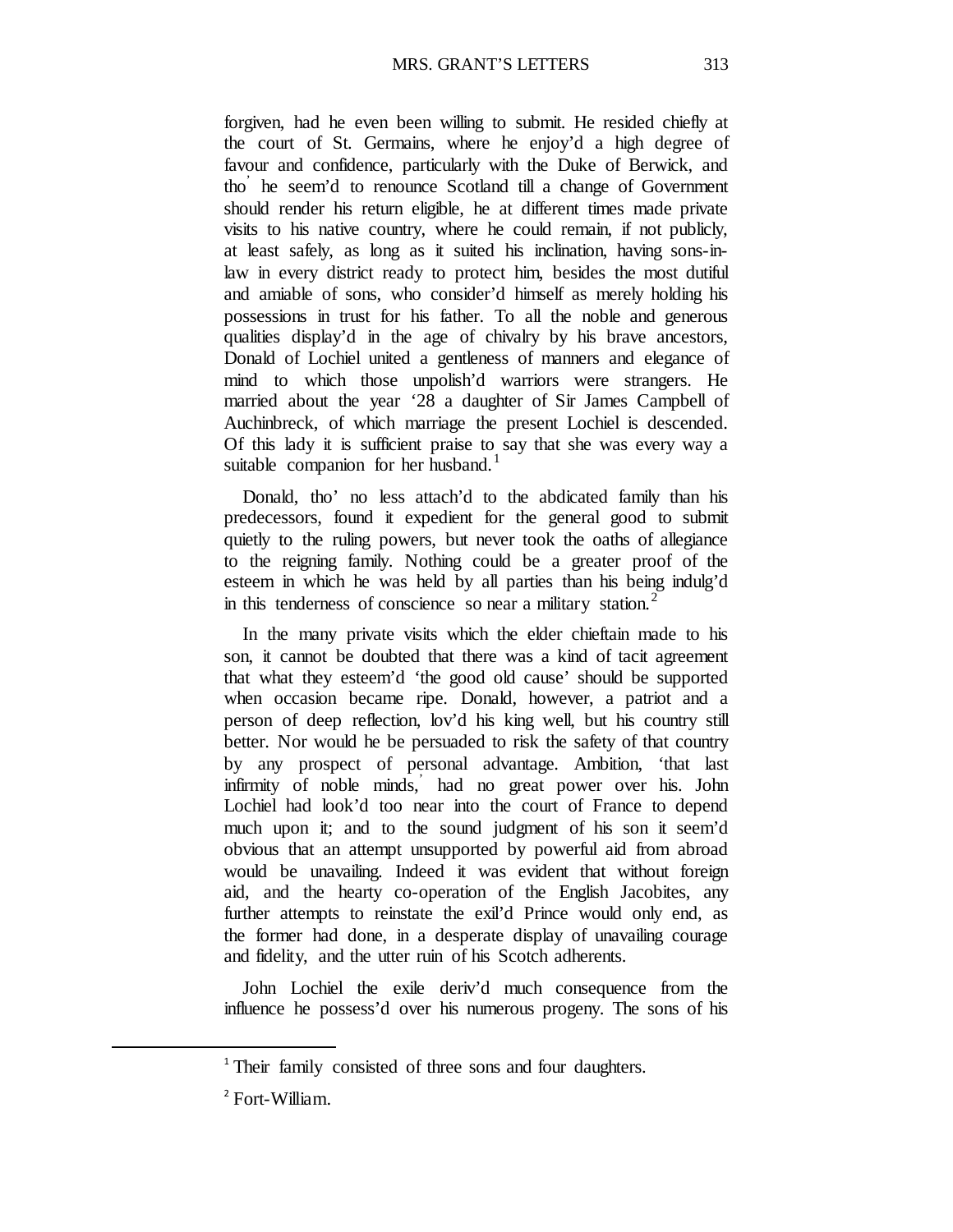forgiven, had he even been willing to submit. He resided chiefly at the court of St. Germains, where he enjoy'd a high degree of favour and confidence, particularly with the Duke of Berwick, and tho' he seem'd to renounce Scotland till a change of Government should render his return eligible, he at different times made private visits to his native country, where he could remain, if not publicly, at least safely, as long as it suited his inclination, having sons-in-law in every district ready to protect him, besides the most dutiful and amiable of sons, who consider'd himself as merely holding his possessions in trust for his father. To all the noble and generous qualities display'd in the age of chivalry by his brave ancestors, Donald of Lochiel united a gentleness of manners and elegance of mind to which those unpolish'd warriors were strangers. He married about the year '28 a daughter of Sir James Campbell of Auchinbreck, of which marriage the present Lochiel is descended. Of this lady it is sufficient praise to say that she was every way a suitable companion for her husband.[1]

Donald, tho' no less attach'd to the abdicated family than his predecessors, found it expedient for the general good to submit quietly to the ruling powers, but never took the oaths of allegiance to the reigning family. Nothing could be a greater proof of the esteem in which he was held by all parties than his being indulg'd in this tenderness of conscience so near a military station.[2]

In the many private visits which the elder chieftain made to his son, it cannot be doubted that there was a kind of tacit agreement that what they esteem'd 'the good old cause' should be supported when occasion became ripe. Donald, however, a patriot and a person of deep reflection, lov'd his king well, but his country still better. Nor would he be persuaded to risk the safety of that country by any prospect of personal advantage. Ambition, 'that last infirmity of noble minds,' had no great power over his. John Lochiel had look'd too near into the court of France to depend much upon it; and to the sound judgment of his son it seem'd obvious that an attempt unsupported by powerful aid from abroad would be unavailing. Indeed it was evident that without foreign aid, and the hearty co-operation of the English Jacobites, any further attempts to reinstate the exil'd Prince would only end, as the former had done, in a desperate display of unavailing courage and fidelity, and the utter ruin of his Scotch adherents.

John Lochiel the exile deriv'd much consequence from the influence he possess'd over his numerous progeny. The sons of his

---

[1] Their family consisted of three sons and four daughters.

[2] Fort-William.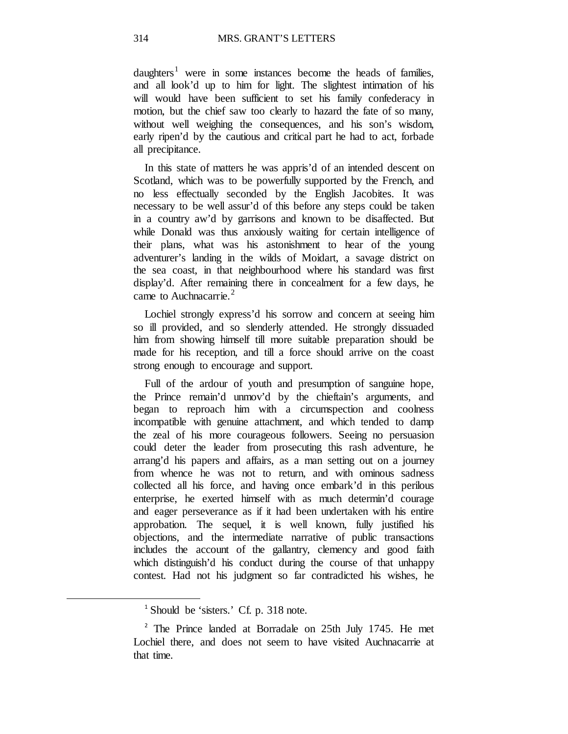daughters[1] were in some instances become the heads of families, and all look'd up to him for light. The slightest intimation of his will would have been sufficient to set his family confederacy in motion, but the chief saw too clearly to hazard the fate of so many, without well weighing the consequences, and his son's wisdom, early ripen'd by the cautious and critical part he had to act, forbade all precipitance.

In this state of matters he was appris'd of an intended descent on Scotland, which was to be powerfully supported by the French, and no less effectually seconded by the English Jacobites. It was necessary to be well assur'd of this before any steps could be taken in a country aw'd by garrisons and known to be disaffected. But while Donald was thus anxiously waiting for certain intelligence of their plans, what was his astonishment to hear of the young adventurer's landing in the wilds of Moidart, a savage district on the sea coast, in that neighbourhood where his standard was first display'd. After remaining there in concealment for a few days, he came to Auchnacarrie.[2]

Lochiel strongly express'd his sorrow and concern at seeing him so ill provided, and so slenderly attended. He strongly dissuaded him from showing himself till more suitable preparation should be made for his reception, and till a force should arrive on the coast strong enough to encourage and support.

Full of the ardour of youth and presumption of sanguine hope, the Prince remain'd unmov'd by the chieftain's arguments, and began to reproach him with a circumspection and coolness incompatible with genuine attachment, and which tended to damp the zeal of his more courageous followers. Seeing no persuasion could deter the leader from prosecuting this rash adventure, he arrang'd his papers and affairs, as a man setting out on a journey from whence he was not to return, and with ominous sadness collected all his force, and having once embark'd in this perilous enterprise, he exerted himself with as much determin'd courage and eager perseverance as if it had been undertaken with his entire approbation. The sequel, it is well known, fully justified his objections, and the intermediate narrative of public transactions includes the account of the gallantry, clemency and good faith which distinguish'd his conduct during the course of that unhappy contest. Had not his judgment so far contradicted his wishes, he

---

[1] Should be 'sisters.' Cf. p. 318 note.

[2] The Prince landed at Borradale on 25th July 1745. He met Lochiel there, and does not seem to have visited Auchnacarrie at that time.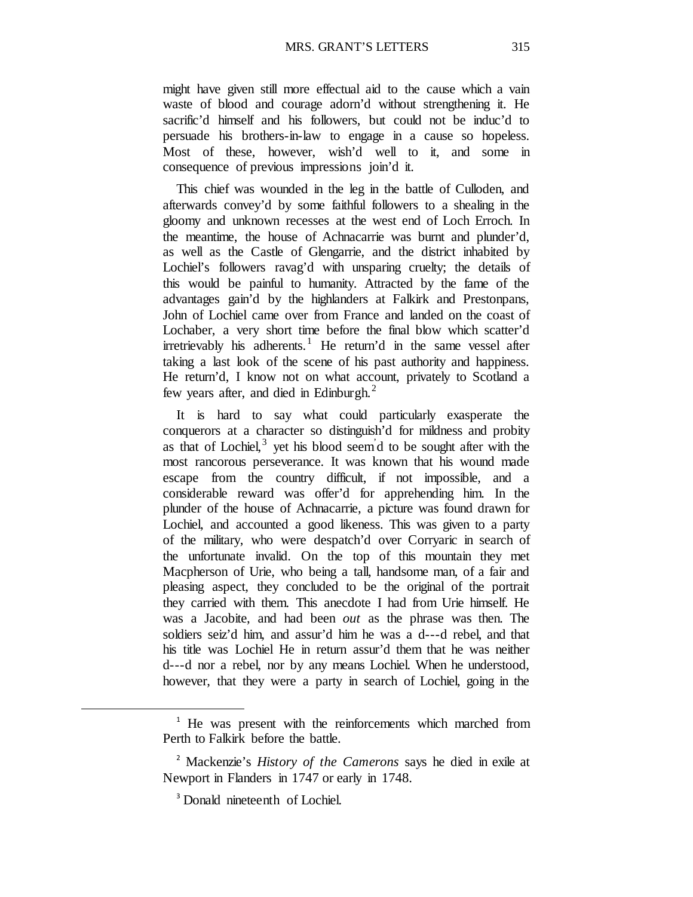might have given still more effectual aid to the cause which a vain waste of blood and courage adorn'd without strengthening it. He sacrific'd himself and his followers, but could not be induc'd to persuade his brothers-in-law to engage in a cause so hopeless. Most of these, however, wish'd well to it, and some in consequence of previous impressions join'd it.

This chief was wounded in the leg in the battle of Culloden, and afterwards convey'd by some faithful followers to a shealing in the gloomy and unknown recesses at the west end of Loch Erroch. In the meantime, the house of Achnacarrie was burnt and plunder'd, as well as the Castle of Glengarrie, and the district inhabited by Lochiel's followers ravag'd with unsparing cruelty; the details of this would be painful to humanity. Attracted by the fame of the advantages gain'd by the highlanders at Falkirk and Prestonpans, John of Lochiel came over from France and landed on the coast of Lochaber, a very short time before the final blow which scatter'd irretrievably his adherents.[1] He return'd in the same vessel after taking a last look of the scene of his past authority and happiness. He return'd, I know not on what account, privately to Scotland a few years after, and died in Edinburgh.[2]

It is hard to say what could particularly exasperate the conquerors at a character so distinguish'd for mildness and probity as that of Lochiel,[3] yet his blood seem'd to be sought after with the most rancorous perseverance. It was known that his wound made escape from the country difficult, if not impossible, and a considerable reward was offer'd for apprehending him. In the plunder of the house of Achnacarrie, a picture was found drawn for Lochiel, and accounted a good likeness. This was given to a party of the military, who were despatch'd over Corryaric in search of the unfortunate invalid. On the top of this mountain they met Macpherson of Urie, who being a tall, handsome man, of a fair and pleasing aspect, they concluded to be the original of the portrait they carried with them. This anecdote I had from Urie himself. He was a Jacobite, and had been *out* as the phrase was then. The soldiers seiz'd him, and assur'd him he was a d---d rebel, and that his title was Lochiel He in return assur'd them that he was neither d---d nor a rebel, nor by any means Lochiel. When he understood, however, that they were a party in search of Lochiel, going in the

---

[1] He was present with the reinforcements which marched from Perth to Falkirk before the battle.

[2] Mackenzie's *History of the Camerons* says he died in exile at Newport in Flanders in 1747 or early in 1748.

[3] Donald nineteenth of Lochiel.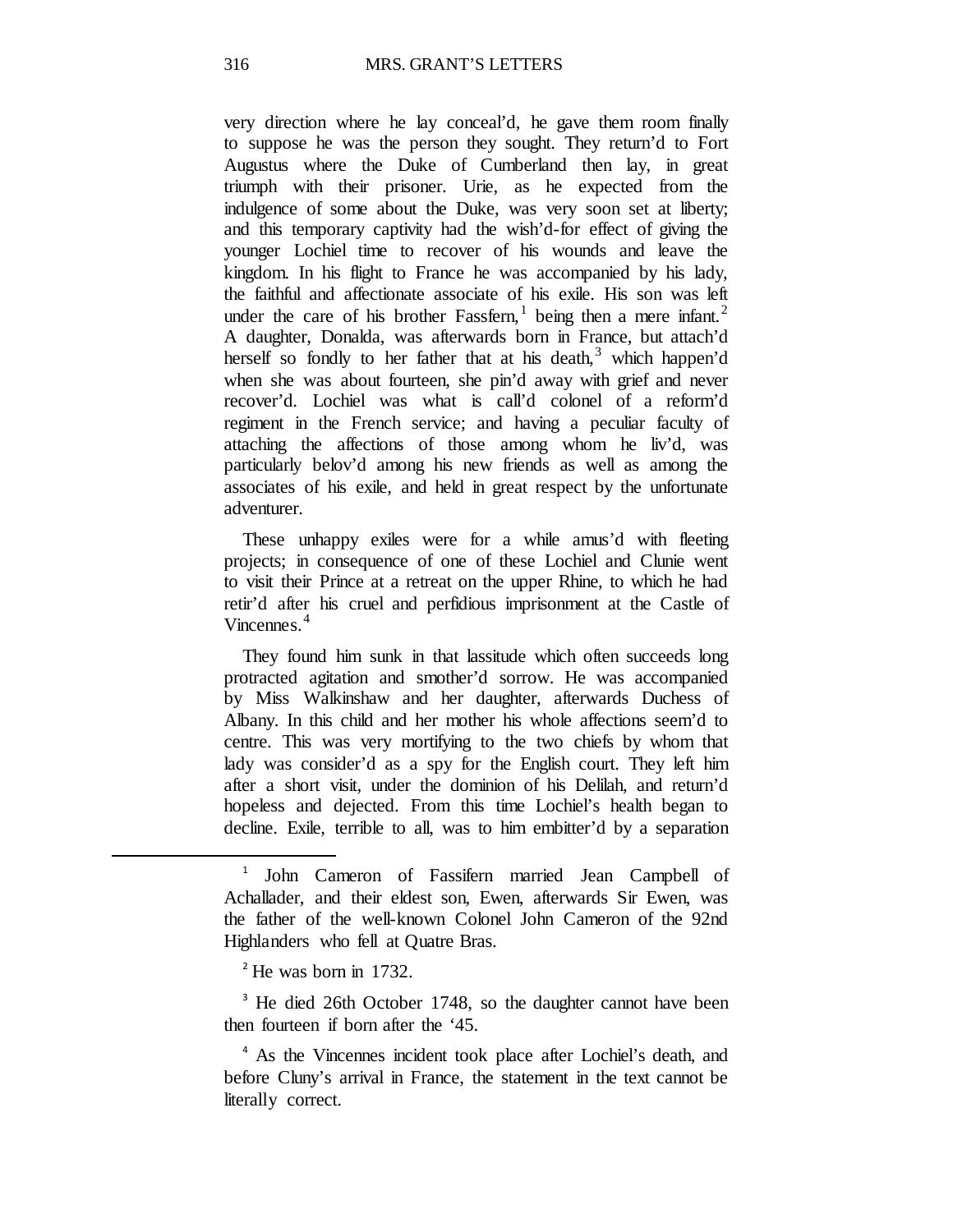very direction where he lay conceal'd, he gave them room finally to suppose he was the person they sought. They return'd to Fort Augustus where the Duke of Cumberland then lay, in great triumph with their prisoner. Urie, as he expected from the indulgence of some about the Duke, was very soon set at liberty; and this temporary captivity had the wish'd-for effect of giving the younger Lochiel time to recover of his wounds and leave the kingdom. In his flight to France he was accompanied by his lady, the faithful and affectionate associate of his exile. His son was left under the care of his brother Fassfern,[1] being then a mere infant.[2] A daughter, Donalda, was afterwards born in France, but attach'd herself so fondly to her father that at his death,[3] which happen'd when she was about fourteen, she pin'd away with grief and never recover'd. Lochiel was what is call'd colonel of a reform'd regiment in the French service; and having a peculiar faculty of attaching the affections of those among whom he liv'd, was particularly belov'd among his new friends as well as among the associates of his exile, and held in great respect by the unfortunate adventurer.

These unhappy exiles were for a while amus'd with fleeting projects; in consequence of one of these Lochiel and Clunie went to visit their Prince at a retreat on the upper Rhine, to which he had retir'd after his cruel and perfidious imprisonment at the Castle of Vincennes.[4]

They found him sunk in that lassitude which often succeeds long protracted agitation and smother'd sorrow. He was accompanied by Miss Walkinshaw and her daughter, afterwards Duchess of Albany. In this child and her mother his whole affections seem'd to centre. This was very mortifying to the two chiefs by whom that lady was consider'd as a spy for the English court. They left him after a short visit, under the dominion of his Delilah, and return'd hopeless and dejected. From this time Lochiel's health began to decline. Exile, terrible to all, was to him embitter'd by a separation

---

[1] John Cameron of Fassifern married Jean Campbell of Achallader, and their eldest son, Ewen, afterwards Sir Ewen, was the father of the well-known Colonel John Cameron of the 92nd Highlanders who fell at Quatre Bras.

[2] He was born in 1732.

[3] He died 26th October 1748, so the daughter cannot have been then fourteen if born after the '45.

[4] As the Vincennes incident took place after Lochiel's death, and before Cluny's arrival in France, the statement in the text cannot be literally correct.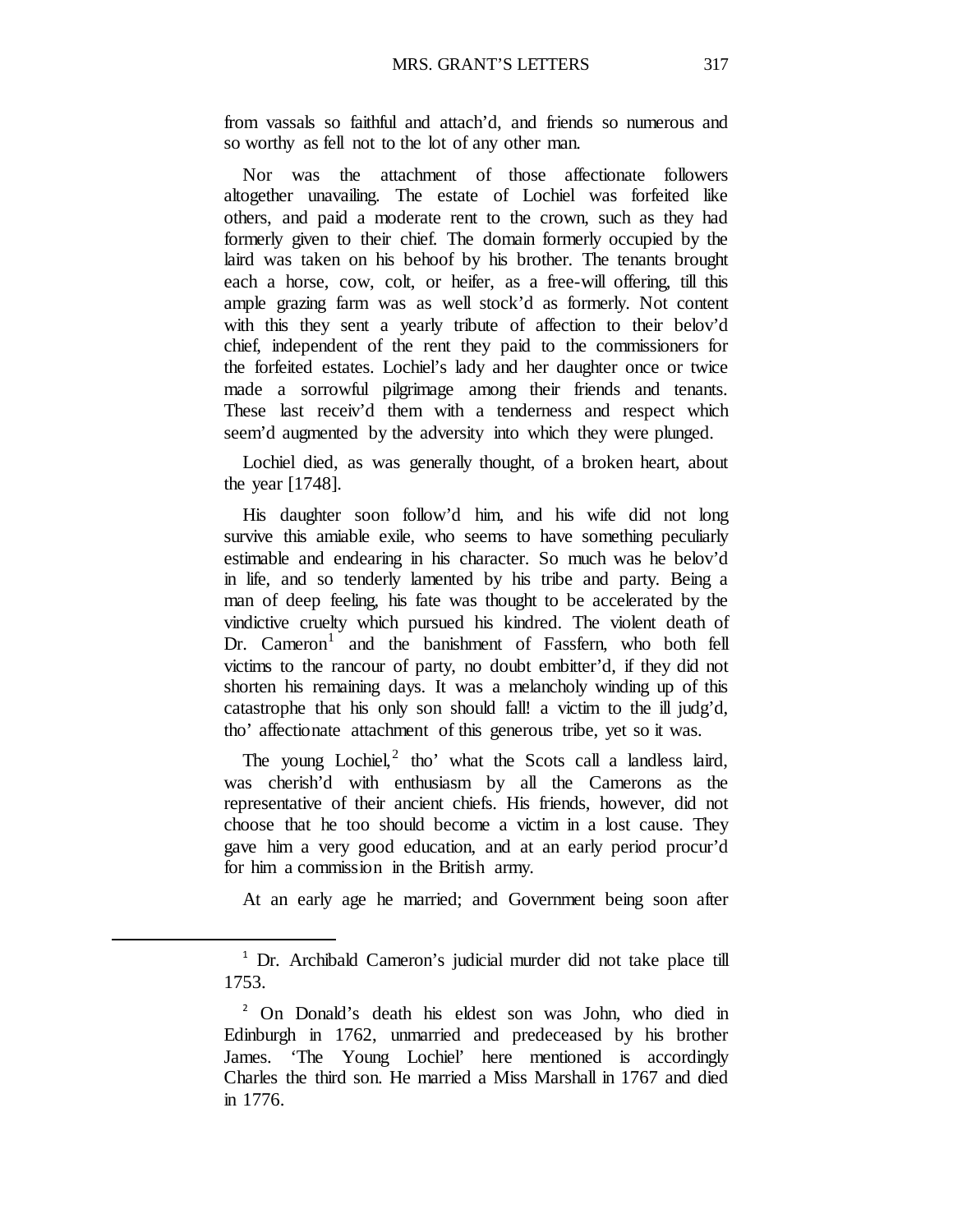from vassals so faithful and attach'd, and friends so numerous and so worthy as fell not to the lot of any other man.

Nor was the attachment of those affectionate followers altogether unavailing. The estate of Lochiel was forfeited like others, and paid a moderate rent to the crown, such as they had formerly given to their chief. The domain formerly occupied by the laird was taken on his behoof by his brother. The tenants brought each a horse, cow, colt, or heifer, as a free-will offering, till this ample grazing farm was as well stock'd as formerly. Not content with this they sent a yearly tribute of affection to their belov'd chief, independent of the rent they paid to the commissioners for the forfeited estates. Lochiel's lady and her daughter once or twice made a sorrowful pilgrimage among their friends and tenants. These last receiv'd them with a tenderness and respect which seem'd augmented by the adversity into which they were plunged.

Lochiel died, as was generally thought, of a broken heart, about the year [1748].

His daughter soon follow'd him, and his wife did not long survive this amiable exile, who seems to have something peculiarly estimable and endearing in his character. So much was he belov'd in life, and so tenderly lamented by his tribe and party. Being a man of deep feeling, his fate was thought to be accelerated by the vindictive cruelty which pursued his kindred. The violent death of Dr. Cameron[1] and the banishment of Fassfern, who both fell victims to the rancour of party, no doubt embitter'd, if they did not shorten his remaining days. It was a melancholy winding up of this catastrophe that his only son should fall! a victim to the ill judg'd, tho' affectionate attachment of this generous tribe, yet so it was.

The young Lochiel,[2] tho' what the Scots call a landless laird, was cherish'd with enthusiasm by all the Camerons as the representative of their ancient chiefs. His friends, however, did not choose that he too should become a victim in a lost cause. They gave him a very good education, and at an early period procur'd for him a commission in the British army.

At an early age he married; and Government being soon after

---

[1] Dr. Archibald Cameron's judicial murder did not take place till 1753.

[2] On Donald's death his eldest son was John, who died in Edinburgh in 1762, unmarried and predeceased by his brother James. 'The Young Lochiel' here mentioned is accordingly Charles the third son. He married a Miss Marshall in 1767 and died in 1776.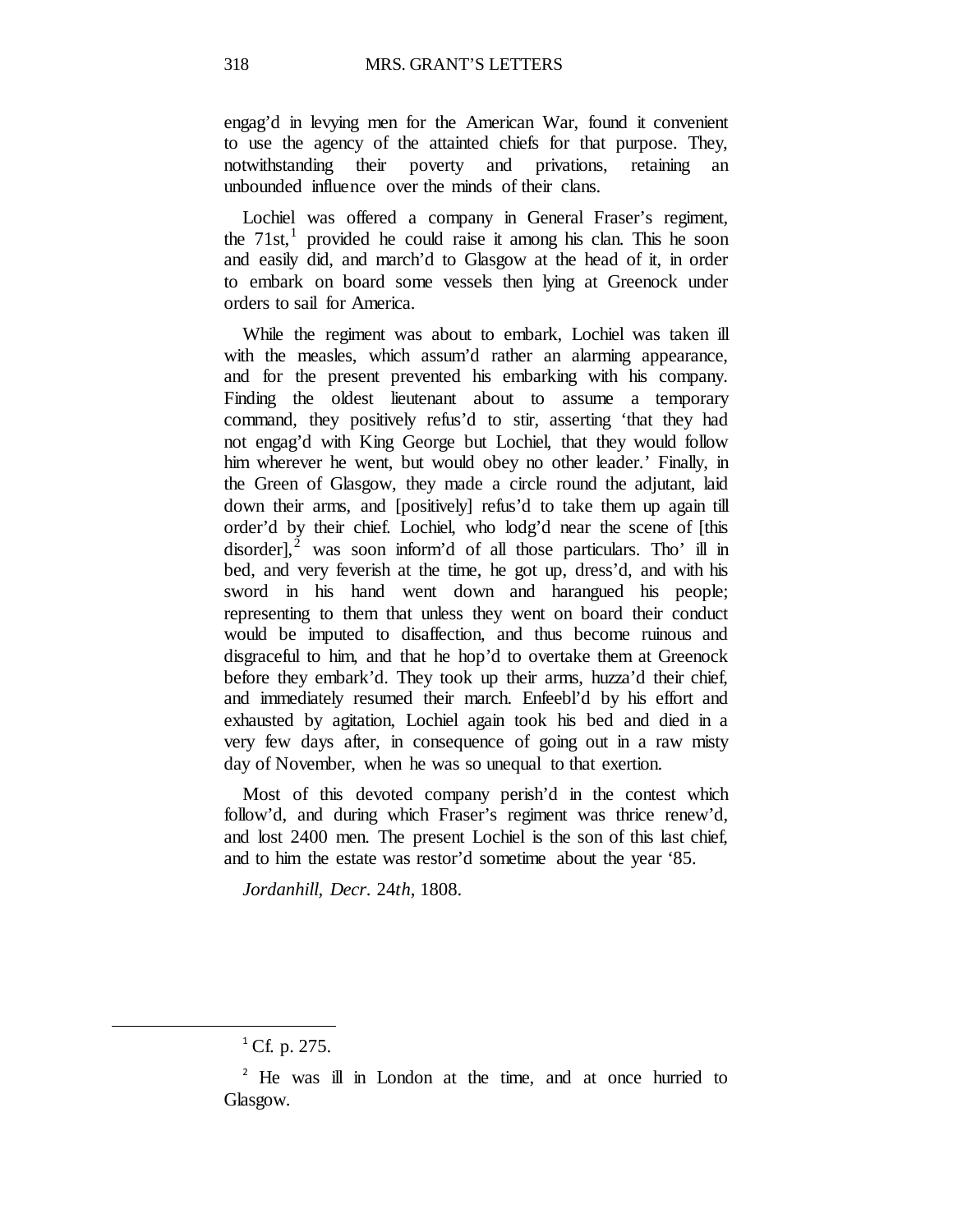engag'd in levying men for the American War, found it convenient to use the agency of the attainted chiefs for that purpose. They, notwithstanding their poverty and privations, retaining an unbounded influence over the minds of their clans.

Lochiel was offered a company in General Fraser's regiment, the 71st,[1] provided he could raise it among his clan. This he soon and easily did, and march'd to Glasgow at the head of it, in order to embark on board some vessels then lying at Greenock under orders to sail for America.

While the regiment was about to embark, Lochiel was taken ill with the measles, which assum'd rather an alarming appearance, and for the present prevented his embarking with his company. Finding the oldest lieutenant about to assume a temporary command, they positively refus'd to stir, asserting 'that they had not engag'd with King George but Lochiel, that they would follow him wherever he went, but would obey no other leader.' Finally, in the Green of Glasgow, they made a circle round the adjutant, laid down their arms, and [positively] refus'd to take them up again till order'd by their chief. Lochiel, who lodg'd near the scene of [this disorder],[2] was soon inform'd of all those particulars. Tho' ill in bed, and very feverish at the time, he got up, dress'd, and with his sword in his hand went down and harangued his people; representing to them that unless they went on board their conduct would be imputed to disaffection, and thus become ruinous and disgraceful to him, and that he hop'd to overtake them at Greenock before they embark'd. They took up their arms, huzza'd their chief, and immediately resumed their march. Enfeebl'd by his effort and exhausted by agitation, Lochiel again took his bed and died in a very few days after, in consequence of going out in a raw misty day of November, when he was so unequal to that exertion.

Most of this devoted company perish'd in the contest which follow'd, and during which Fraser's regiment was thrice renew'd, and lost 2400 men. The present Lochiel is the son of this last chief, and to him the estate was restor'd sometime about the year '85.

*Jordanhill, Decr. 24th*, 1808.

---

[1] Cf. p. 275.

[2] He was ill in London at the time, and at once hurried to Glasgow.